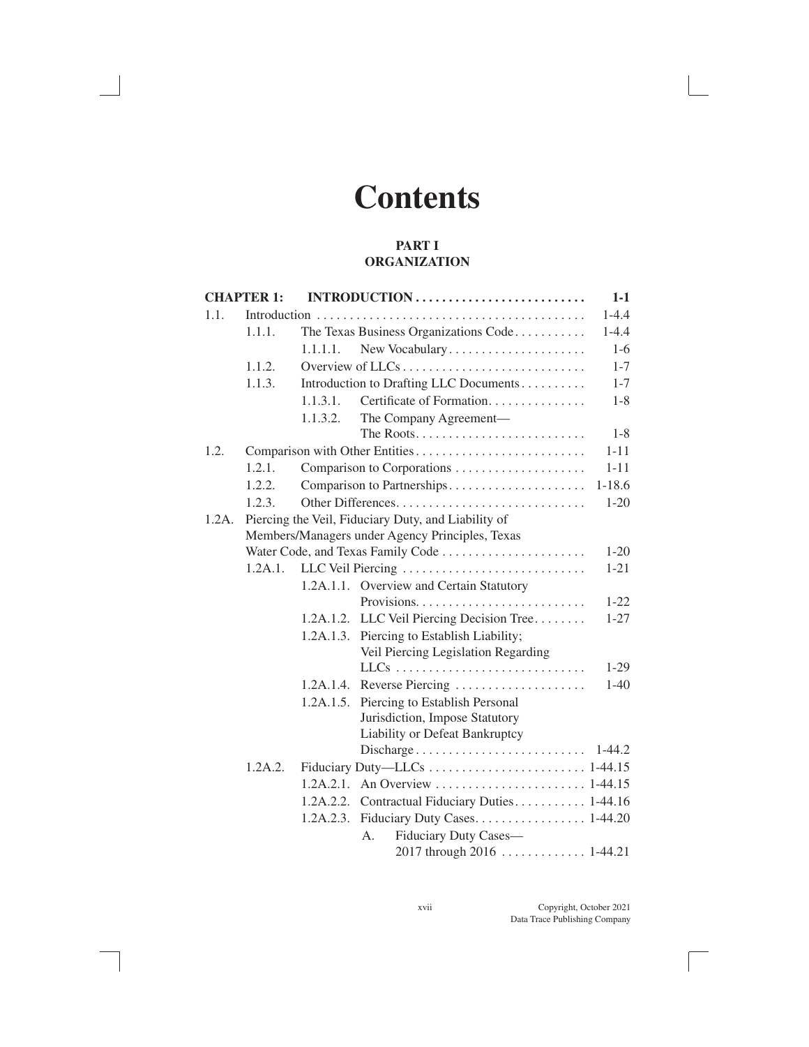# Contents

## PART I
## ORGANIZATION

| | | | | |
|---|---|---|---|---|
| **CHAPTER 1:** | | **INTRODUCTION** | | **1-1** |
| 1.1. | Introduction | | | 1-4.4 |
| | 1.1.1. | The Texas Business Organizations Code | | 1-4.4 |
| | | 1.1.1.1. | New Vocabulary | 1-6 |
| | 1.1.2. | Overview of LLCs | | 1-7 |
| | 1.1.3. | Introduction to Drafting LLC Documents | | 1-7 |
| | | 1.1.3.1. | Certificate of Formation | 1-8 |
| | | 1.1.3.2. | The Company Agreement—The Roots | 1-8 |
| 1.2. | Comparison with Other Entities | | | 1-11 |
| | 1.2.1. | Comparison to Corporations | | 1-11 |
| | 1.2.2. | Comparison to Partnerships | | 1-18.6 |
| | 1.2.3. | Other Differences | | 1-20 |
| 1.2A. | Piercing the Veil, Fiduciary Duty, and Liability of Members/Managers under Agency Principles, Texas Water Code, and Texas Family Code | | | 1-20 |
| | 1.2A.1. | LLC Veil Piercing | | 1-21 |
| | | 1.2A.1.1. | Overview and Certain Statutory Provisions | 1-22 |
| | | 1.2A.1.2. | LLC Veil Piercing Decision Tree | 1-27 |
| | | 1.2A.1.3. | Piercing to Establish Liability; Veil Piercing Legislation Regarding LLCs | 1-29 |
| | | 1.2A.1.4. | Reverse Piercing | 1-40 |
| | | 1.2A.1.5. | Piercing to Establish Personal Jurisdiction, Impose Statutory Liability or Defeat Bankruptcy Discharge | 1-44.2 |
| | 1.2A.2. | Fiduciary Duty—LLCs | | 1-44.15 |
| | | 1.2A.2.1. | An Overview | 1-44.15 |
| | | 1.2A.2.2. | Contractual Fiduciary Duties | 1-44.16 |
| | | 1.2A.2.3. | Fiduciary Duty Cases | 1-44.20 |
| | | | A. Fiduciary Duty Cases—2017 through 2016 | 1-44.21 |

Copyright, October 2021
Data Trace Publishing Company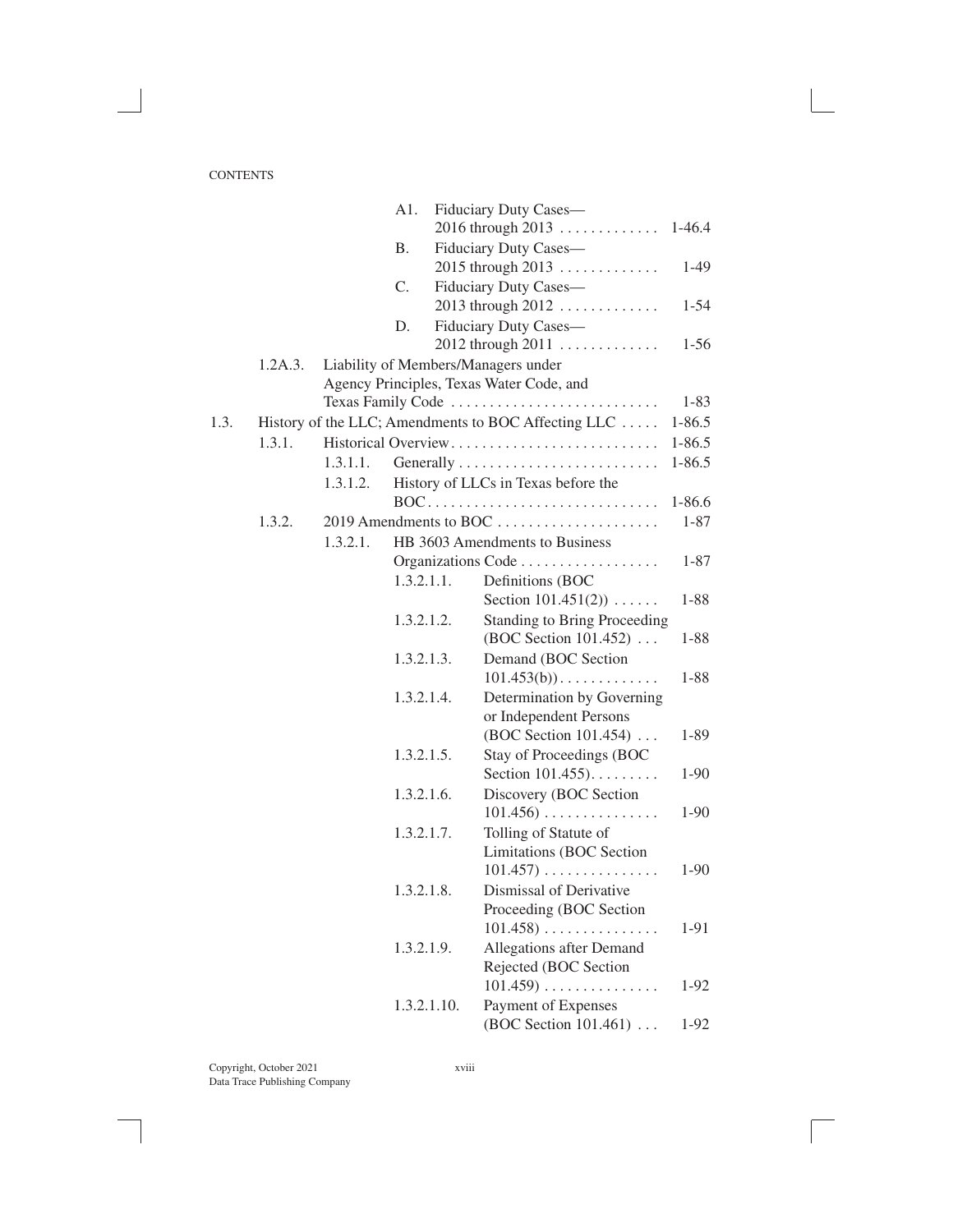CONTENTS

| | | | | | |
|---|---|---|---|---|---|
| | | | A1. | Fiduciary Duty Cases—2016 through 2013 | 1-46.4 |
| | | | B. | Fiduciary Duty Cases—2015 through 2013 | 1-49 |
| | | | C. | Fiduciary Duty Cases—2013 through 2012 | 1-54 |
| | | | D. | Fiduciary Duty Cases—2012 through 2011 | 1-56 |
| | 1.2A.3. | Liability of Members/Managers under Agency Principles, Texas Water Code, and Texas Family Code | | | 1-83 |
| 1.3. | History of the LLC; Amendments to BOC Affecting LLC | | | | 1-86.5 |
| | 1.3.1. | Historical Overview | | | 1-86.5 |
| | | 1.3.1.1. | Generally | | 1-86.5 |
| | | 1.3.1.2. | History of LLCs in Texas before the BOC | | 1-86.6 |
| | 1.3.2. | 2019 Amendments to BOC | | | 1-87 |
| | | 1.3.2.1. | HB 3603 Amendments to Business Organizations Code | | 1-87 |
| | | | 1.3.2.1.1. | Definitions (BOC Section 101.451(2)) | 1-88 |
| | | | 1.3.2.1.2. | Standing to Bring Proceeding (BOC Section 101.452) | 1-88 |
| | | | 1.3.2.1.3. | Demand (BOC Section 101.453(b)) | 1-88 |
| | | | 1.3.2.1.4. | Determination by Governing or Independent Persons (BOC Section 101.454) | 1-89 |
| | | | 1.3.2.1.5. | Stay of Proceedings (BOC Section 101.455) | 1-90 |
| | | | 1.3.2.1.6. | Discovery (BOC Section 101.456) | 1-90 |
| | | | 1.3.2.1.7. | Tolling of Statute of Limitations (BOC Section 101.457) | 1-90 |
| | | | 1.3.2.1.8. | Dismissal of Derivative Proceeding (BOC Section 101.458) | 1-91 |
| | | | 1.3.2.1.9. | Allegations after Demand Rejected (BOC Section 101.459) | 1-92 |
| | | | 1.3.2.1.10. | Payment of Expenses (BOC Section 101.461) | 1-92 |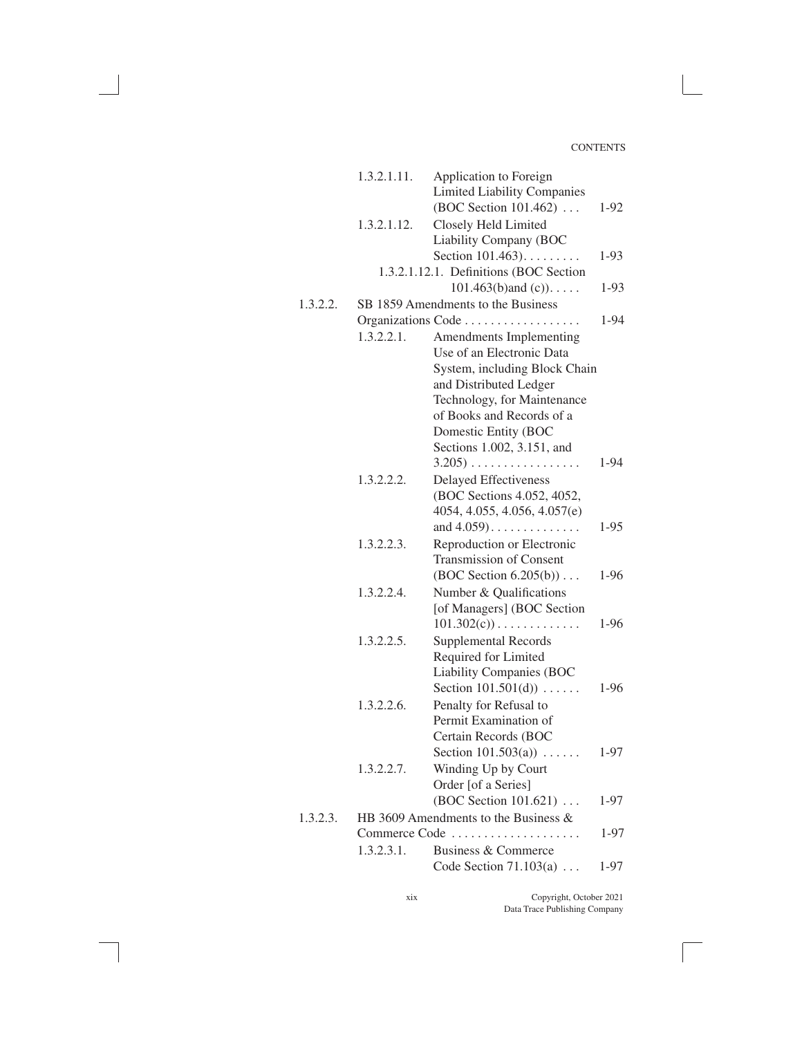| | | | |
|---|---|---|---|
| | 1.3.2.1.11. | Application to Foreign Limited Liability Companies (BOC Section 101.462) . . . | 1-92 |
| | 1.3.2.1.12. | Closely Held Limited Liability Company (BOC Section 101.463). . . . . . . . . | 1-93 |
| | | 1.3.2.1.12.1. Definitions (BOC Section 101.463(b)and (c)). . . . . | 1-93 |
| 1.3.2.2. | SB 1859 Amendments to the Business Organizations Code . . . . . . . . . . . . . . . . . . | | 1-94 |
| | 1.3.2.2.1. | Amendments Implementing Use of an Electronic Data System, including Block Chain and Distributed Ledger Technology, for Maintenance of Books and Records of a Domestic Entity (BOC Sections 1.002, 3.151, and 3.205) . . . . . . . . . . . . . . . . . | 1-94 |
| | 1.3.2.2.2. | Delayed Effectiveness (BOC Sections 4.052, 4052, 4054, 4.055, 4.056, 4.057(e) and 4.059). . . . . . . . . . . . . . | 1-95 |
| | 1.3.2.2.3. | Reproduction or Electronic Transmission of Consent (BOC Section 6.205(b)) . . . | 1-96 |
| | 1.3.2.2.4. | Number & Qualifications [of Managers] (BOC Section 101.302(c)) . . . . . . . . . . . . . | 1-96 |
| | 1.3.2.2.5. | Supplemental Records Required for Limited Liability Companies (BOC Section 101.501(d)) . . . . . . | 1-96 |
| | 1.3.2.2.6. | Penalty for Refusal to Permit Examination of Certain Records (BOC Section 101.503(a)) . . . . . . | 1-97 |
| | 1.3.2.2.7. | Winding Up by Court Order [of a Series] (BOC Section 101.621) . . . | 1-97 |
| 1.3.2.3. | HB 3609 Amendments to the Business & Commerce Code . . . . . . . . . . . . . . . . . . . . | | 1-97 |
| | 1.3.2.3.1. | Business & Commerce Code Section 71.103(a) . . . | 1-97 |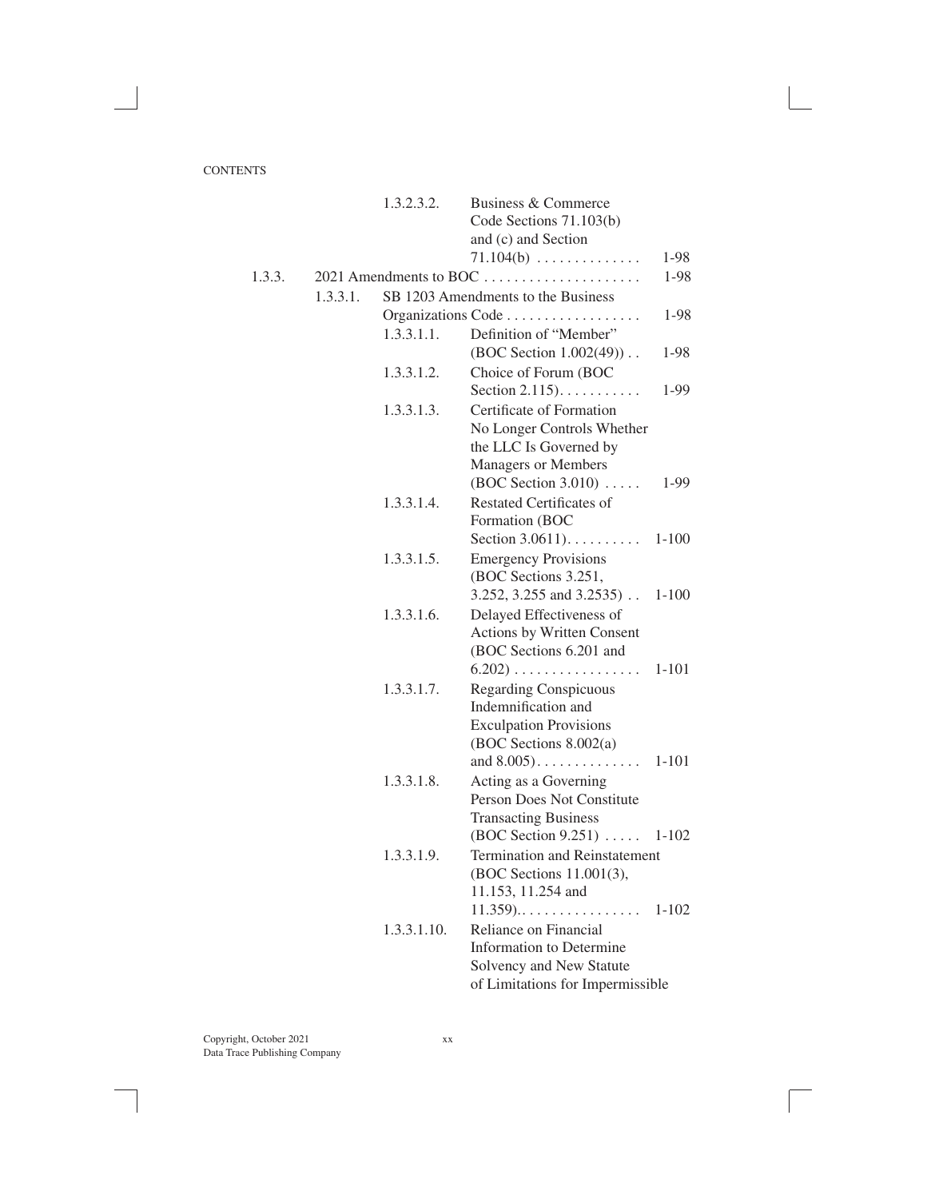CONTENTS

| | | | | |
|---|---|---|---|---|
| | | 1.3.2.3.2. | Business & Commerce Code Sections 71.103(b) and (c) and Section 71.104(b) | 1-98 |
| 1.3.3. | 2021 Amendments to BOC | | | 1-98 |
| | 1.3.3.1. | SB 1203 Amendments to the Business Organizations Code | | 1-98 |
| | | 1.3.3.1.1. | Definition of "Member" (BOC Section 1.002(49)) | 1-98 |
| | | 1.3.3.1.2. | Choice of Forum (BOC Section 2.115) | 1-99 |
| | | 1.3.3.1.3. | Certificate of Formation No Longer Controls Whether the LLC Is Governed by Managers or Members (BOC Section 3.010) | 1-99 |
| | | 1.3.3.1.4. | Restated Certificates of Formation (BOC Section 3.0611) | 1-100 |
| | | 1.3.3.1.5. | Emergency Provisions (BOC Sections 3.251, 3.252, 3.255 and 3.2535) | 1-100 |
| | | 1.3.3.1.6. | Delayed Effectiveness of Actions by Written Consent (BOC Sections 6.201 and 6.202) | 1-101 |
| | | 1.3.3.1.7. | Regarding Conspicuous Indemnification and Exculpation Provisions (BOC Sections 8.002(a) and 8.005) | 1-101 |
| | | 1.3.3.1.8. | Acting as a Governing Person Does Not Constitute Transacting Business (BOC Section 9.251) | 1-102 |
| | | 1.3.3.1.9. | Termination and Reinstatement (BOC Sections 11.001(3), 11.153, 11.254 and 11.359) | 1-102 |
| | | 1.3.3.1.10. | Reliance on Financial Information to Determine Solvency and New Statute of Limitations for Impermissible | |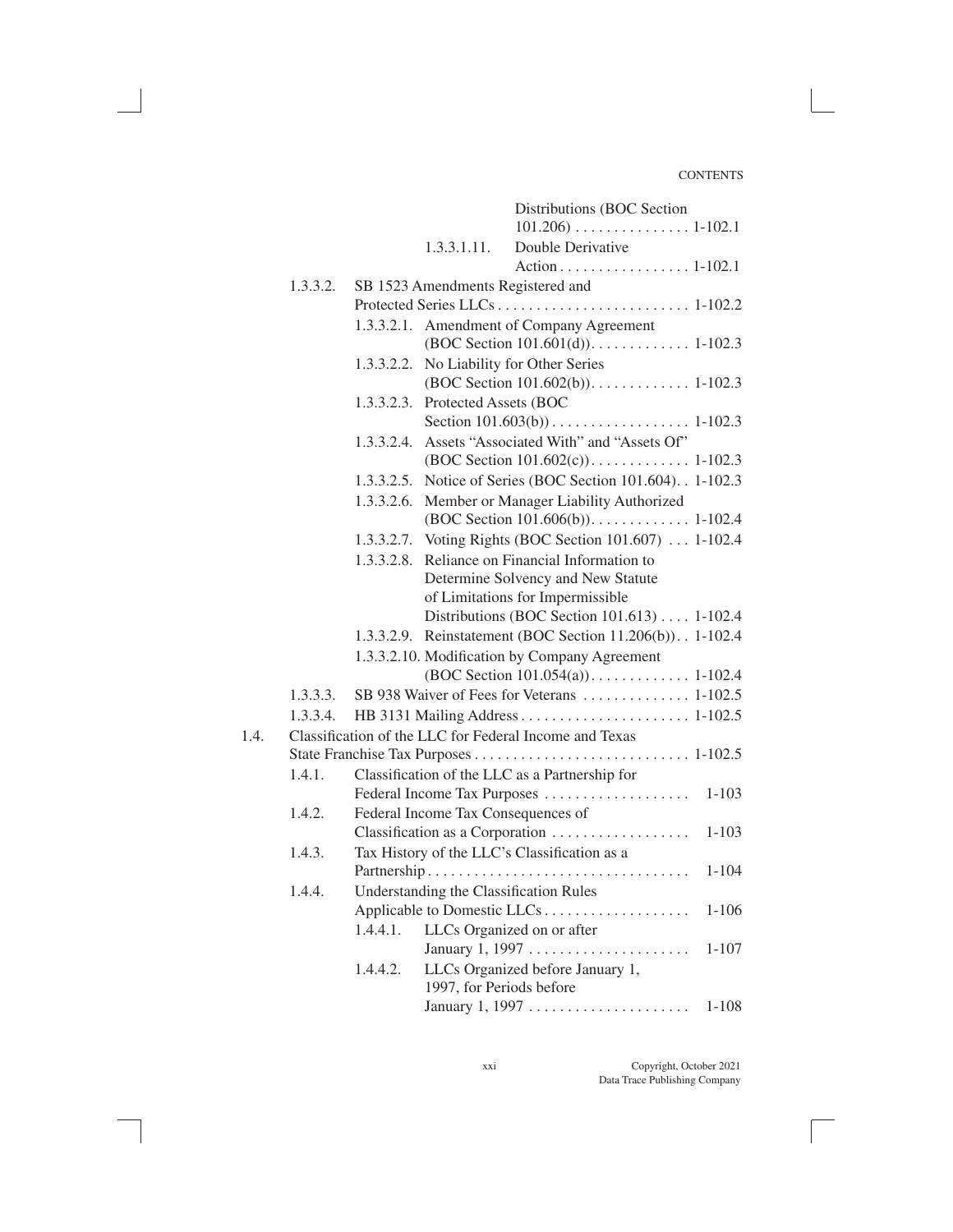Distributions (BOC Section 101.206) . . . . . . . . . . . . . . . 1-102.1

1.3.3.1.11. Double Derivative Action . . . . . . . . . . . . . . . . . 1-102.1

1.3.3.2. SB 1523 Amendments Registered and Protected Series LLCs . . . . . . . . . . . . . . . . . . . . . . . . . 1-102.2

1.3.3.2.1. Amendment of Company Agreement (BOC Section 101.601(d)). . . . . . . . . . . . . 1-102.3

1.3.3.2.2. No Liability for Other Series (BOC Section 101.602(b)). . . . . . . . . . . . . 1-102.3

1.3.3.2.3. Protected Assets (BOC Section 101.603(b)) . . . . . . . . . . . . . . . . . . 1-102.3

1.3.3.2.4. Assets "Associated With" and "Assets Of" (BOC Section 101.602(c)). . . . . . . . . . . . . 1-102.3

1.3.3.2.5. Notice of Series (BOC Section 101.604). . 1-102.3

1.3.3.2.6. Member or Manager Liability Authorized (BOC Section 101.606(b)). . . . . . . . . . . . . 1-102.4

1.3.3.2.7. Voting Rights (BOC Section 101.607) . . . 1-102.4

1.3.3.2.8. Reliance on Financial Information to Determine Solvency and New Statute of Limitations for Impermissible Distributions (BOC Section 101.613) . . . . 1-102.4

1.3.3.2.9. Reinstatement (BOC Section 11.206(b)). . 1-102.4

1.3.3.2.10. Modification by Company Agreement (BOC Section 101.054(a)). . . . . . . . . . . . . 1-102.4

1.3.3.3. SB 938 Waiver of Fees for Veterans . . . . . . . . . . . . . . 1-102.5

1.3.3.4. HB 3131 Mailing Address . . . . . . . . . . . . . . . . . . . . . . 1-102.5

1.4. Classification of the LLC for Federal Income and Texas State Franchise Tax Purposes . . . . . . . . . . . . . . . . . . . . . . . . . . . . 1-102.5

1.4.1. Classification of the LLC as a Partnership for Federal Income Tax Purposes . . . . . . . . . . . . . . . . . . . 1-103

1.4.2. Federal Income Tax Consequences of Classification as a Corporation . . . . . . . . . . . . . . . . . . 1-103

1.4.3. Tax History of the LLC's Classification as a Partnership . . . . . . . . . . . . . . . . . . . . . . . . . . . . . . . . . . 1-104

1.4.4. Understanding the Classification Rules Applicable to Domestic LLCs . . . . . . . . . . . . . . . . . . . 1-106

1.4.4.1. LLCs Organized on or after January 1, 1997 . . . . . . . . . . . . . . . . . . . . . 1-107

1.4.4.2. LLCs Organized before January 1, 1997, for Periods before January 1, 1997 . . . . . . . . . . . . . . . . . . . . . 1-108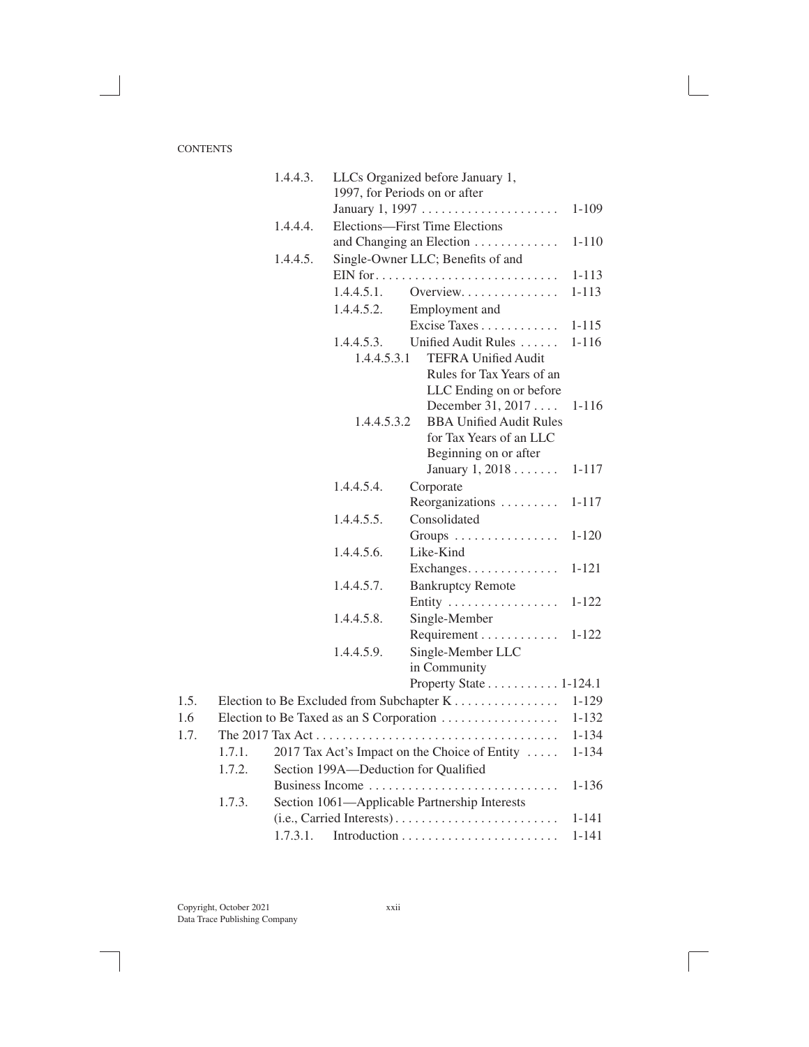CONTENTS

- 1.4.4.3. LLCs Organized before January 1, 1997, for Periods on or after January 1, 1997 . . . . . . . . . . . . . . . . . . . . . 1-109
- 1.4.4.4. Elections—First Time Elections and Changing an Election . . . . . . . . . . . . . 1-110
- 1.4.4.5. Single-Owner LLC; Benefits of and EIN for. . . . . . . . . . . . . . . . . . . . . . . . . . . . 1-113
  - 1.4.4.5.1. Overview. . . . . . . . . . . . . . . 1-113
  - 1.4.4.5.2. Employment and Excise Taxes . . . . . . . . . . . . 1-115
  - 1.4.4.5.3. Unified Audit Rules . . . . . . 1-116
    - 1.4.4.5.3.1 TEFRA Unified Audit Rules for Tax Years of an LLC Ending on or before December 31, 2017 . . . . 1-116
    - 1.4.4.5.3.2 BBA Unified Audit Rules for Tax Years of an LLC Beginning on or after January 1, 2018 . . . . . . . 1-117
  - 1.4.4.5.4. Corporate Reorganizations . . . . . . . . . 1-117
  - 1.4.4.5.5. Consolidated Groups . . . . . . . . . . . . . . . . 1-120
  - 1.4.4.5.6. Like-Kind Exchanges. . . . . . . . . . . . . . 1-121
  - 1.4.4.5.7. Bankruptcy Remote Entity . . . . . . . . . . . . . . . . . 1-122
  - 1.4.4.5.8. Single-Member Requirement . . . . . . . . . . . . 1-122
  - 1.4.4.5.9. Single-Member LLC in Community Property State . . . . . . . . . . . 1-124.1

1.5. Election to Be Excluded from Subchapter K . . . . . . . . . . . . . . . . 1-129

1.6 Election to Be Taxed as an S Corporation . . . . . . . . . . . . . . . . . . 1-132

1.7. The 2017 Tax Act . . . . . . . . . . . . . . . . . . . . . . . . . . . . . . . . . . . . . 1-134

- 1.7.1. 2017 Tax Act's Impact on the Choice of Entity . . . . . 1-134
- 1.7.2. Section 199A—Deduction for Qualified Business Income . . . . . . . . . . . . . . . . . . . . . . . . . . . . . 1-136
- 1.7.3. Section 1061—Applicable Partnership Interests (i.e., Carried Interests) . . . . . . . . . . . . . . . . . . . . . . . . . 1-141
  - 1.7.3.1. Introduction . . . . . . . . . . . . . . . . . . . . . . . . 1-141

Copyright, October 2021
Data Trace Publishing Company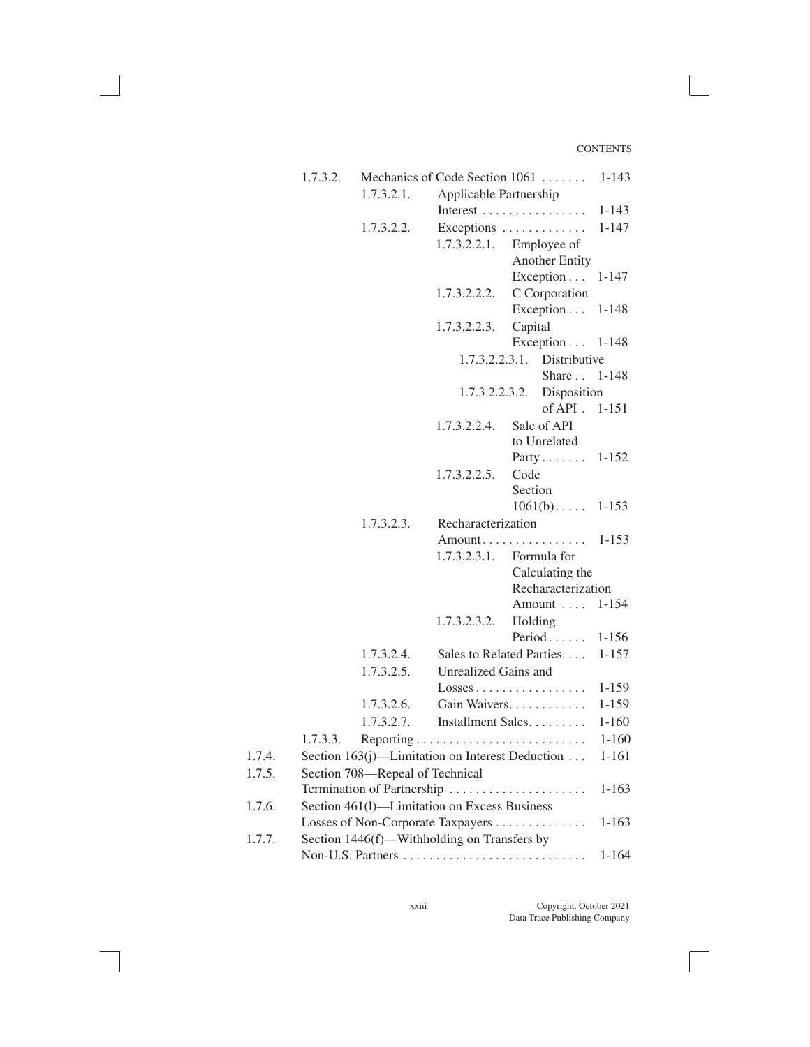| | | | | | |
|---|---|---|---|---|---|
| | 1.7.3.2. | Mechanics of Code Section 1061 | | | 1-143 |
| | | 1.7.3.2.1. | Applicable Partnership Interest | | 1-143 |
| | | 1.7.3.2.2. | Exceptions | | 1-147 |
| | | | 1.7.3.2.2.1. | Employee of Another Entity Exception | 1-147 |
| | | | 1.7.3.2.2.2. | C Corporation Exception | 1-148 |
| | | | 1.7.3.2.2.3. | Capital Exception | 1-148 |
| | | | | 1.7.3.2.2.3.1. Distributive Share | 1-148 |
| | | | | 1.7.3.2.2.3.2. Disposition of API | 1-151 |
| | | | 1.7.3.2.2.4. | Sale of API to Unrelated Party | 1-152 |
| | | | 1.7.3.2.2.5. | Code Section 1061(b) | 1-153 |
| | | 1.7.3.2.3. | Recharacterization Amount | | 1-153 |
| | | | 1.7.3.2.3.1. | Formula for Calculating the Recharacterization Amount | 1-154 |
| | | | 1.7.3.2.3.2. | Holding Period | 1-156 |
| | | 1.7.3.2.4. | Sales to Related Parties | | 1-157 |
| | | 1.7.3.2.5. | Unrealized Gains and Losses | | 1-159 |
| | | 1.7.3.2.6. | Gain Waivers | | 1-159 |
| | | 1.7.3.2.7. | Installment Sales | | 1-160 |
| | 1.7.3.3. | Reporting | | | 1-160 |
| 1.7.4. | Section 163(j)—Limitation on Interest Deduction | | | | 1-161 |
| 1.7.5. | Section 708—Repeal of Technical Termination of Partnership | | | | 1-163 |
| 1.7.6. | Section 461(l)—Limitation on Excess Business Losses of Non-Corporate Taxpayers | | | | 1-163 |
| 1.7.7. | Section 1446(f)—Withholding on Transfers by Non-U.S. Partners | | | | 1-164 |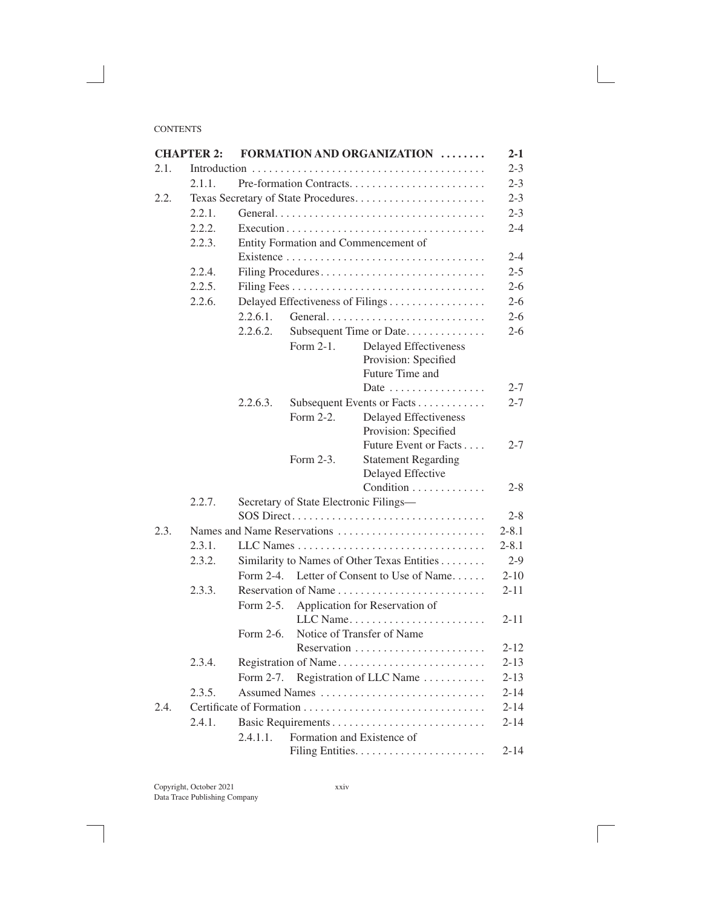CONTENTS

| **CHAPTER 2:** | | | **FORMATION AND ORGANIZATION** | **2-1** |
|---|---|---|---|---|
| 2.1. | | | Introduction | 2-3 |
| | 2.1.1. | | Pre-formation Contracts | 2-3 |
| 2.2. | | | Texas Secretary of State Procedures | 2-3 |
| | 2.2.1. | | General | 2-3 |
| | 2.2.2. | | Execution | 2-4 |
| | 2.2.3. | | Entity Formation and Commencement of Existence | 2-4 |
| | 2.2.4. | | Filing Procedures | 2-5 |
| | 2.2.5. | | Filing Fees | 2-6 |
| | 2.2.6. | | Delayed Effectiveness of Filings | 2-6 |
| | | 2.2.6.1. | General | 2-6 |
| | | 2.2.6.2. | Subsequent Time or Date | 2-6 |
| | | | Form 2-1. Delayed Effectiveness Provision: Specified Future Time and Date | 2-7 |
| | | 2.2.6.3. | Subsequent Events or Facts | 2-7 |
| | | | Form 2-2. Delayed Effectiveness Provision: Specified Future Event or Facts | 2-7 |
| | | | Form 2-3. Statement Regarding Delayed Effective Condition | 2-8 |
| | 2.2.7. | | Secretary of State Electronic Filings—SOS Direct | 2-8 |
| 2.3. | | | Names and Name Reservations | 2-8.1 |
| | 2.3.1. | | LLC Names | 2-8.1 |
| | 2.3.2. | | Similarity to Names of Other Texas Entities | 2-9 |
| | | Form 2-4. | Letter of Consent to Use of Name | 2-10 |
| | 2.3.3. | | Reservation of Name | 2-11 |
| | | Form 2-5. | Application for Reservation of LLC Name | 2-11 |
| | | Form 2-6. | Notice of Transfer of Name Reservation | 2-12 |
| | 2.3.4. | | Registration of Name | 2-13 |
| | | Form 2-7. | Registration of LLC Name | 2-13 |
| | 2.3.5. | | Assumed Names | 2-14 |
| 2.4. | | | Certificate of Formation | 2-14 |
| | 2.4.1. | | Basic Requirements | 2-14 |
| | | 2.4.1.1. | Formation and Existence of Filing Entities | 2-14 |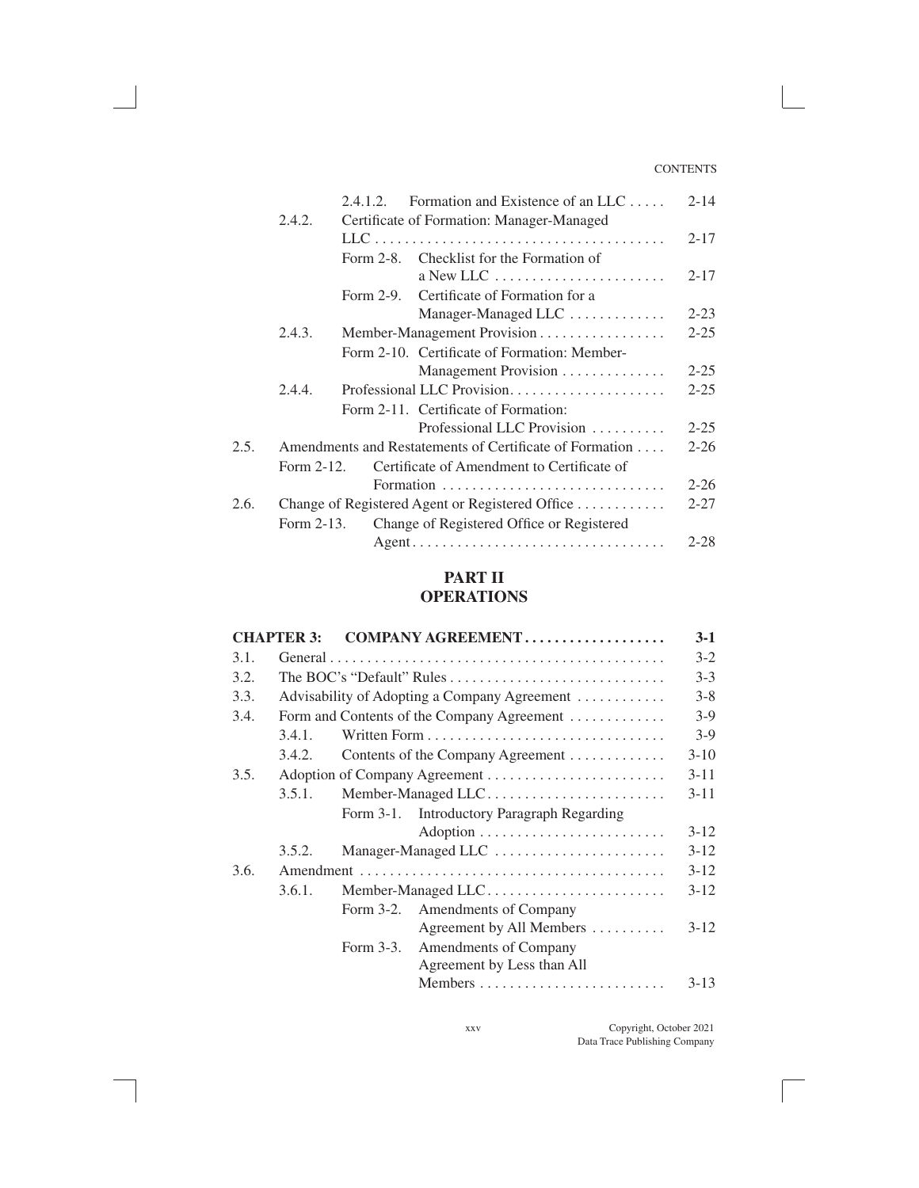| | | | |
|---|---|---|---|
| | | 2.4.1.2. Formation and Existence of an LLC | 2-14 |
| | 2.4.2. | Certificate of Formation: Manager-Managed LLC | 2-17 |
| | | Form 2-8. Checklist for the Formation of a New LLC | 2-17 |
| | | Form 2-9. Certificate of Formation for a Manager-Managed LLC | 2-23 |
| | 2.4.3. | Member-Management Provision | 2-25 |
| | | Form 2-10. Certificate of Formation: Member-Management Provision | 2-25 |
| | 2.4.4. | Professional LLC Provision | 2-25 |
| | | Form 2-11. Certificate of Formation: Professional LLC Provision | 2-25 |
| 2.5. | Amendments and Restatements of Certificate of Formation | | 2-26 |
| | Form 2-12. | Certificate of Amendment to Certificate of Formation | 2-26 |
| 2.6. | Change of Registered Agent or Registered Office | | 2-27 |
| | Form 2-13. | Change of Registered Office or Registered Agent | 2-28 |

# PART II
# OPERATIONS

| | | | |
|---|---|---|---|
| **CHAPTER 3:** | **COMPANY AGREEMENT** | | **3-1** |
| 3.1. | General | | 3-2 |
| 3.2. | The BOC's "Default" Rules | | 3-3 |
| 3.3. | Advisability of Adopting a Company Agreement | | 3-8 |
| 3.4. | Form and Contents of the Company Agreement | | 3-9 |
| | 3.4.1. | Written Form | 3-9 |
| | 3.4.2. | Contents of the Company Agreement | 3-10 |
| 3.5. | Adoption of Company Agreement | | 3-11 |
| | 3.5.1. | Member-Managed LLC | 3-11 |
| | | Form 3-1. Introductory Paragraph Regarding Adoption | 3-12 |
| | 3.5.2. | Manager-Managed LLC | 3-12 |
| 3.6. | Amendment | | 3-12 |
| | 3.6.1. | Member-Managed LLC | 3-12 |
| | | Form 3-2. Amendments of Company Agreement by All Members | 3-12 |
| | | Form 3-3. Amendments of Company Agreement by Less than All Members | 3-13 |

Copyright, October 2021
Data Trace Publishing Company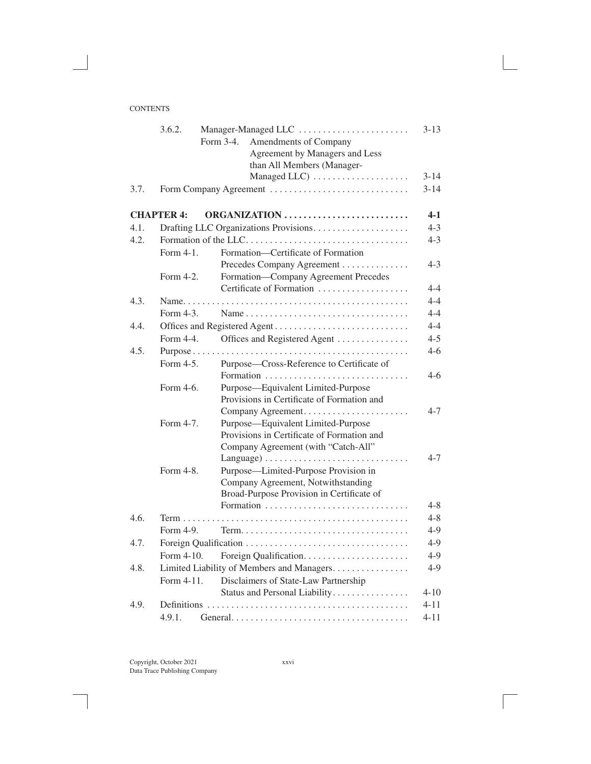| | | | |
|---|---|---|---|
| | 3.6.2. | Manager-Managed LLC | 3-13 |
| | | Form 3-4. Amendments of Company Agreement by Managers and Less than All Members (Manager-Managed LLC) | 3-14 |
| 3.7. | | Form Company Agreement | 3-14 |
| **CHAPTER 4:** | | **ORGANIZATION** | **4-1** |
| 4.1. | | Drafting LLC Organizations Provisions | 4-3 |
| 4.2. | | Formation of the LLC | 4-3 |
| | Form 4-1. | Formation—Certificate of Formation Precedes Company Agreement | 4-3 |
| | Form 4-2. | Formation—Company Agreement Precedes Certificate of Formation | 4-4 |
| 4.3. | | Name | 4-4 |
| | Form 4-3. | Name | 4-4 |
| 4.4. | | Offices and Registered Agent | 4-4 |
| | Form 4-4. | Offices and Registered Agent | 4-5 |
| 4.5. | | Purpose | 4-6 |
| | Form 4-5. | Purpose—Cross-Reference to Certificate of Formation | 4-6 |
| | Form 4-6. | Purpose—Equivalent Limited-Purpose Provisions in Certificate of Formation and Company Agreement | 4-7 |
| | Form 4-7. | Purpose—Equivalent Limited-Purpose Provisions in Certificate of Formation and Company Agreement (with "Catch-All" Language) | 4-7 |
| | Form 4-8. | Purpose—Limited-Purpose Provision in Company Agreement, Notwithstanding Broad-Purpose Provision in Certificate of Formation | 4-8 |
| 4.6. | | Term | 4-8 |
| | Form 4-9. | Term | 4-9 |
| 4.7. | | Foreign Qualification | 4-9 |
| | Form 4-10. | Foreign Qualification | 4-9 |
| 4.8. | | Limited Liability of Members and Managers | 4-9 |
| | Form 4-11. | Disclaimers of State-Law Partnership Status and Personal Liability | 4-10 |
| 4.9. | | Definitions | 4-11 |
| | 4.9.1. | General | 4-11 |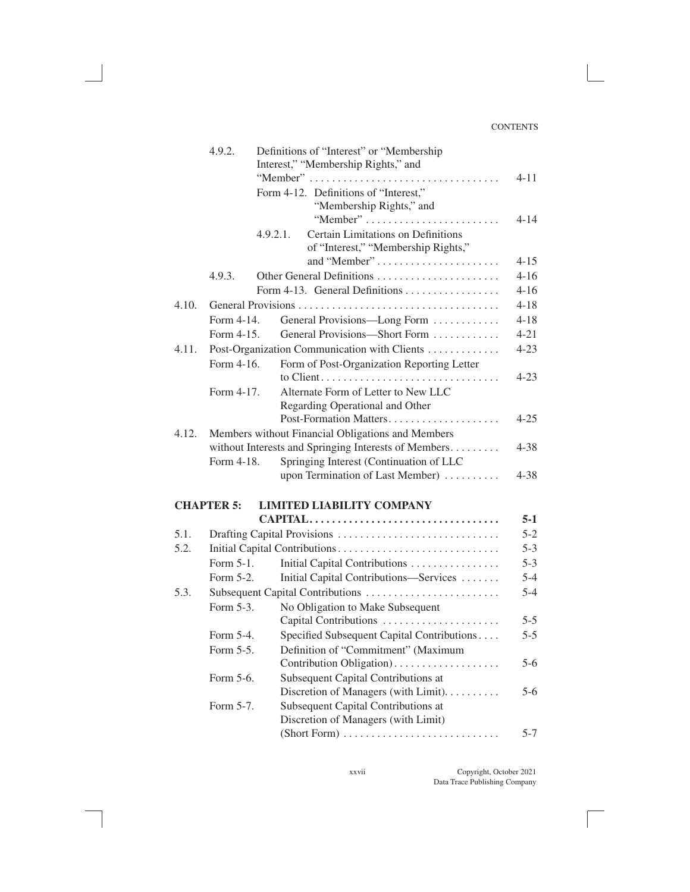| | | | |
|---|---|---|---|
| | 4.9.2. | Definitions of "Interest" or "Membership Interest," "Membership Rights," and "Member" | 4-11 |
| | | Form 4-12. Definitions of "Interest," "Membership Rights," and "Member" | 4-14 |
| | | 4.9.2.1. Certain Limitations on Definitions of "Interest," "Membership Rights," and "Member" | 4-15 |
| | 4.9.3. | Other General Definitions | 4-16 |
| | | Form 4-13. General Definitions | 4-16 |
| 4.10. | General Provisions | | 4-18 |
| | Form 4-14. | General Provisions—Long Form | 4-18 |
| | Form 4-15. | General Provisions—Short Form | 4-21 |
| 4.11. | Post-Organization Communication with Clients | | 4-23 |
| | Form 4-16. | Form of Post-Organization Reporting Letter to Client | 4-23 |
| | Form 4-17. | Alternate Form of Letter to New LLC Regarding Operational and Other Post-Formation Matters | 4-25 |
| 4.12. | Members without Financial Obligations and Members without Interests and Springing Interests of Members | | 4-38 |
| | Form 4-18. | Springing Interest (Continuation of LLC upon Termination of Last Member) | 4-38 |

## CHAPTER 5: LIMITED LIABILITY COMPANY CAPITAL . . . . . 5-1

| | | | |
|---|---|---|---|
| 5.1. | Drafting Capital Provisions | | 5-2 |
| 5.2. | Initial Capital Contributions | | 5-3 |
| | Form 5-1. | Initial Capital Contributions | 5-3 |
| | Form 5-2. | Initial Capital Contributions—Services | 5-4 |
| 5.3. | Subsequent Capital Contributions | | 5-4 |
| | Form 5-3. | No Obligation to Make Subsequent Capital Contributions | 5-5 |
| | Form 5-4. | Specified Subsequent Capital Contributions | 5-5 |
| | Form 5-5. | Definition of "Commitment" (Maximum Contribution Obligation) | 5-6 |
| | Form 5-6. | Subsequent Capital Contributions at Discretion of Managers (with Limit) | 5-6 |
| | Form 5-7. | Subsequent Capital Contributions at Discretion of Managers (with Limit) (Short Form) | 5-7 |

Copyright, October 2021
Data Trace Publishing Company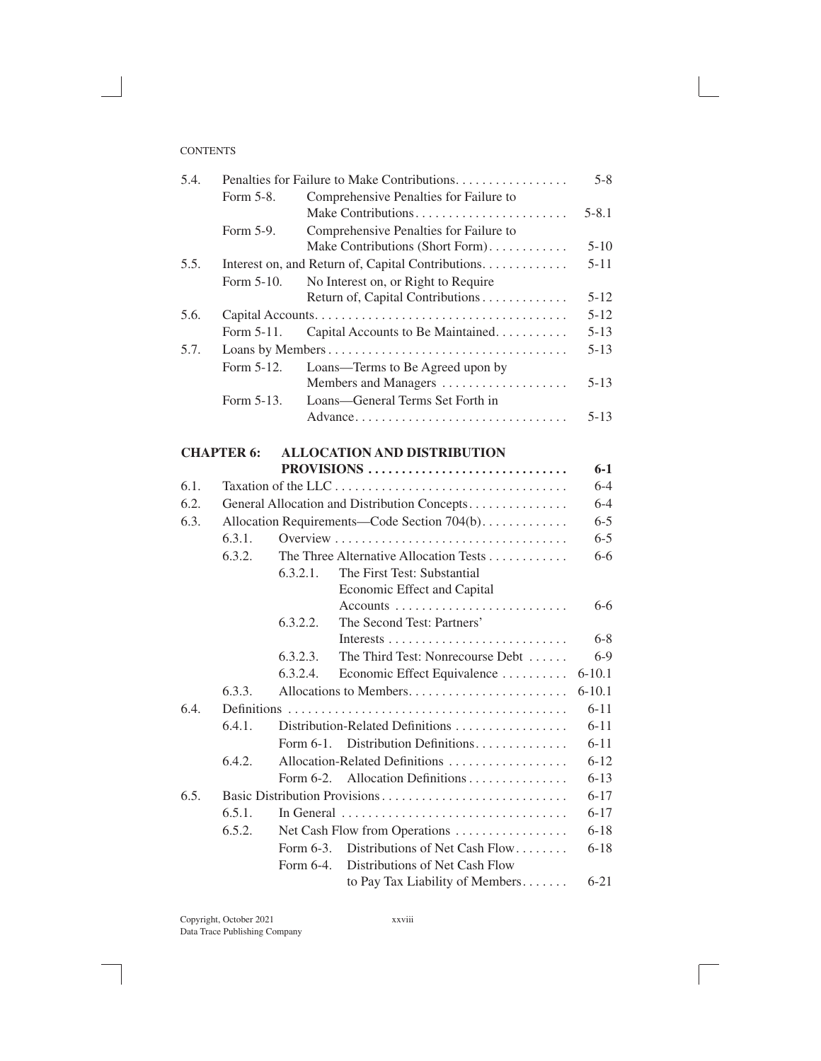CONTENTS

| | | | |
|---|---|---|---|
| 5.4. | Penalties for Failure to Make Contributions | | 5-8 |
| | Form 5-8. | Comprehensive Penalties for Failure to Make Contributions | 5-8.1 |
| | Form 5-9. | Comprehensive Penalties for Failure to Make Contributions (Short Form) | 5-10 |
| 5.5. | Interest on, and Return of, Capital Contributions | | 5-11 |
| | Form 5-10. | No Interest on, or Right to Require Return of, Capital Contributions | 5-12 |
| 5.6. | Capital Accounts | | 5-12 |
| | Form 5-11. | Capital Accounts to Be Maintained | 5-13 |
| 5.7. | Loans by Members | | 5-13 |
| | Form 5-12. | Loans—Terms to Be Agreed upon by Members and Managers | 5-13 |
| | Form 5-13. | Loans—General Terms Set Forth in Advance | 5-13 |

## CHAPTER 6: ALLOCATION AND DISTRIBUTION PROVISIONS — 6-1

| | | | | |
|---|---|---|---|---|
| 6.1. | Taxation of the LLC | | | 6-4 |
| 6.2. | General Allocation and Distribution Concepts | | | 6-4 |
| 6.3. | Allocation Requirements—Code Section 704(b) | | | 6-5 |
| | 6.3.1. | Overview | | 6-5 |
| | 6.3.2. | The Three Alternative Allocation Tests | | 6-6 |
| | | 6.3.2.1. | The First Test: Substantial Economic Effect and Capital Accounts | 6-6 |
| | | 6.3.2.2. | The Second Test: Partners' Interests | 6-8 |
| | | 6.3.2.3. | The Third Test: Nonrecourse Debt | 6-9 |
| | | 6.3.2.4. | Economic Effect Equivalence | 6-10.1 |
| | 6.3.3. | Allocations to Members | | 6-10.1 |
| 6.4. | Definitions | | | 6-11 |
| | 6.4.1. | Distribution-Related Definitions | | 6-11 |
| | | Form 6-1. | Distribution Definitions | 6-11 |
| | 6.4.2. | Allocation-Related Definitions | | 6-12 |
| | | Form 6-2. | Allocation Definitions | 6-13 |
| 6.5. | Basic Distribution Provisions | | | 6-17 |
| | 6.5.1. | In General | | 6-17 |
| | 6.5.2. | Net Cash Flow from Operations | | 6-18 |
| | | Form 6-3. | Distributions of Net Cash Flow | 6-18 |
| | | Form 6-4. | Distributions of Net Cash Flow to Pay Tax Liability of Members | 6-21 |

Copyright, October 2021
Data Trace Publishing Company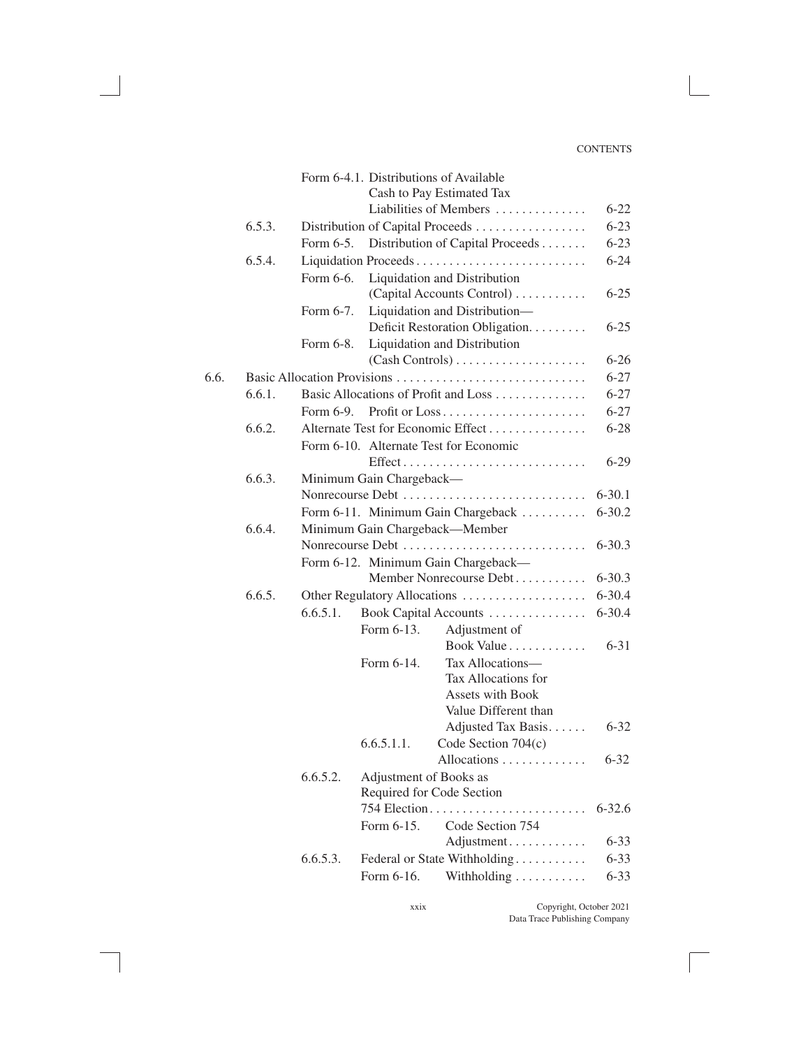| | | | | |
|---|---|---|---|---|
| | | Form 6-4.1. | Distributions of Available Cash to Pay Estimated Tax Liabilities of Members | 6-22 |
| | 6.5.3. | Distribution of Capital Proceeds | | 6-23 |
| | | Form 6-5. | Distribution of Capital Proceeds | 6-23 |
| | 6.5.4. | Liquidation Proceeds | | 6-24 |
| | | Form 6-6. | Liquidation and Distribution (Capital Accounts Control) | 6-25 |
| | | Form 6-7. | Liquidation and Distribution—Deficit Restoration Obligation | 6-25 |
| | | Form 6-8. | Liquidation and Distribution (Cash Controls) | 6-26 |
| 6.6. | Basic Allocation Provisions | | | 6-27 |
| | 6.6.1. | Basic Allocations of Profit and Loss | | 6-27 |
| | | Form 6-9. | Profit or Loss | 6-27 |
| | 6.6.2. | Alternate Test for Economic Effect | | 6-28 |
| | | Form 6-10. | Alternate Test for Economic Effect | 6-29 |
| | 6.6.3. | Minimum Gain Chargeback—Nonrecourse Debt | | 6-30.1 |
| | | Form 6-11. | Minimum Gain Chargeback | 6-30.2 |
| | 6.6.4. | Minimum Gain Chargeback—Member Nonrecourse Debt | | 6-30.3 |
| | | Form 6-12. | Minimum Gain Chargeback—Member Nonrecourse Debt | 6-30.3 |
| | 6.6.5. | Other Regulatory Allocations | | 6-30.4 |
| | | 6.6.5.1. | Book Capital Accounts | 6-30.4 |
| | | | Form 6-13. Adjustment of Book Value | 6-31 |
| | | | Form 6-14. Tax Allocations—Tax Allocations for Assets with Book Value Different than Adjusted Tax Basis | 6-32 |
| | | | 6.6.5.1.1. Code Section 704(c) Allocations | 6-32 |
| | | 6.6.5.2. | Adjustment of Books as Required for Code Section 754 Election | 6-32.6 |
| | | | Form 6-15. Code Section 754 Adjustment | 6-33 |
| | | 6.6.5.3. | Federal or State Withholding | 6-33 |
| | | | Form 6-16. Withholding | 6-33 |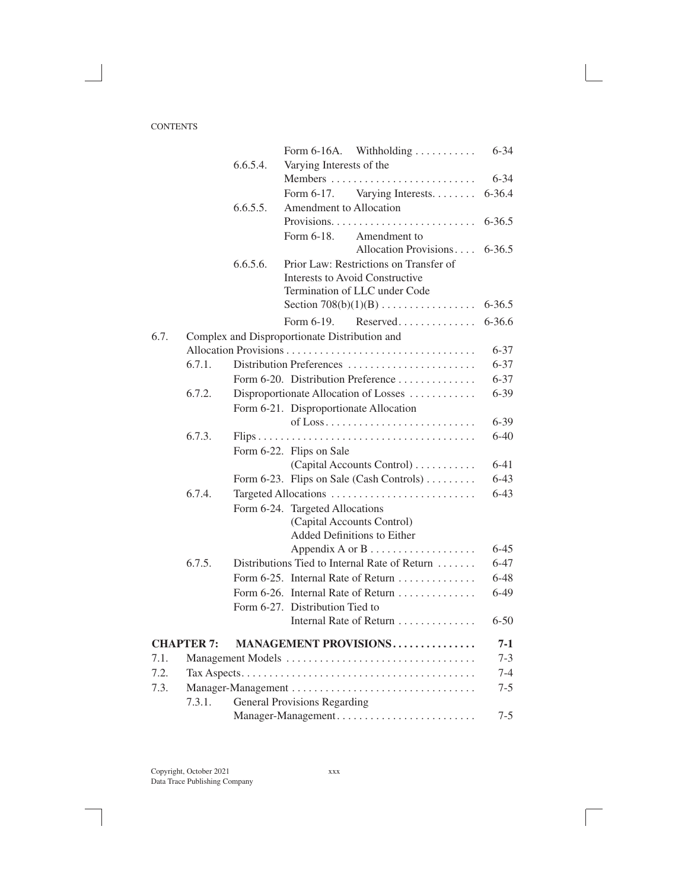| | | | | |
|---|---|---|---|---|
| | | | Form 6-16A. Withholding | 6-34 |
| | | 6.6.5.4. | Varying Interests of the Members | 6-34 |
| | | | Form 6-17. Varying Interests | 6-36.4 |
| | | 6.6.5.5. | Amendment to Allocation Provisions | 6-36.5 |
| | | | Form 6-18. Amendment to Allocation Provisions | 6-36.5 |
| | | 6.6.5.6. | Prior Law: Restrictions on Transfer of Interests to Avoid Constructive Termination of LLC under Code Section 708(b)(1)(B) | 6-36.5 |
| | | | Form 6-19. Reserved | 6-36.6 |
| 6.7. | Complex and Disproportionate Distribution and Allocation Provisions | | | 6-37 |
| | 6.7.1. | Distribution Preferences | | 6-37 |
| | | Form 6-20. Distribution Preference | | 6-37 |
| | 6.7.2. | Disproportionate Allocation of Losses | | 6-39 |
| | | Form 6-21. Disproportionate Allocation of Loss | | 6-39 |
| | 6.7.3. | Flips | | 6-40 |
| | | Form 6-22. Flips on Sale (Capital Accounts Control) | | 6-41 |
| | | Form 6-23. Flips on Sale (Cash Controls) | | 6-43 |
| | 6.7.4. | Targeted Allocations | | 6-43 |
| | | Form 6-24. Targeted Allocations (Capital Accounts Control) Added Definitions to Either Appendix A or B | | 6-45 |
| | 6.7.5. | Distributions Tied to Internal Rate of Return | | 6-47 |
| | | Form 6-25. Internal Rate of Return | | 6-48 |
| | | Form 6-26. Internal Rate of Return | | 6-49 |
| | | Form 6-27. Distribution Tied to Internal Rate of Return | | 6-50 |

## CHAPTER 7: MANAGEMENT PROVISIONS — 7-1

| | | | |
|---|---|---|---|
| 7.1. | Management Models | | 7-3 |
| 7.2. | Tax Aspects | | 7-4 |
| 7.3. | Manager-Management | | 7-5 |
| | 7.3.1. | General Provisions Regarding Manager-Management | 7-5 |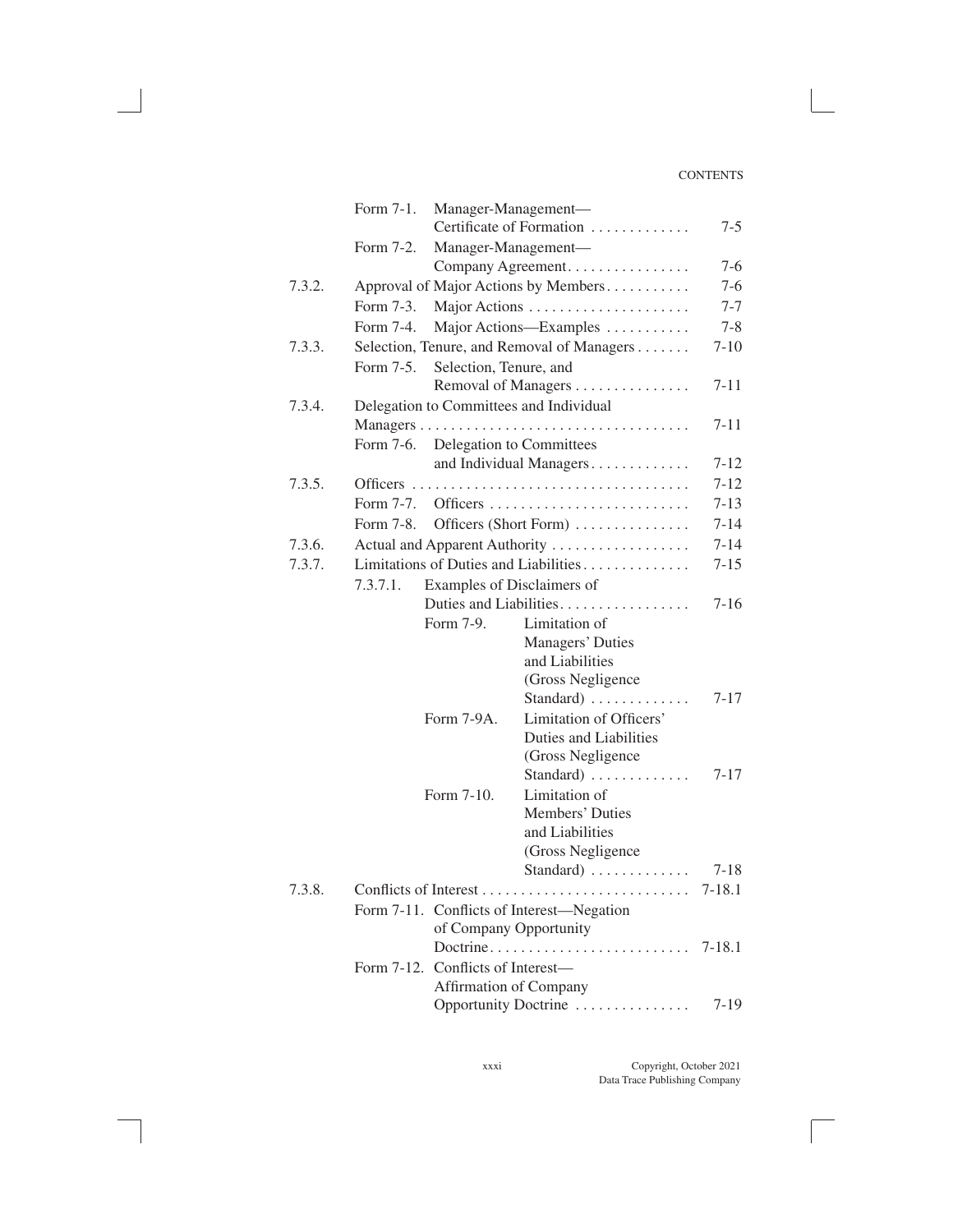| | | | | |
|---|---|---|---|---|
| | Form 7-1. | Manager-Management—Certificate of Formation | | 7-5 |
| | Form 7-2. | Manager-Management—Company Agreement | | 7-6 |
| 7.3.2. | Approval of Major Actions by Members | | | 7-6 |
| | Form 7-3. | Major Actions | | 7-7 |
| | Form 7-4. | Major Actions—Examples | | 7-8 |
| 7.3.3. | Selection, Tenure, and Removal of Managers | | | 7-10 |
| | Form 7-5. | Selection, Tenure, and Removal of Managers | | 7-11 |
| 7.3.4. | Delegation to Committees and Individual Managers | | | 7-11 |
| | Form 7-6. | Delegation to Committees and Individual Managers | | 7-12 |
| 7.3.5. | Officers | | | 7-12 |
| | Form 7-7. | Officers | | 7-13 |
| | Form 7-8. | Officers (Short Form) | | 7-14 |
| 7.3.6. | Actual and Apparent Authority | | | 7-14 |
| 7.3.7. | Limitations of Duties and Liabilities | | | 7-15 |
| | 7.3.7.1. | Examples of Disclaimers of Duties and Liabilities | | 7-16 |
| | | Form 7-9. | Limitation of Managers' Duties and Liabilities (Gross Negligence Standard) | 7-17 |
| | | Form 7-9A. | Limitation of Officers' Duties and Liabilities (Gross Negligence Standard) | 7-17 |
| | | Form 7-10. | Limitation of Members' Duties and Liabilities (Gross Negligence Standard) | 7-18 |
| 7.3.8. | Conflicts of Interest | | | 7-18.1 |
| | Form 7-11. | Conflicts of Interest—Negation of Company Opportunity Doctrine | | 7-18.1 |
| | Form 7-12. | Conflicts of Interest—Affirmation of Company Opportunity Doctrine | | 7-19 |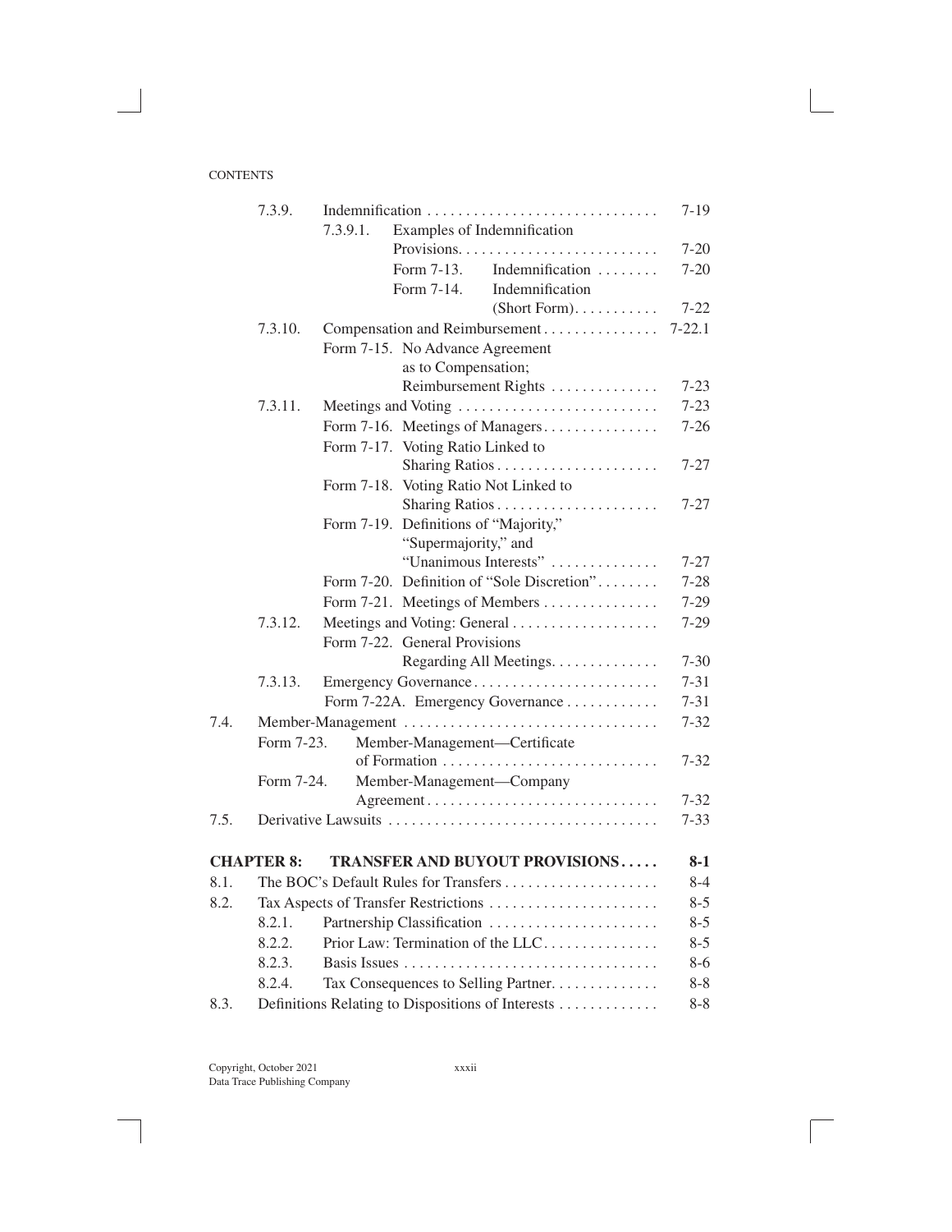| | | | |
|---|---|---|---|
| 7.3.9. | Indemnification | | 7-19 |
| | 7.3.9.1. | Examples of Indemnification Provisions | 7-20 |
| | | Form 7-13. Indemnification | 7-20 |
| | | Form 7-14. Indemnification (Short Form) | 7-22 |
| 7.3.10. | Compensation and Reimbursement | | 7-22.1 |
| | Form 7-15. No Advance Agreement as to Compensation; Reimbursement Rights | | 7-23 |
| 7.3.11. | Meetings and Voting | | 7-23 |
| | Form 7-16. Meetings of Managers | | 7-26 |
| | Form 7-17. Voting Ratio Linked to Sharing Ratios | | 7-27 |
| | Form 7-18. Voting Ratio Not Linked to Sharing Ratios | | 7-27 |
| | Form 7-19. Definitions of "Majority," "Supermajority," and "Unanimous Interests" | | 7-27 |
| | Form 7-20. Definition of "Sole Discretion" | | 7-28 |
| | Form 7-21. Meetings of Members | | 7-29 |
| 7.3.12. | Meetings and Voting: General | | 7-29 |
| | Form 7-22. General Provisions Regarding All Meetings | | 7-30 |
| 7.3.13. | Emergency Governance | | 7-31 |
| | Form 7-22A. Emergency Governance | | 7-31 |

| | | |
|---|---|---|
| 7.4. | Member-Management | 7-32 |
| | Form 7-23. Member-Management—Certificate of Formation | 7-32 |
| | Form 7-24. Member-Management—Company Agreement | 7-32 |
| 7.5. | Derivative Lawsuits | 7-33 |

**CHAPTER 8: TRANSFER AND BUYOUT PROVISIONS** ..... **8-1**

| | | |
|---|---|---|
| 8.1. | The BOC's Default Rules for Transfers | 8-4 |
| 8.2. | Tax Aspects of Transfer Restrictions | 8-5 |
| | 8.2.1. Partnership Classification | 8-5 |
| | 8.2.2. Prior Law: Termination of the LLC | 8-5 |
| | 8.2.3. Basis Issues | 8-6 |
| | 8.2.4. Tax Consequences to Selling Partner | 8-8 |
| 8.3. | Definitions Relating to Dispositions of Interests | 8-8 |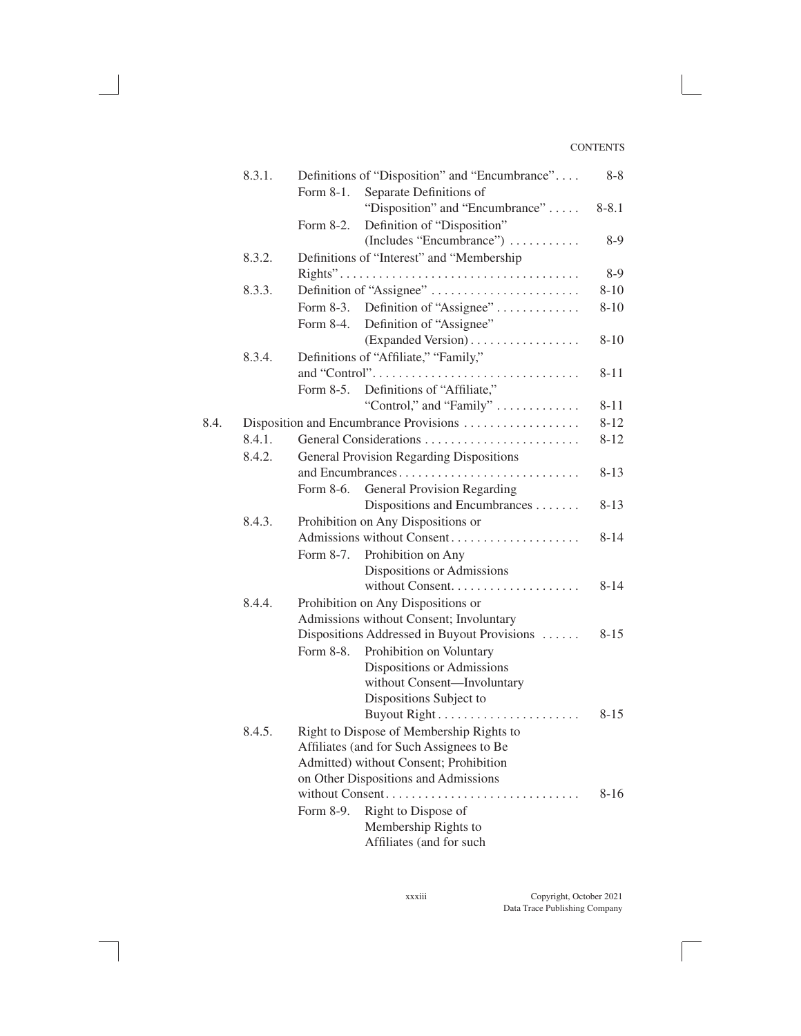| | | | |
|---|---|---|---|
| 8.3.1. | Definitions of "Disposition" and "Encumbrance" | | 8-8 |
| | Form 8-1. | Separate Definitions of "Disposition" and "Encumbrance" | 8-8.1 |
| | Form 8-2. | Definition of "Disposition" (Includes "Encumbrance") | 8-9 |
| 8.3.2. | Definitions of "Interest" and "Membership Rights" | | 8-9 |
| 8.3.3. | Definition of "Assignee" | | 8-10 |
| | Form 8-3. | Definition of "Assignee" | 8-10 |
| | Form 8-4. | Definition of "Assignee" (Expanded Version) | 8-10 |
| 8.3.4. | Definitions of "Affiliate," "Family," and "Control" | | 8-11 |
| | Form 8-5. | Definitions of "Affiliate," "Control," and "Family" | 8-11 |

| | | | | |
|---|---|---|---|---|
| 8.4. | Disposition and Encumbrance Provisions | | | 8-12 |
| | 8.4.1. | General Considerations | | 8-12 |
| | 8.4.2. | General Provision Regarding Dispositions and Encumbrances | | 8-13 |
| | | Form 8-6. | General Provision Regarding Dispositions and Encumbrances | 8-13 |
| | 8.4.3. | Prohibition on Any Dispositions or Admissions without Consent | | 8-14 |
| | | Form 8-7. | Prohibition on Any Dispositions or Admissions without Consent | 8-14 |
| | 8.4.4. | Prohibition on Any Dispositions or Admissions without Consent; Involuntary Dispositions Addressed in Buyout Provisions | | 8-15 |
| | | Form 8-8. | Prohibition on Voluntary Dispositions or Admissions without Consent—Involuntary Dispositions Subject to Buyout Right | 8-15 |
| | 8.4.5. | Right to Dispose of Membership Rights to Affiliates (and for Such Assignees to Be Admitted) without Consent; Prohibition on Other Dispositions and Admissions without Consent | | 8-16 |
| | | Form 8-9. | Right to Dispose of Membership Rights to Affiliates (and for such | |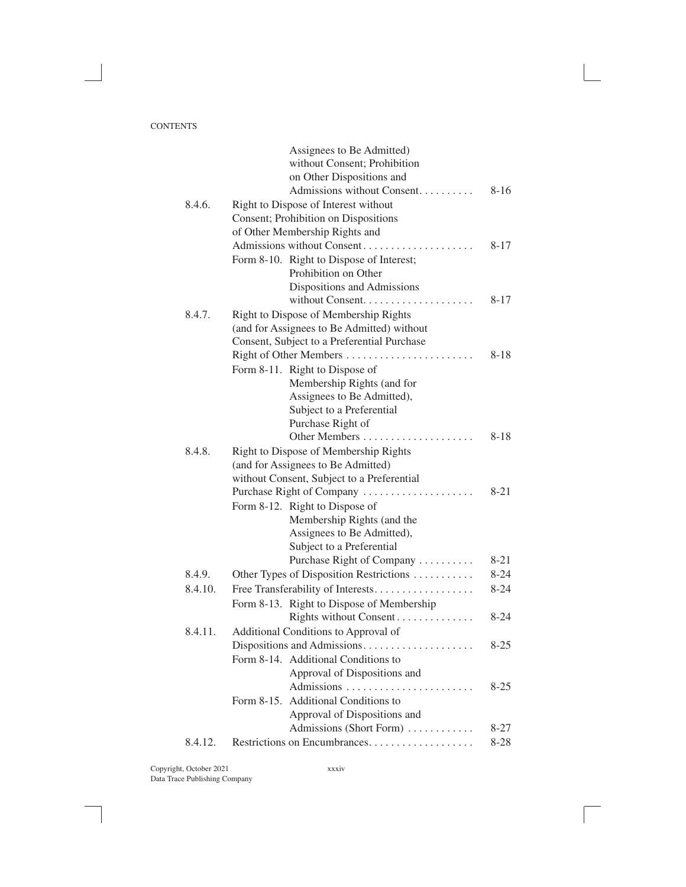| | | |
|---|---|---|
| | Assignees to Be Admitted) without Consent; Prohibition on Other Dispositions and Admissions without Consent | 8-16 |
| 8.4.6. | Right to Dispose of Interest without Consent; Prohibition on Dispositions of Other Membership Rights and Admissions without Consent | 8-17 |
| | Form 8-10. Right to Dispose of Interest; Prohibition on Other Dispositions and Admissions without Consent | 8-17 |
| 8.4.7. | Right to Dispose of Membership Rights (and for Assignees to Be Admitted) without Consent, Subject to a Preferential Purchase Right of Other Members | 8-18 |
| | Form 8-11. Right to Dispose of Membership Rights (and for Assignees to Be Admitted), Subject to a Preferential Purchase Right of Other Members | 8-18 |
| 8.4.8. | Right to Dispose of Membership Rights (and for Assignees to Be Admitted) without Consent, Subject to a Preferential Purchase Right of Company | 8-21 |
| | Form 8-12. Right to Dispose of Membership Rights (and the Assignees to Be Admitted), Subject to a Preferential Purchase Right of Company | 8-21 |
| 8.4.9. | Other Types of Disposition Restrictions | 8-24 |
| 8.4.10. | Free Transferability of Interests | 8-24 |
| | Form 8-13. Right to Dispose of Membership Rights without Consent | 8-24 |
| 8.4.11. | Additional Conditions to Approval of Dispositions and Admissions | 8-25 |
| | Form 8-14. Additional Conditions to Approval of Dispositions and Admissions | 8-25 |
| | Form 8-15. Additional Conditions to Approval of Dispositions and Admissions (Short Form) | 8-27 |
| 8.4.12. | Restrictions on Encumbrances | 8-28 |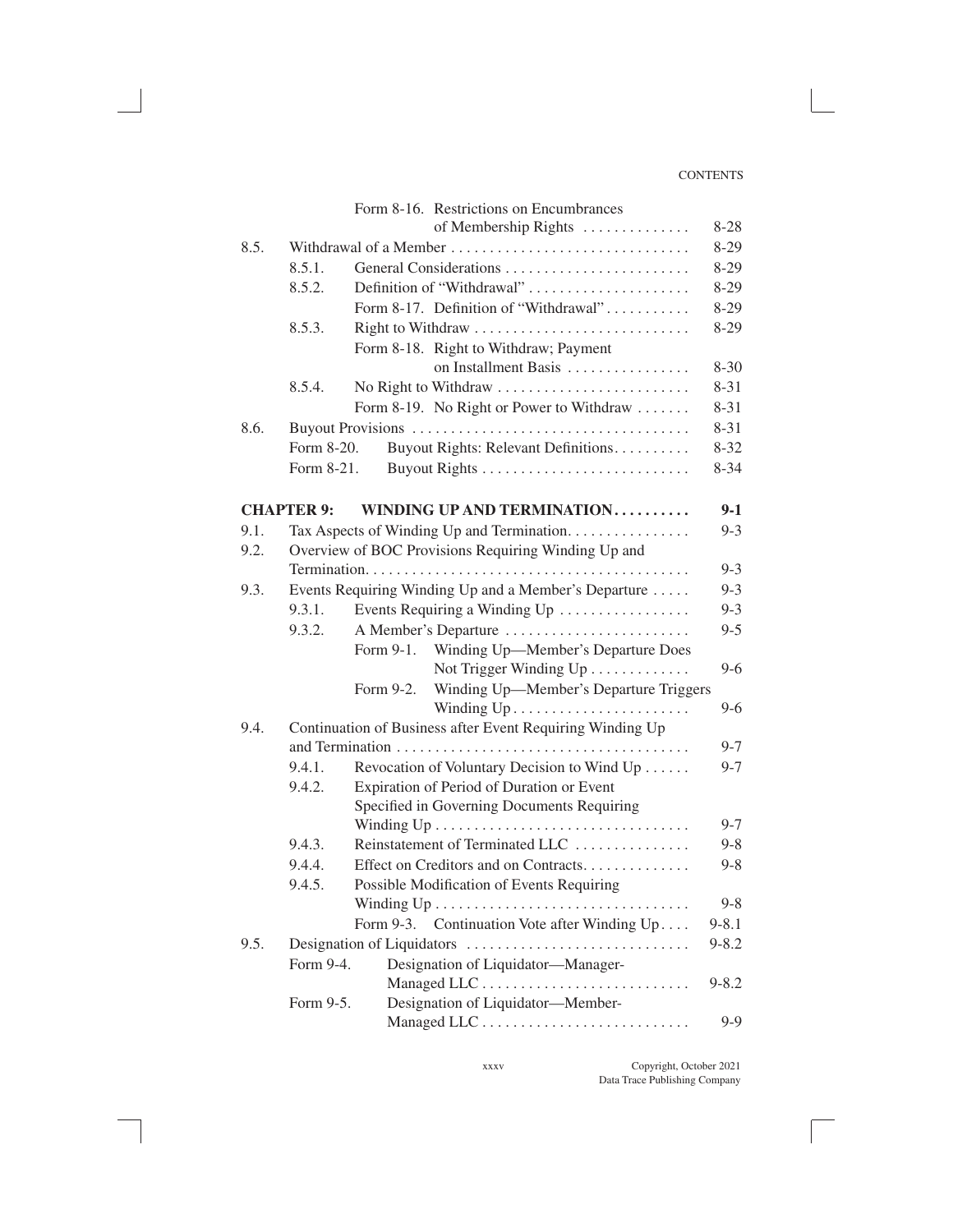| | | | |
|---|---|---|---|
| | | Form 8-16. Restrictions on Encumbrances of Membership Rights | 8-28 |
| 8.5. | | Withdrawal of a Member | 8-29 |
| | 8.5.1. | General Considerations | 8-29 |
| | 8.5.2. | Definition of "Withdrawal" | 8-29 |
| | | Form 8-17. Definition of "Withdrawal" | 8-29 |
| | 8.5.3. | Right to Withdraw | 8-29 |
| | | Form 8-18. Right to Withdraw; Payment on Installment Basis | 8-30 |
| | 8.5.4. | No Right to Withdraw | 8-31 |
| | | Form 8-19. No Right or Power to Withdraw | 8-31 |
| 8.6. | | Buyout Provisions | 8-31 |
| | Form 8-20. | Buyout Rights: Relevant Definitions | 8-32 |
| | Form 8-21. | Buyout Rights | 8-34 |

**CHAPTER 9: WINDING UP AND TERMINATION** **9-1**

| | | | |
|---|---|---|---|
| 9.1. | | Tax Aspects of Winding Up and Termination | 9-3 |
| 9.2. | | Overview of BOC Provisions Requiring Winding Up and Termination | 9-3 |
| 9.3. | | Events Requiring Winding Up and a Member's Departure | 9-3 |
| | 9.3.1. | Events Requiring a Winding Up | 9-3 |
| | 9.3.2. | A Member's Departure | 9-5 |
| | | Form 9-1. Winding Up—Member's Departure Does Not Trigger Winding Up | 9-6 |
| | | Form 9-2. Winding Up—Member's Departure Triggers Winding Up | 9-6 |
| 9.4. | | Continuation of Business after Event Requiring Winding Up and Termination | 9-7 |
| | 9.4.1. | Revocation of Voluntary Decision to Wind Up | 9-7 |
| | 9.4.2. | Expiration of Period of Duration or Event Specified in Governing Documents Requiring Winding Up | 9-7 |
| | 9.4.3. | Reinstatement of Terminated LLC | 9-8 |
| | 9.4.4. | Effect on Creditors and on Contracts | 9-8 |
| | 9.4.5. | Possible Modification of Events Requiring Winding Up | 9-8 |
| | | Form 9-3. Continuation Vote after Winding Up | 9-8.1 |
| 9.5. | | Designation of Liquidators | 9-8.2 |
| | Form 9-4. | Designation of Liquidator—Manager-Managed LLC | 9-8.2 |
| | Form 9-5. | Designation of Liquidator—Member-Managed LLC | 9-9 |

Copyright, October 2021
Data Trace Publishing Company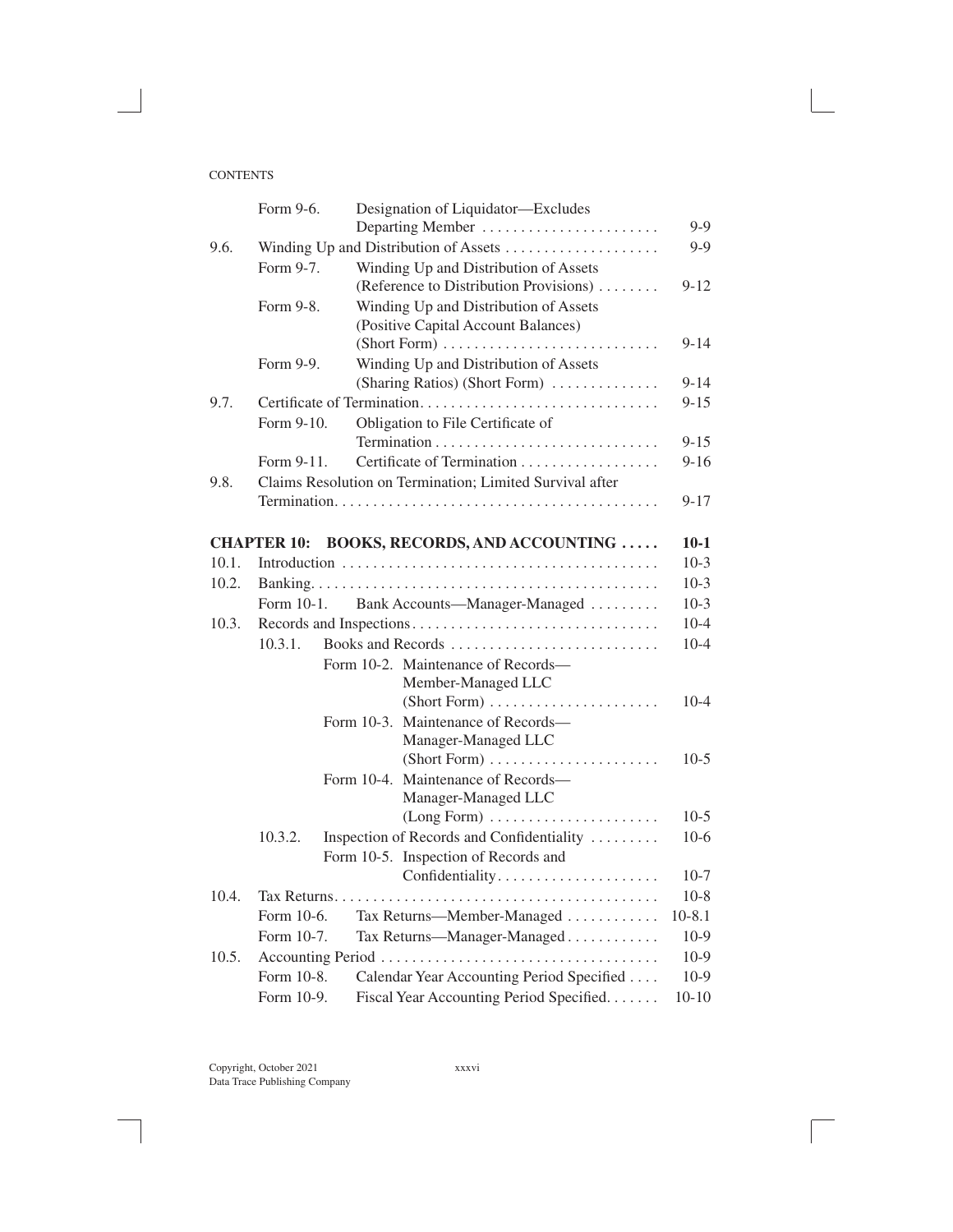| | | | |
|---|---|---|---|
| | Form 9-6. | Designation of Liquidator—Excludes Departing Member | 9-9 |
| 9.6. | Winding Up and Distribution of Assets | | 9-9 |
| | Form 9-7. | Winding Up and Distribution of Assets (Reference to Distribution Provisions) | 9-12 |
| | Form 9-8. | Winding Up and Distribution of Assets (Positive Capital Account Balances) (Short Form) | 9-14 |
| | Form 9-9. | Winding Up and Distribution of Assets (Sharing Ratios) (Short Form) | 9-14 |
| 9.7. | Certificate of Termination | | 9-15 |
| | Form 9-10. | Obligation to File Certificate of Termination | 9-15 |
| | Form 9-11. | Certificate of Termination | 9-16 |
| 9.8. | Claims Resolution on Termination; Limited Survival after Termination | | 9-17 |

## CHAPTER 10: BOOKS, RECORDS, AND ACCOUNTING — 10-1

| | | | |
|---|---|---|---|
| 10.1. | Introduction | | 10-3 |
| 10.2. | Banking | | 10-3 |
| | Form 10-1. | Bank Accounts—Manager-Managed | 10-3 |
| 10.3. | Records and Inspections | | 10-4 |
| | 10.3.1. | Books and Records | 10-4 |
| | | Form 10-2. Maintenance of Records—Member-Managed LLC (Short Form) | 10-4 |
| | | Form 10-3. Maintenance of Records—Manager-Managed LLC (Short Form) | 10-5 |
| | | Form 10-4. Maintenance of Records—Manager-Managed LLC (Long Form) | 10-5 |
| | 10.3.2. | Inspection of Records and Confidentiality | 10-6 |
| | | Form 10-5. Inspection of Records and Confidentiality | 10-7 |
| 10.4. | Tax Returns | | 10-8 |
| | Form 10-6. | Tax Returns—Member-Managed | 10-8.1 |
| | Form 10-7. | Tax Returns—Manager-Managed | 10-9 |
| 10.5. | Accounting Period | | 10-9 |
| | Form 10-8. | Calendar Year Accounting Period Specified | 10-9 |
| | Form 10-9. | Fiscal Year Accounting Period Specified | 10-10 |

Copyright, October 2021
Data Trace Publishing Company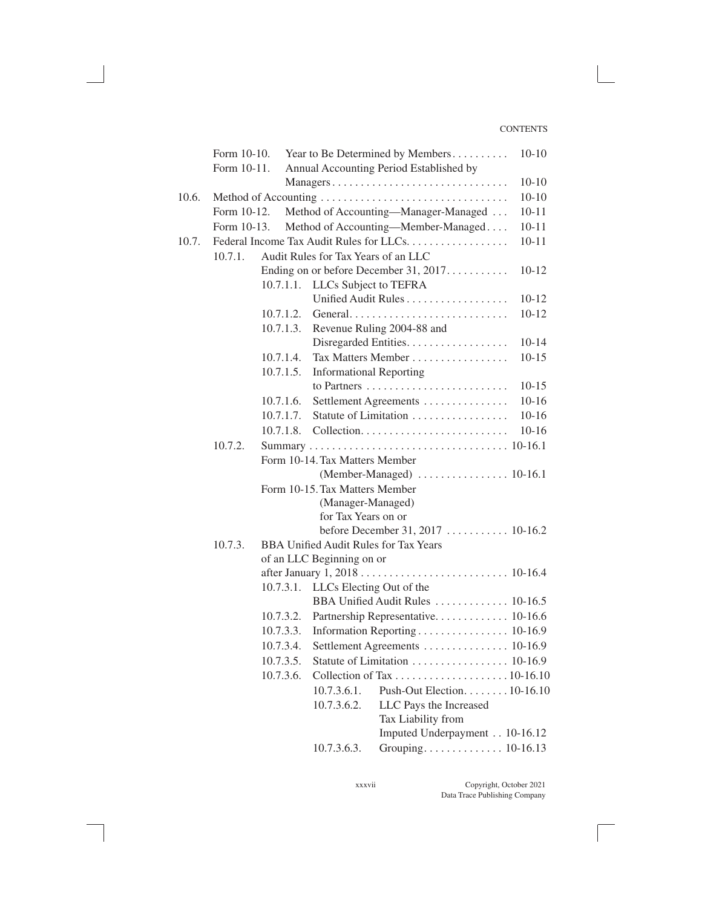| | | | |
|---|---|---|---|
| | Form 10-10. | Year to Be Determined by Members | 10-10 |
| | Form 10-11. | Annual Accounting Period Established by Managers | 10-10 |
| 10.6. | Method of Accounting | | 10-10 |
| | Form 10-12. | Method of Accounting—Manager-Managed | 10-11 |
| | Form 10-13. | Method of Accounting—Member-Managed | 10-11 |
| 10.7. | Federal Income Tax Audit Rules for LLCs | | 10-11 |
| | 10.7.1. | Audit Rules for Tax Years of an LLC Ending on or before December 31, 2017 | 10-12 |
| | | 10.7.1.1. LLCs Subject to TEFRA Unified Audit Rules | 10-12 |
| | | 10.7.1.2. General | 10-12 |
| | | 10.7.1.3. Revenue Ruling 2004-88 and Disregarded Entities | 10-14 |
| | | 10.7.1.4. Tax Matters Member | 10-15 |
| | | 10.7.1.5. Informational Reporting to Partners | 10-15 |
| | | 10.7.1.6. Settlement Agreements | 10-16 |
| | | 10.7.1.7. Statute of Limitation | 10-16 |
| | | 10.7.1.8. Collection | 10-16 |
| | 10.7.2. | Summary | 10-16.1 |
| | | Form 10-14. Tax Matters Member (Member-Managed) | 10-16.1 |
| | | Form 10-15. Tax Matters Member (Manager-Managed) for Tax Years on or before December 31, 2017 | 10-16.2 |
| | 10.7.3. | BBA Unified Audit Rules for Tax Years of an LLC Beginning on or after January 1, 2018 | 10-16.4 |
| | | 10.7.3.1. LLCs Electing Out of the BBA Unified Audit Rules | 10-16.5 |
| | | 10.7.3.2. Partnership Representative | 10-16.6 |
| | | 10.7.3.3. Information Reporting | 10-16.9 |
| | | 10.7.3.4. Settlement Agreements | 10-16.9 |
| | | 10.7.3.5. Statute of Limitation | 10-16.9 |
| | | 10.7.3.6. Collection of Tax | 10-16.10 |
| | | 10.7.3.6.1. Push-Out Election | 10-16.10 |
| | | 10.7.3.6.2. LLC Pays the Increased Tax Liability from Imputed Underpayment | 10-16.12 |
| | | 10.7.3.6.3. Grouping | 10-16.13 |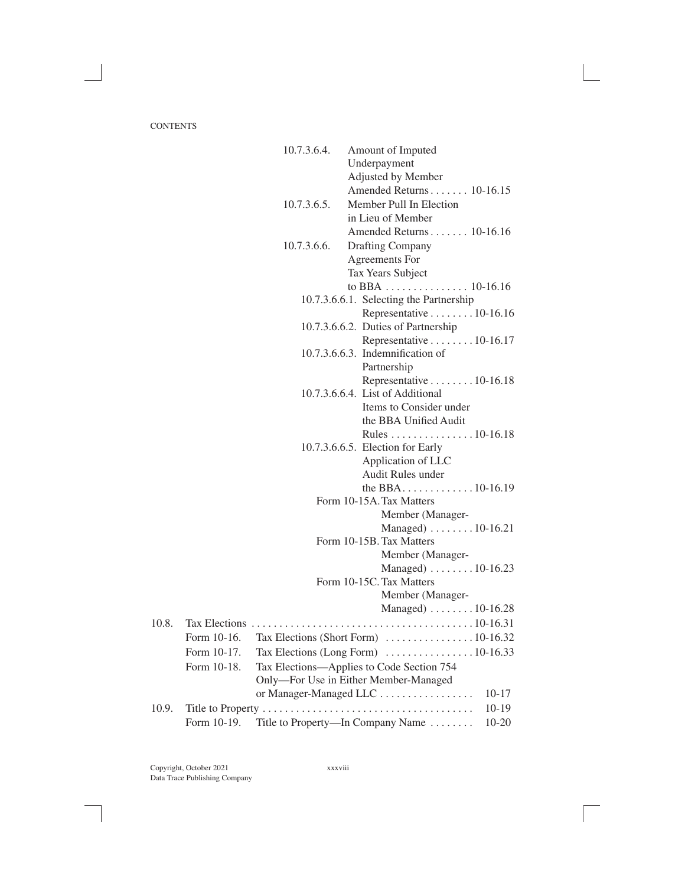10.7.3.6.4. Amount of Imputed Underpayment Adjusted by Member Amended Returns . . . . . . . 10-16.15

10.7.3.6.5. Member Pull In Election in Lieu of Member Amended Returns . . . . . . . 10-16.16

10.7.3.6.6. Drafting Company Agreements For Tax Years Subject to BBA . . . . . . . . . . . . . . . 10-16.16

10.7.3.6.6.1. Selecting the Partnership Representative . . . . . . . . 10-16.16

10.7.3.6.6.2. Duties of Partnership Representative . . . . . . . . 10-16.17

10.7.3.6.6.3. Indemnification of Partnership Representative . . . . . . . . 10-16.18

10.7.3.6.6.4. List of Additional Items to Consider under the BBA Unified Audit Rules . . . . . . . . . . . . . . . 10-16.18

10.7.3.6.6.5. Election for Early Application of LLC Audit Rules under the BBA. . . . . . . . . . . . . 10-16.19

Form 10-15A. Tax Matters Member (Manager-Managed) . . . . . . . . 10-16.21

Form 10-15B. Tax Matters Member (Manager-Managed) . . . . . . . . 10-16.23

Form 10-15C. Tax Matters Member (Manager-Managed) . . . . . . . . 10-16.28

10.8. Tax Elections . . . . . . . . . . . . . . . . . . . . . . . . . . . . . . . . . . . . . . . 10-16.31

Form 10-16. Tax Elections (Short Form) . . . . . . . . . . . . . . . . 10-16.32

Form 10-17. Tax Elections (Long Form) . . . . . . . . . . . . . . . . 10-16.33

Form 10-18. Tax Elections—Applies to Code Section 754 Only—For Use in Either Member-Managed or Manager-Managed LLC . . . . . . . . . . . . . . . . . 10-17

10.9. Title to Property . . . . . . . . . . . . . . . . . . . . . . . . . . . . . . . . . . . . . 10-19

Form 10-19. Title to Property—In Company Name . . . . . . . . 10-20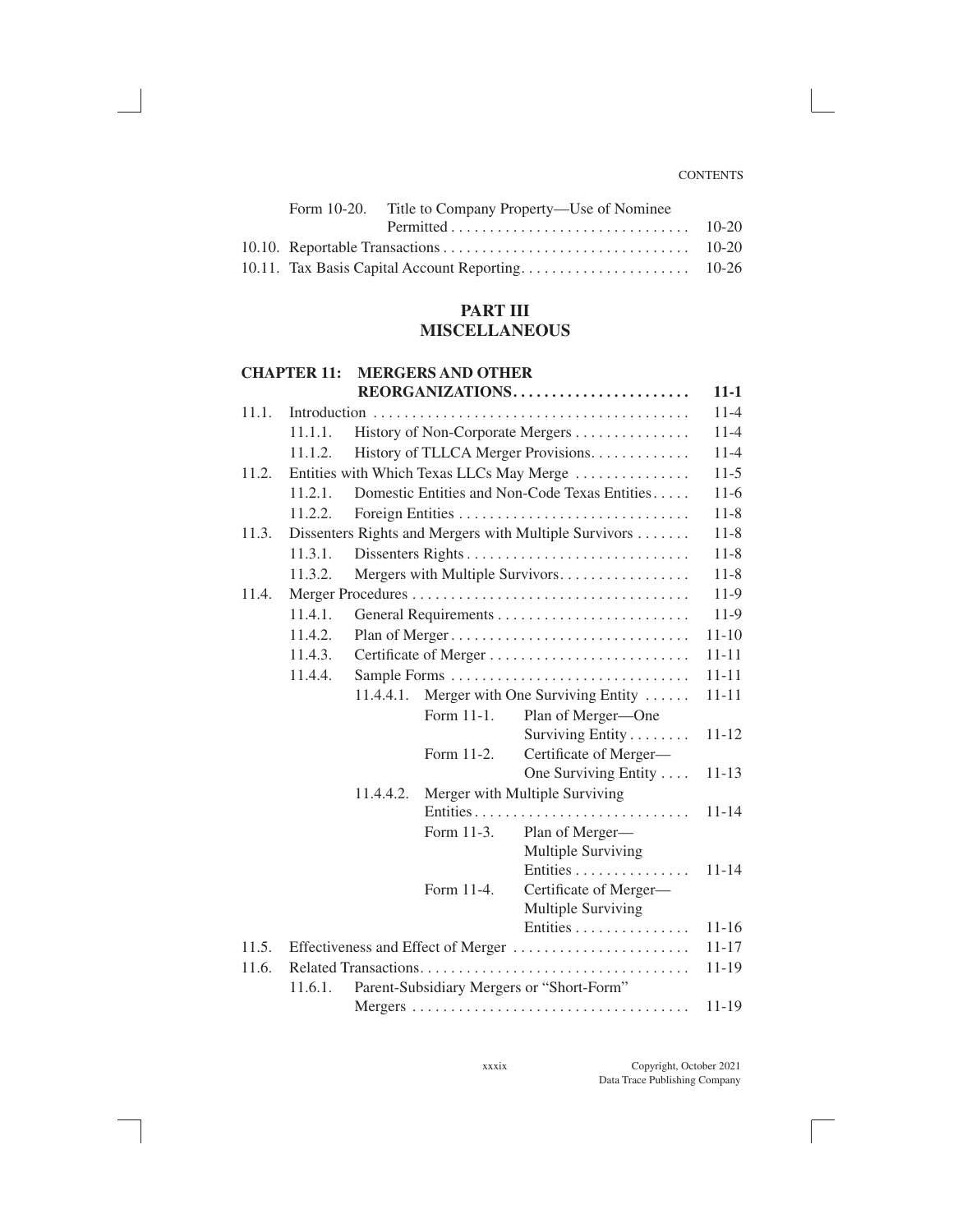| | | |
|---|---|---|
| Form 10-20. | Title to Company Property—Use of Nominee Permitted | 10-20 |
| 10.10. | Reportable Transactions | 10-20 |
| 10.11. | Tax Basis Capital Account Reporting | 10-26 |

# PART III
# MISCELLANEOUS

**CHAPTER 11: MERGERS AND OTHER REORGANIZATIONS** . . . . . . . . . . **11-1**

| | | | | | |
|---|---|---|---|---|---|
| 11.1. | Introduction | | | | 11-4 |
| | 11.1.1. | History of Non-Corporate Mergers | | | 11-4 |
| | 11.1.2. | History of TLLCA Merger Provisions | | | 11-4 |
| 11.2. | Entities with Which Texas LLCs May Merge | | | | 11-5 |
| | 11.2.1. | Domestic Entities and Non-Code Texas Entities | | | 11-6 |
| | 11.2.2. | Foreign Entities | | | 11-8 |
| 11.3. | Dissenters Rights and Mergers with Multiple Survivors | | | | 11-8 |
| | 11.3.1. | Dissenters Rights | | | 11-8 |
| | 11.3.2. | Mergers with Multiple Survivors | | | 11-8 |
| 11.4. | Merger Procedures | | | | 11-9 |
| | 11.4.1. | General Requirements | | | 11-9 |
| | 11.4.2. | Plan of Merger | | | 11-10 |
| | 11.4.3. | Certificate of Merger | | | 11-11 |
| | 11.4.4. | Sample Forms | | | 11-11 |
| | | 11.4.4.1. Merger with One Surviving Entity | | | 11-11 |
| | | | Form 11-1. | Plan of Merger—One Surviving Entity | 11-12 |
| | | | Form 11-2. | Certificate of Merger—One Surviving Entity | 11-13 |
| | | 11.4.4.2. Merger with Multiple Surviving Entities | | | 11-14 |
| | | | Form 11-3. | Plan of Merger—Multiple Surviving Entities | 11-14 |
| | | | Form 11-4. | Certificate of Merger—Multiple Surviving Entities | 11-16 |
| 11.5. | Effectiveness and Effect of Merger | | | | 11-17 |
| 11.6. | Related Transactions | | | | 11-19 |
| | 11.6.1. | Parent-Subsidiary Mergers or "Short-Form" Mergers | | | 11-19 |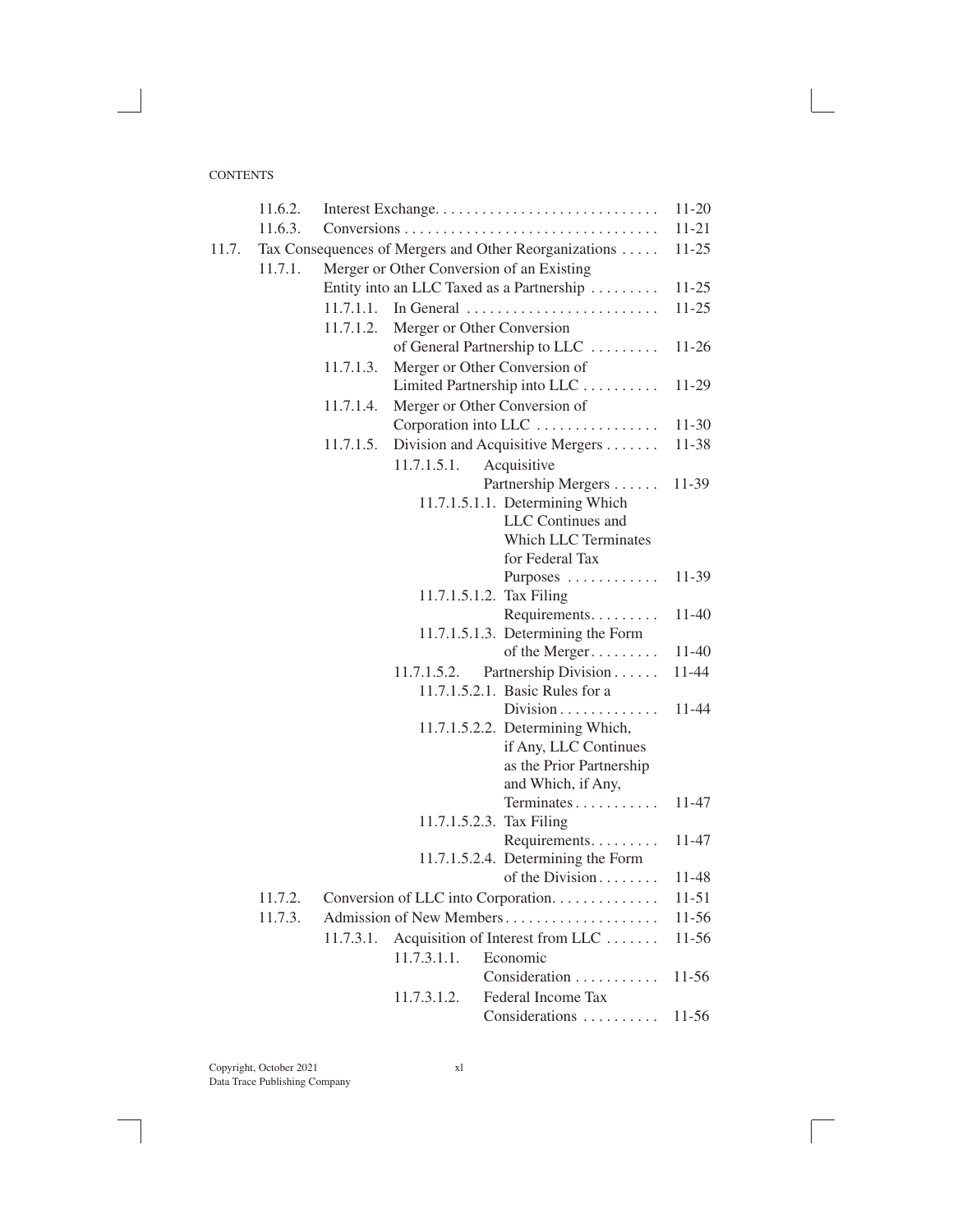| | | | | |
|---|---|---|---|---|
| | 11.6.2. | Interest Exchange | | 11-20 |
| | 11.6.3. | Conversions | | 11-21 |
| 11.7. | Tax Consequences of Mergers and Other Reorganizations | | | 11-25 |
| | 11.7.1. | Merger or Other Conversion of an Existing Entity into an LLC Taxed as a Partnership | | 11-25 |
| | | 11.7.1.1. | In General | 11-25 |
| | | 11.7.1.2. | Merger or Other Conversion of General Partnership to LLC | 11-26 |
| | | 11.7.1.3. | Merger or Other Conversion of Limited Partnership into LLC | 11-29 |
| | | 11.7.1.4. | Merger or Other Conversion of Corporation into LLC | 11-30 |
| | | 11.7.1.5. | Division and Acquisitive Mergers | 11-38 |
| | | | 11.7.1.5.1. Acquisitive Partnership Mergers | 11-39 |
| | | | 11.7.1.5.1.1. Determining Which LLC Continues and Which LLC Terminates for Federal Tax Purposes | 11-39 |
| | | | 11.7.1.5.1.2. Tax Filing Requirements | 11-40 |
| | | | 11.7.1.5.1.3. Determining the Form of the Merger | 11-40 |
| | | | 11.7.1.5.2. Partnership Division | 11-44 |
| | | | 11.7.1.5.2.1. Basic Rules for a Division | 11-44 |
| | | | 11.7.1.5.2.2. Determining Which, if Any, LLC Continues as the Prior Partnership and Which, if Any, Terminates | 11-47 |
| | | | 11.7.1.5.2.3. Tax Filing Requirements | 11-47 |
| | | | 11.7.1.5.2.4. Determining the Form of the Division | 11-48 |
| | 11.7.2. | Conversion of LLC into Corporation | | 11-51 |
| | 11.7.3. | Admission of New Members | | 11-56 |
| | | 11.7.3.1. | Acquisition of Interest from LLC | 11-56 |
| | | | 11.7.3.1.1. Economic Consideration | 11-56 |
| | | | 11.7.3.1.2. Federal Income Tax Considerations | 11-56 |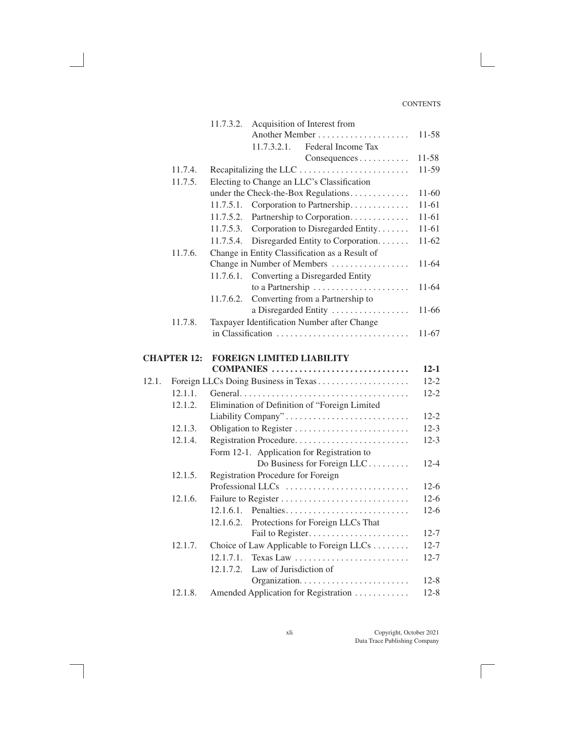| | | |
|---|---|---|
| 11.7.3.2. | Acquisition of Interest from Another Member | 11-58 |
| 11.7.3.2.1. | Federal Income Tax Consequences | 11-58 |
| 11.7.4. | Recapitalizing the LLC | 11-59 |
| 11.7.5. | Electing to Change an LLC's Classification under the Check-the-Box Regulations | 11-60 |
| 11.7.5.1. | Corporation to Partnership | 11-61 |
| 11.7.5.2. | Partnership to Corporation | 11-61 |
| 11.7.5.3. | Corporation to Disregarded Entity | 11-61 |
| 11.7.5.4. | Disregarded Entity to Corporation | 11-62 |
| 11.7.6. | Change in Entity Classification as a Result of Change in Number of Members | 11-64 |
| 11.7.6.1. | Converting a Disregarded Entity to a Partnership | 11-64 |
| 11.7.6.2. | Converting from a Partnership to a Disregarded Entity | 11-66 |
| 11.7.8. | Taxpayer Identification Number after Change in Classification | 11-67 |

## CHAPTER 12: FOREIGN LIMITED LIABILITY COMPANIES ..... 12-1

| | | |
|---|---|---|
| 12.1. | Foreign LLCs Doing Business in Texas | 12-2 |
| 12.1.1. | General | 12-2 |
| 12.1.2. | Elimination of Definition of "Foreign Limited Liability Company" | 12-2 |
| 12.1.3. | Obligation to Register | 12-3 |
| 12.1.4. | Registration Procedure | 12-3 |
| | Form 12-1. Application for Registration to Do Business for Foreign LLC | 12-4 |
| 12.1.5. | Registration Procedure for Foreign Professional LLCs | 12-6 |
| 12.1.6. | Failure to Register | 12-6 |
| 12.1.6.1. | Penalties | 12-6 |
| 12.1.6.2. | Protections for Foreign LLCs That Fail to Register | 12-7 |
| 12.1.7. | Choice of Law Applicable to Foreign LLCs | 12-7 |
| 12.1.7.1. | Texas Law | 12-7 |
| 12.1.7.2. | Law of Jurisdiction of Organization | 12-8 |
| 12.1.8. | Amended Application for Registration | 12-8 |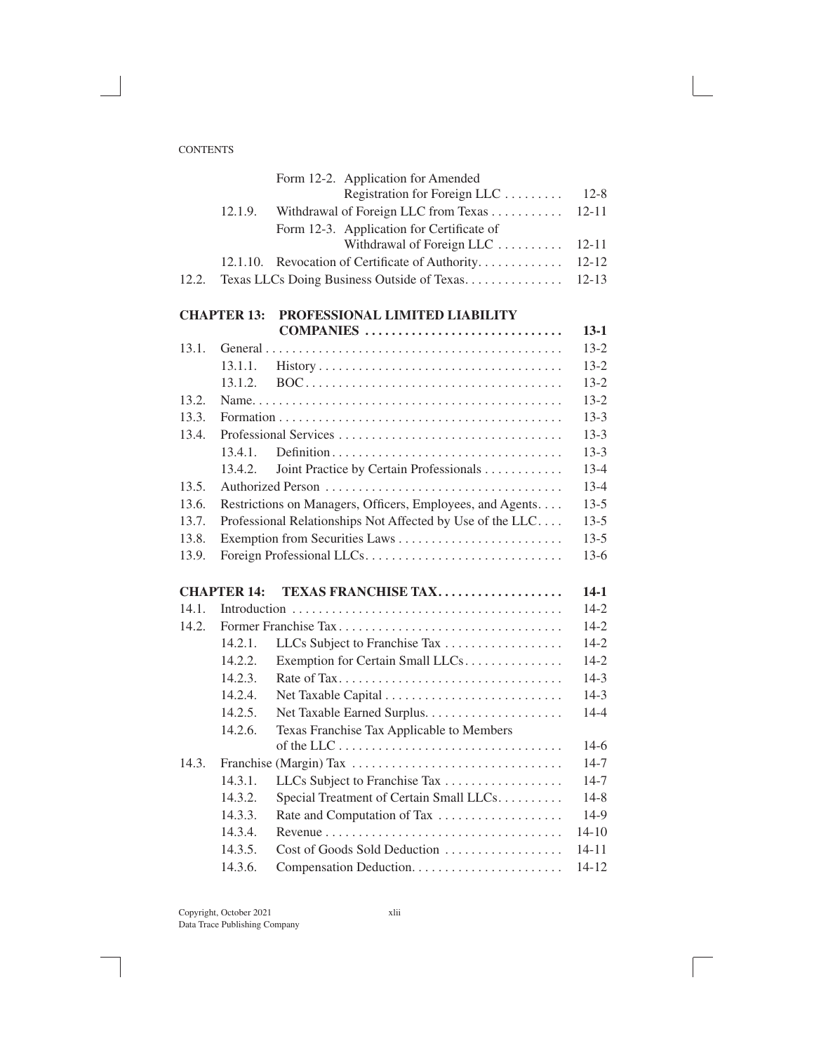| | | | |
|---|---|---|---|
| | | Form 12-2. Application for Amended Registration for Foreign LLC | 12-8 |
| | 12.1.9. | Withdrawal of Foreign LLC from Texas | 12-11 |
| | | Form 12-3. Application for Certificate of Withdrawal of Foreign LLC | 12-11 |
| | 12.1.10. | Revocation of Certificate of Authority | 12-12 |
| 12.2. | | Texas LLCs Doing Business Outside of Texas | 12-13 |

**CHAPTER 13: PROFESSIONAL LIMITED LIABILITY COMPANIES** **13-1**

| | | | |
|---|---|---|---|
| 13.1. | | General | 13-2 |
| | 13.1.1. | History | 13-2 |
| | 13.1.2. | BOC | 13-2 |
| 13.2. | | Name | 13-2 |
| 13.3. | | Formation | 13-3 |
| 13.4. | | Professional Services | 13-3 |
| | 13.4.1. | Definition | 13-3 |
| | 13.4.2. | Joint Practice by Certain Professionals | 13-4 |
| 13.5. | | Authorized Person | 13-4 |
| 13.6. | | Restrictions on Managers, Officers, Employees, and Agents | 13-5 |
| 13.7. | | Professional Relationships Not Affected by Use of the LLC | 13-5 |
| 13.8. | | Exemption from Securities Laws | 13-5 |
| 13.9. | | Foreign Professional LLCs | 13-6 |

**CHAPTER 14: TEXAS FRANCHISE TAX** **14-1**

| | | | |
|---|---|---|---|
| 14.1. | | Introduction | 14-2 |
| 14.2. | | Former Franchise Tax | 14-2 |
| | 14.2.1. | LLCs Subject to Franchise Tax | 14-2 |
| | 14.2.2. | Exemption for Certain Small LLCs | 14-2 |
| | 14.2.3. | Rate of Tax | 14-3 |
| | 14.2.4. | Net Taxable Capital | 14-3 |
| | 14.2.5. | Net Taxable Earned Surplus | 14-4 |
| | 14.2.6. | Texas Franchise Tax Applicable to Members of the LLC | 14-6 |
| 14.3. | | Franchise (Margin) Tax | 14-7 |
| | 14.3.1. | LLCs Subject to Franchise Tax | 14-7 |
| | 14.3.2. | Special Treatment of Certain Small LLCs | 14-8 |
| | 14.3.3. | Rate and Computation of Tax | 14-9 |
| | 14.3.4. | Revenue | 14-10 |
| | 14.3.5. | Cost of Goods Sold Deduction | 14-11 |
| | 14.3.6. | Compensation Deduction | 14-12 |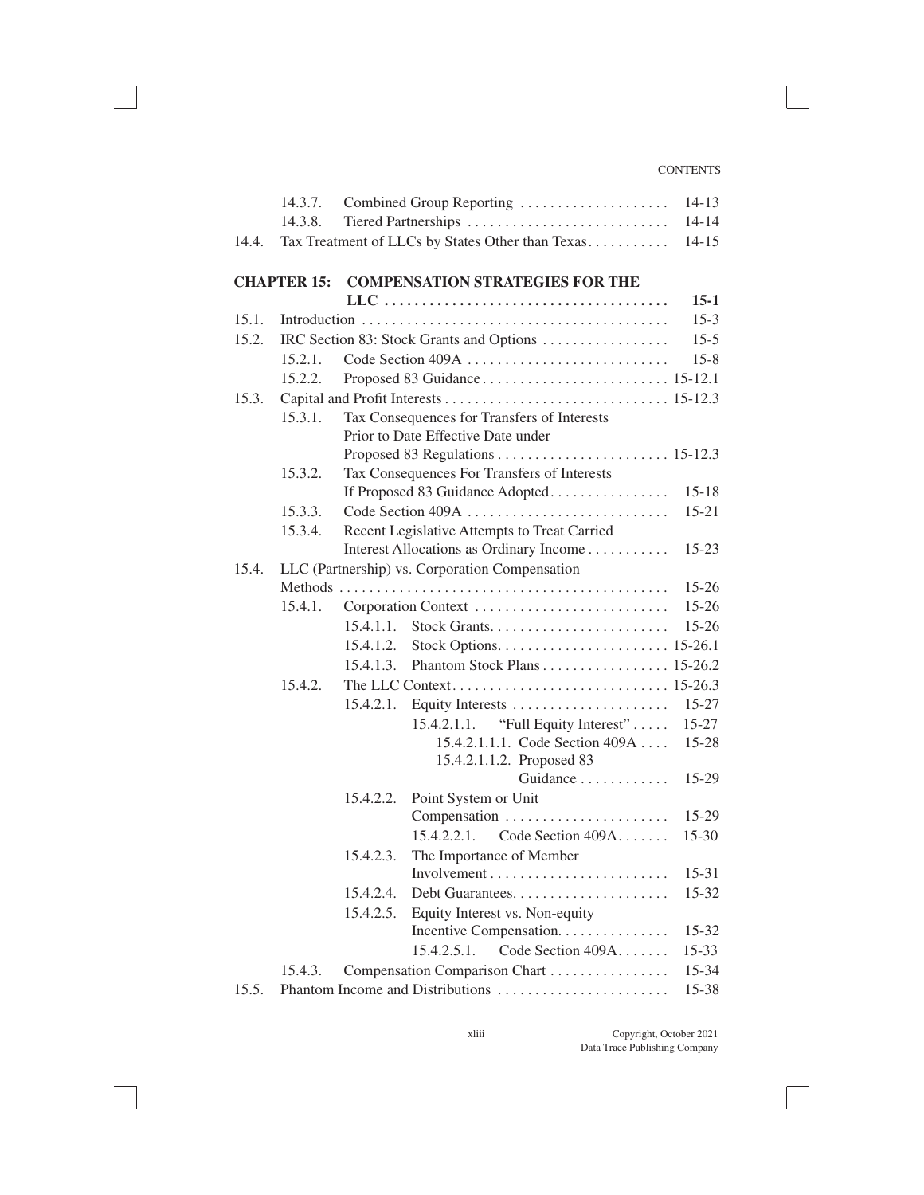| | | | |
|---|---|---|---|
| 14.3.7. | Combined Group Reporting | | 14-13 |
| 14.3.8. | Tiered Partnerships | | 14-14 |
| 14.4. | Tax Treatment of LLCs by States Other than Texas | | 14-15 |

## CHAPTER 15: COMPENSATION STRATEGIES FOR THE LLC — 15-1

| | | |
|---|---|---|
| 15.1. | Introduction | 15-3 |
| 15.2. | IRC Section 83: Stock Grants and Options | 15-5 |
| 15.2.1. | Code Section 409A | 15-8 |
| 15.2.2. | Proposed 83 Guidance | 15-12.1 |
| 15.3. | Capital and Profit Interests | 15-12.3 |
| 15.3.1. | Tax Consequences for Transfers of Interests Prior to Date Effective Date under Proposed 83 Regulations | 15-12.3 |
| 15.3.2. | Tax Consequences For Transfers of Interests If Proposed 83 Guidance Adopted | 15-18 |
| 15.3.3. | Code Section 409A | 15-21 |
| 15.3.4. | Recent Legislative Attempts to Treat Carried Interest Allocations as Ordinary Income | 15-23 |
| 15.4. | LLC (Partnership) vs. Corporation Compensation Methods | 15-26 |
| 15.4.1. | Corporation Context | 15-26 |
| 15.4.1.1. | Stock Grants | 15-26 |
| 15.4.1.2. | Stock Options | 15-26.1 |
| 15.4.1.3. | Phantom Stock Plans | 15-26.2 |
| 15.4.2. | The LLC Context | 15-26.3 |
| 15.4.2.1. | Equity Interests | 15-27 |
| 15.4.2.1.1. | "Full Equity Interest" | 15-27 |
| 15.4.2.1.1.1. | Code Section 409A | 15-28 |
| 15.4.2.1.1.2. | Proposed 83 Guidance | 15-29 |
| 15.4.2.2. | Point System or Unit Compensation | 15-29 |
| 15.4.2.2.1. | Code Section 409A | 15-30 |
| 15.4.2.3. | The Importance of Member Involvement | 15-31 |
| 15.4.2.4. | Debt Guarantees | 15-32 |
| 15.4.2.5. | Equity Interest vs. Non-equity Incentive Compensation | 15-32 |
| 15.4.2.5.1. | Code Section 409A | 15-33 |
| 15.4.3. | Compensation Comparison Chart | 15-34 |
| 15.5. | Phantom Income and Distributions | 15-38 |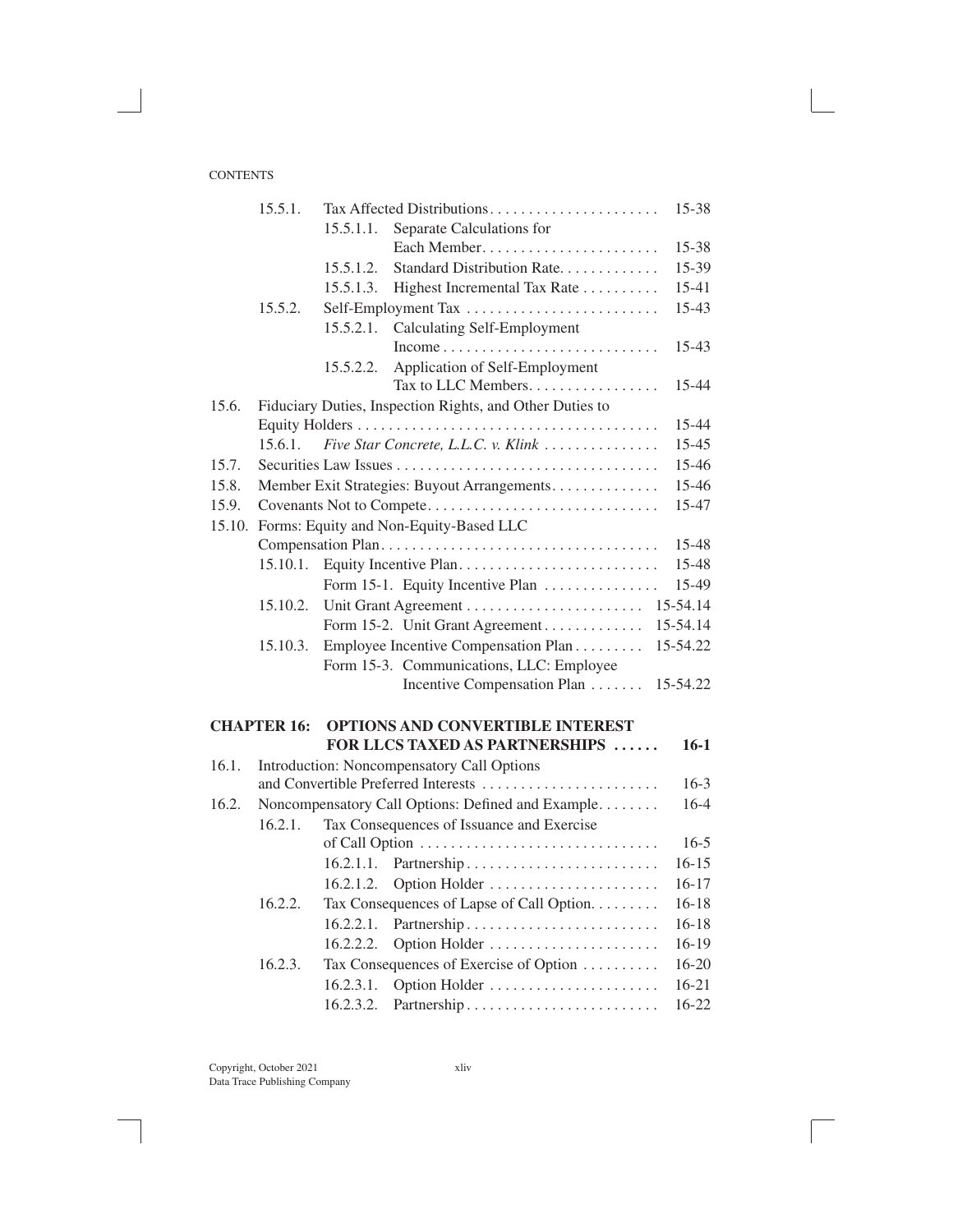| | | | |
|---|---|---|---|
| 15.5.1. | Tax Affected Distributions | | 15-38 |
| | 15.5.1.1. | Separate Calculations for Each Member | 15-38 |
| | 15.5.1.2. | Standard Distribution Rate | 15-39 |
| | 15.5.1.3. | Highest Incremental Tax Rate | 15-41 |
| 15.5.2. | Self-Employment Tax | | 15-43 |
| | 15.5.2.1. | Calculating Self-Employment Income | 15-43 |
| | 15.5.2.2. | Application of Self-Employment Tax to LLC Members | 15-44 |

| | | |
|---|---|---|
| 15.6. | Fiduciary Duties, Inspection Rights, and Other Duties to Equity Holders | 15-44 |
| | 15.6.1. *Five Star Concrete, L.L.C. v. Klink* | 15-45 |
| 15.7. | Securities Law Issues | 15-46 |
| 15.8. | Member Exit Strategies: Buyout Arrangements | 15-46 |
| 15.9. | Covenants Not to Compete | 15-47 |
| 15.10. | Forms: Equity and Non-Equity-Based LLC Compensation Plan | 15-48 |
| | 15.10.1. Equity Incentive Plan | 15-48 |
| | Form 15-1. Equity Incentive Plan | 15-49 |
| | 15.10.2. Unit Grant Agreement | 15-54.14 |
| | Form 15-2. Unit Grant Agreement | 15-54.14 |
| | 15.10.3. Employee Incentive Compensation Plan | 15-54.22 |
| | Form 15-3. Communications, LLC: Employee Incentive Compensation Plan | 15-54.22 |

## CHAPTER 16: OPTIONS AND CONVERTIBLE INTEREST FOR LLCS TAXED AS PARTNERSHIPS …… 16-1

| | | | |
|---|---|---|---|
| 16.1. | Introduction: Noncompensatory Call Options and Convertible Preferred Interests | | 16-3 |
| 16.2. | Noncompensatory Call Options: Defined and Example | | 16-4 |
| | 16.2.1. Tax Consequences of Issuance and Exercise of Call Option | | 16-5 |
| | | 16.2.1.1. Partnership | 16-15 |
| | | 16.2.1.2. Option Holder | 16-17 |
| | 16.2.2. Tax Consequences of Lapse of Call Option | | 16-18 |
| | | 16.2.2.1. Partnership | 16-18 |
| | | 16.2.2.2. Option Holder | 16-19 |
| | 16.2.3. Tax Consequences of Exercise of Option | | 16-20 |
| | | 16.2.3.1. Option Holder | 16-21 |
| | | 16.2.3.2. Partnership | 16-22 |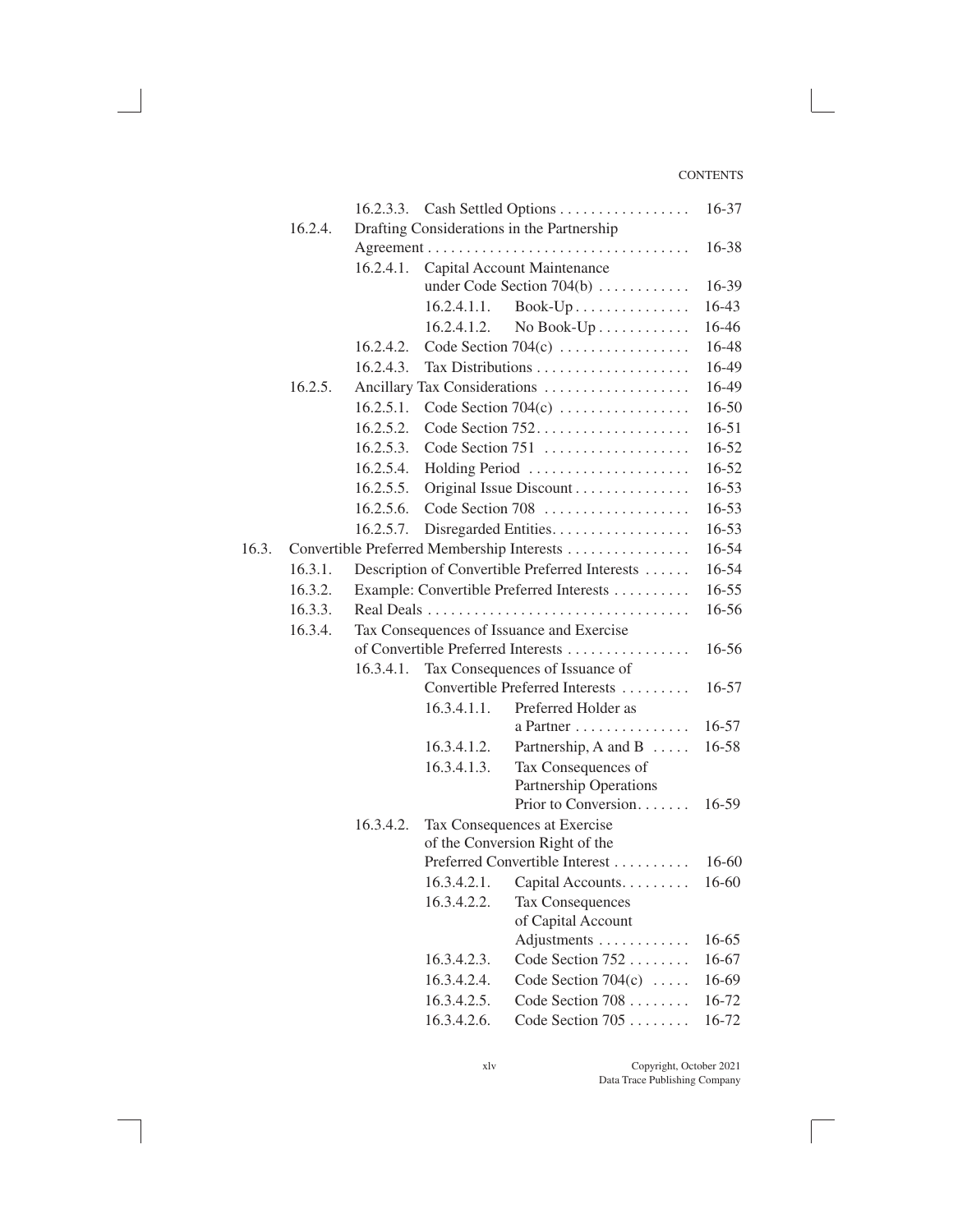| | | | | |
|---|---|---|---|---|
| | | 16.2.3.3. | Cash Settled Options | 16-37 |
| | 16.2.4. | Drafting Considerations in the Partnership Agreement | | 16-38 |
| | | 16.2.4.1. | Capital Account Maintenance under Code Section 704(b) | 16-39 |
| | | | 16.2.4.1.1. Book-Up | 16-43 |
| | | | 16.2.4.1.2. No Book-Up | 16-46 |
| | | 16.2.4.2. | Code Section 704(c) | 16-48 |
| | | 16.2.4.3. | Tax Distributions | 16-49 |
| | 16.2.5. | Ancillary Tax Considerations | | 16-49 |
| | | 16.2.5.1. | Code Section 704(c) | 16-50 |
| | | 16.2.5.2. | Code Section 752 | 16-51 |
| | | 16.2.5.3. | Code Section 751 | 16-52 |
| | | 16.2.5.4. | Holding Period | 16-52 |
| | | 16.2.5.5. | Original Issue Discount | 16-53 |
| | | 16.2.5.6. | Code Section 708 | 16-53 |
| | | 16.2.5.7. | Disregarded Entities | 16-53 |
| 16.3. | Convertible Preferred Membership Interests | | | 16-54 |
| | 16.3.1. | Description of Convertible Preferred Interests | | 16-54 |
| | 16.3.2. | Example: Convertible Preferred Interests | | 16-55 |
| | 16.3.3. | Real Deals | | 16-56 |
| | 16.3.4. | Tax Consequences of Issuance and Exercise of Convertible Preferred Interests | | 16-56 |
| | | 16.3.4.1. | Tax Consequences of Issuance of Convertible Preferred Interests | 16-57 |
| | | | 16.3.4.1.1. Preferred Holder as a Partner | 16-57 |
| | | | 16.3.4.1.2. Partnership, A and B | 16-58 |
| | | | 16.3.4.1.3. Tax Consequences of Partnership Operations Prior to Conversion | 16-59 |
| | | 16.3.4.2. | Tax Consequences at Exercise of the Conversion Right of the Preferred Convertible Interest | 16-60 |
| | | | 16.3.4.2.1. Capital Accounts | 16-60 |
| | | | 16.3.4.2.2. Tax Consequences of Capital Account Adjustments | 16-65 |
| | | | 16.3.4.2.3. Code Section 752 | 16-67 |
| | | | 16.3.4.2.4. Code Section 704(c) | 16-69 |
| | | | 16.3.4.2.5. Code Section 708 | 16-72 |
| | | | 16.3.4.2.6. Code Section 705 | 16-72 |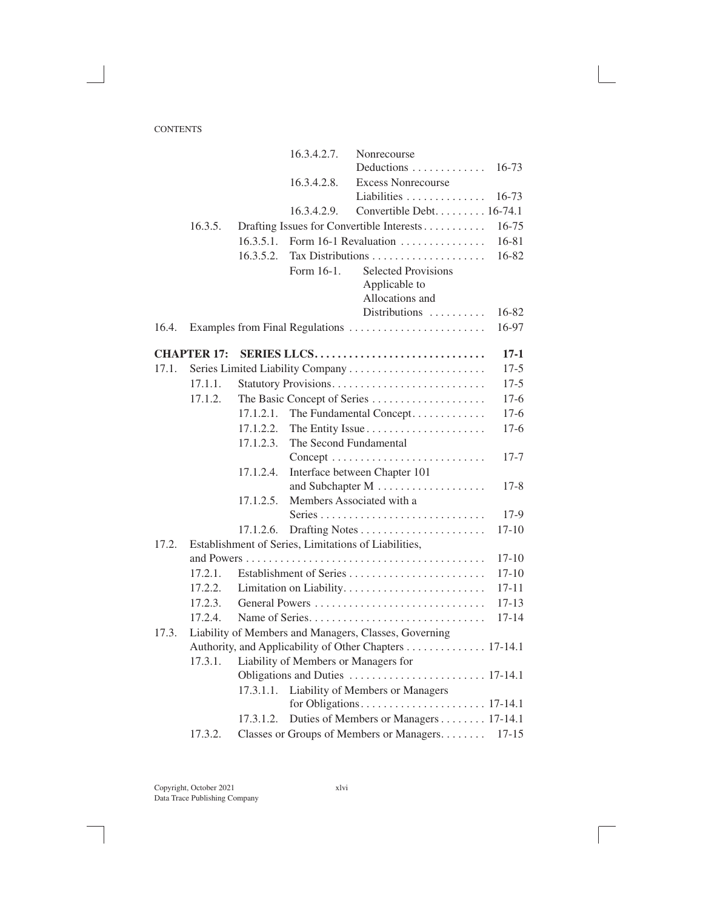| | | | | |
|---|---|---|---|---|
| | | 16.3.4.2.7. | Nonrecourse Deductions | 16-73 |
| | | 16.3.4.2.8. | Excess Nonrecourse Liabilities | 16-73 |
| | | 16.3.4.2.9. | Convertible Debt | 16-74.1 |
| 16.3.5. | Drafting Issues for Convertible Interests | | | 16-75 |
| | 16.3.5.1. | Form 16-1 Revaluation | | 16-81 |
| | 16.3.5.2. | Tax Distributions | | 16-82 |
| | | Form 16-1. | Selected Provisions Applicable to Allocations and Distributions | 16-82 |
| 16.4. | Examples from Final Regulations | | | 16-97 |

| | | | |
|---|---|---|---|
| **CHAPTER 17:** | **SERIES LLCS** | | **17-1** |
| 17.1. | Series Limited Liability Company | | 17-5 |
| 17.1.1. | Statutory Provisions | | 17-5 |
| 17.1.2. | The Basic Concept of Series | | 17-6 |
| | 17.1.2.1. | The Fundamental Concept | 17-6 |
| | 17.1.2.2. | The Entity Issue | 17-6 |
| | 17.1.2.3. | The Second Fundamental Concept | 17-7 |
| | 17.1.2.4. | Interface between Chapter 101 and Subchapter M | 17-8 |
| | 17.1.2.5. | Members Associated with a Series | 17-9 |
| | 17.1.2.6. | Drafting Notes | 17-10 |
| 17.2. | Establishment of Series, Limitations of Liabilities, and Powers | | 17-10 |
| 17.2.1. | Establishment of Series | | 17-10 |
| 17.2.2. | Limitation on Liability | | 17-11 |
| 17.2.3. | General Powers | | 17-13 |
| 17.2.4. | Name of Series | | 17-14 |
| 17.3. | Liability of Members and Managers, Classes, Governing Authority, and Applicability of Other Chapters | | 17-14.1 |
| 17.3.1. | Liability of Members or Managers for Obligations and Duties | | 17-14.1 |
| | 17.3.1.1. | Liability of Members or Managers for Obligations | 17-14.1 |
| | 17.3.1.2. | Duties of Members or Managers | 17-14.1 |
| 17.3.2. | Classes or Groups of Members or Managers | | 17-15 |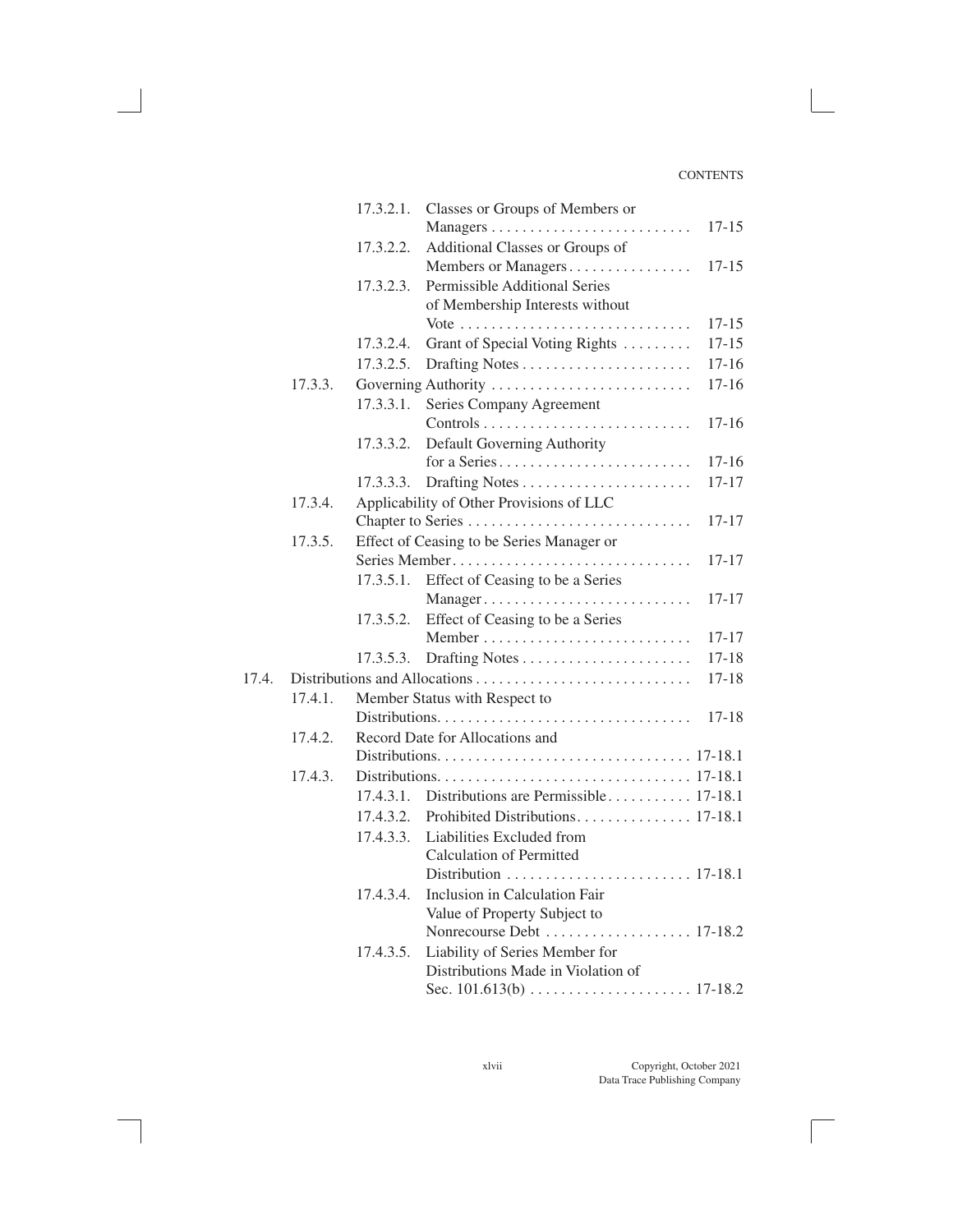| | | | | |
|---|---|---|---|---|
| | | 17.3.2.1. | Classes or Groups of Members or Managers | 17-15 |
| | | 17.3.2.2. | Additional Classes or Groups of Members or Managers | 17-15 |
| | | 17.3.2.3. | Permissible Additional Series of Membership Interests without Vote | 17-15 |
| | | 17.3.2.4. | Grant of Special Voting Rights | 17-15 |
| | | 17.3.2.5. | Drafting Notes | 17-16 |
| | 17.3.3. | Governing Authority | | 17-16 |
| | | 17.3.3.1. | Series Company Agreement Controls | 17-16 |
| | | 17.3.3.2. | Default Governing Authority for a Series | 17-16 |
| | | 17.3.3.3. | Drafting Notes | 17-17 |
| | 17.3.4. | Applicability of Other Provisions of LLC Chapter to Series | | 17-17 |
| | 17.3.5. | Effect of Ceasing to be Series Manager or Series Member | | 17-17 |
| | | 17.3.5.1. | Effect of Ceasing to be a Series Manager | 17-17 |
| | | 17.3.5.2. | Effect of Ceasing to be a Series Member | 17-17 |
| | | 17.3.5.3. | Drafting Notes | 17-18 |
| 17.4. | Distributions and Allocations | | | 17-18 |
| | 17.4.1. | Member Status with Respect to Distributions | | 17-18 |
| | 17.4.2. | Record Date for Allocations and Distributions | | 17-18.1 |
| | 17.4.3. | Distributions | | 17-18.1 |
| | | 17.4.3.1. | Distributions are Permissible | 17-18.1 |
| | | 17.4.3.2. | Prohibited Distributions | 17-18.1 |
| | | 17.4.3.3. | Liabilities Excluded from Calculation of Permitted Distribution | 17-18.1 |
| | | 17.4.3.4. | Inclusion in Calculation Fair Value of Property Subject to Nonrecourse Debt | 17-18.2 |
| | | 17.4.3.5. | Liability of Series Member for Distributions Made in Violation of Sec. 101.613(b) | 17-18.2 |

Copyright, October 2021
Data Trace Publishing Company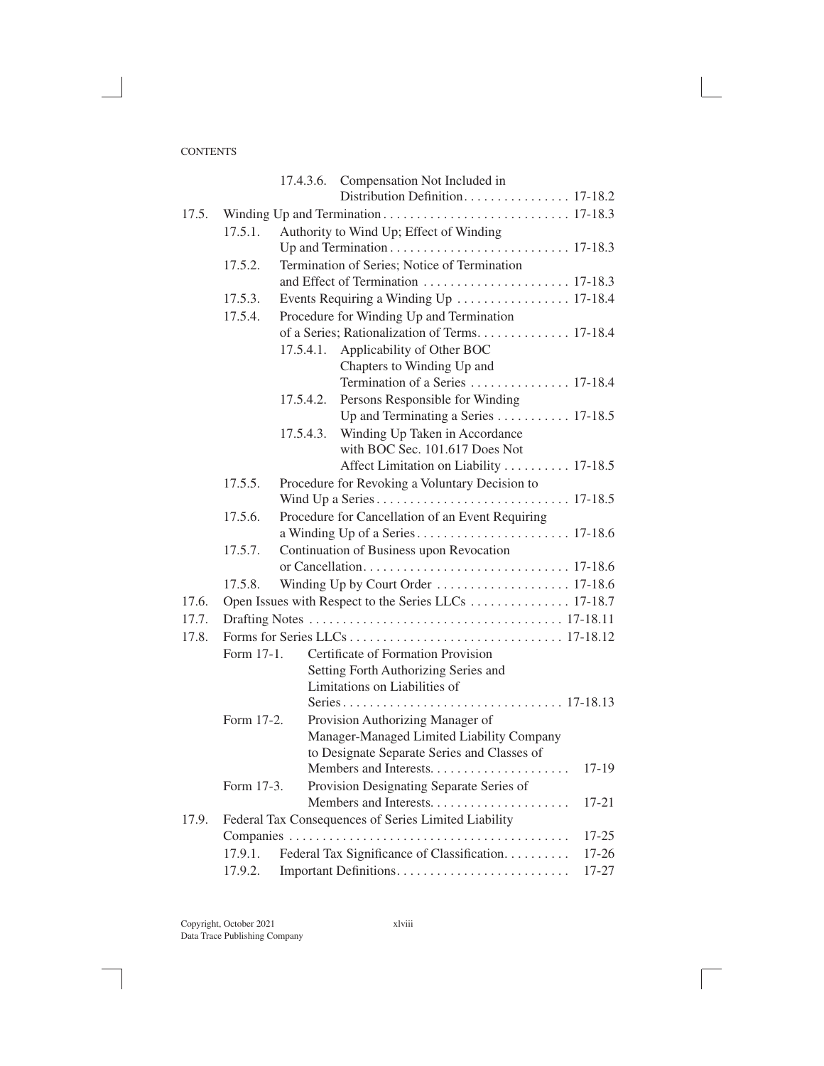CONTENTS

- 17.4.3.6. Compensation Not Included in Distribution Definition. . . . . . . . . . . . . . . . 17-18.2

17.5. Winding Up and Termination . . . . . . . . . . . . . . . . . . . . . . . . . . . . 17-18.3

- 17.5.1. Authority to Wind Up; Effect of Winding Up and Termination . . . . . . . . . . . . . . . . . . . . . . . . . . . 17-18.3
- 17.5.2. Termination of Series; Notice of Termination and Effect of Termination . . . . . . . . . . . . . . . . . . . . . . 17-18.3
- 17.5.3. Events Requiring a Winding Up . . . . . . . . . . . . . . . . . 17-18.4
- 17.5.4. Procedure for Winding Up and Termination of a Series; Rationalization of Terms. . . . . . . . . . . . . . 17-18.4
  - 17.5.4.1. Applicability of Other BOC Chapters to Winding Up and Termination of a Series . . . . . . . . . . . . . . . 17-18.4
  - 17.5.4.2. Persons Responsible for Winding Up and Terminating a Series . . . . . . . . . . . 17-18.5
  - 17.5.4.3. Winding Up Taken in Accordance with BOC Sec. 101.617 Does Not Affect Limitation on Liability . . . . . . . . . . 17-18.5
- 17.5.5. Procedure for Revoking a Voluntary Decision to Wind Up a Series . . . . . . . . . . . . . . . . . . . . . . . . . . . . . 17-18.5
- 17.5.6. Procedure for Cancellation of an Event Requiring a Winding Up of a Series . . . . . . . . . . . . . . . . . . . . . . . 17-18.6
- 17.5.7. Continuation of Business upon Revocation or Cancellation. . . . . . . . . . . . . . . . . . . . . . . . . . . . . . . 17-18.6
- 17.5.8. Winding Up by Court Order . . . . . . . . . . . . . . . . . . . . 17-18.6

17.6. Open Issues with Respect to the Series LLCs . . . . . . . . . . . . . . . 17-18.7

17.7. Drafting Notes . . . . . . . . . . . . . . . . . . . . . . . . . . . . . . . . . . . . . . 17-18.11

17.8. Forms for Series LLCs . . . . . . . . . . . . . . . . . . . . . . . . . . . . . . . . 17-18.12

- Form 17-1. Certificate of Formation Provision Setting Forth Authorizing Series and Limitations on Liabilities of Series . . . . . . . . . . . . . . . . . . . . . . . . . . . . . . . . . 17-18.13
- Form 17-2. Provision Authorizing Manager of Manager-Managed Limited Liability Company to Designate Separate Series and Classes of Members and Interests. . . . . . . . . . . . . . . . . . . . . 17-19
- Form 17-3. Provision Designating Separate Series of Members and Interests. . . . . . . . . . . . . . . . . . . . . 17-21

17.9. Federal Tax Consequences of Series Limited Liability Companies . . . . . . . . . . . . . . . . . . . . . . . . . . . . . . . . . . . . . . . . . . 17-25

- 17.9.1. Federal Tax Significance of Classification. . . . . . . . . . 17-26
- 17.9.2. Important Definitions. . . . . . . . . . . . . . . . . . . . . . . . . . 17-27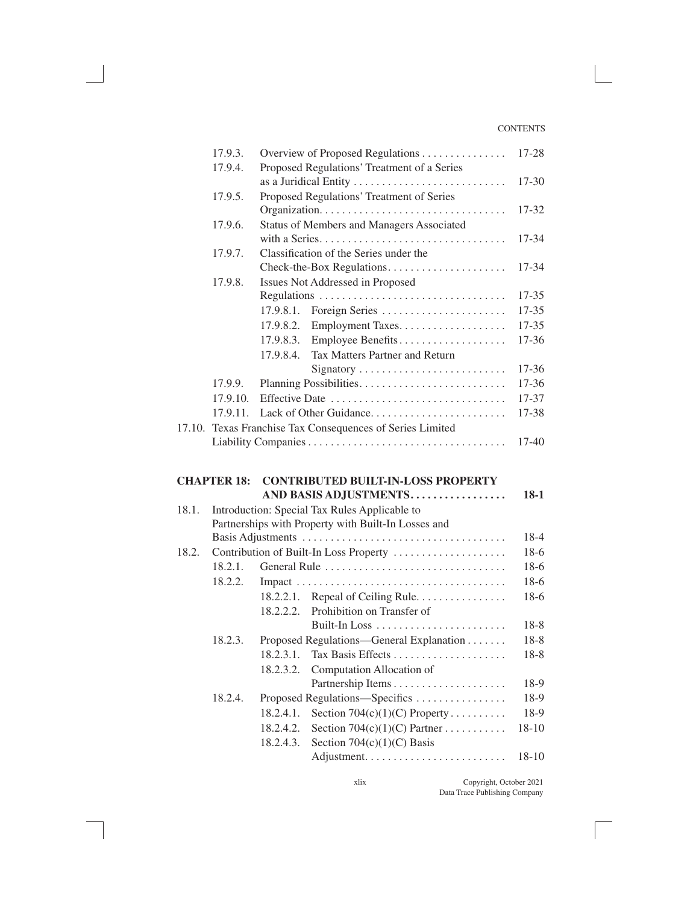| | | | |
|---|---|---|---|
| 17.9.3. | Overview of Proposed Regulations | | 17-28 |
| 17.9.4. | Proposed Regulations' Treatment of a Series as a Juridical Entity | | 17-30 |
| 17.9.5. | Proposed Regulations' Treatment of Series Organization | | 17-32 |
| 17.9.6. | Status of Members and Managers Associated with a Series | | 17-34 |
| 17.9.7. | Classification of the Series under the Check-the-Box Regulations | | 17-34 |
| 17.9.8. | Issues Not Addressed in Proposed Regulations | | 17-35 |
| | 17.9.8.1. | Foreign Series | 17-35 |
| | 17.9.8.2. | Employment Taxes | 17-35 |
| | 17.9.8.3. | Employee Benefits | 17-36 |
| | 17.9.8.4. | Tax Matters Partner and Return Signatory | 17-36 |
| 17.9.9. | Planning Possibilities | | 17-36 |
| 17.9.10. | Effective Date | | 17-37 |
| 17.9.11. | Lack of Other Guidance | | 17-38 |

17.10. Texas Franchise Tax Consequences of Series Limited Liability Companies ..... 17-40

## CHAPTER 18: CONTRIBUTED BUILT-IN-LOSS PROPERTY AND BASIS ADJUSTMENTS ..... 18-1

| | | | | |
|---|---|---|---|---|
| 18.1. | Introduction: Special Tax Rules Applicable to Partnerships with Property with Built-In Losses and Basis Adjustments | | | 18-4 |
| 18.2. | Contribution of Built-In Loss Property | | | 18-6 |
| | 18.2.1. | General Rule | | 18-6 |
| | 18.2.2. | Impact | | 18-6 |
| | | 18.2.2.1. | Repeal of Ceiling Rule | 18-6 |
| | | 18.2.2.2. | Prohibition on Transfer of Built-In Loss | 18-8 |
| | 18.2.3. | Proposed Regulations—General Explanation | | 18-8 |
| | | 18.2.3.1. | Tax Basis Effects | 18-8 |
| | | 18.2.3.2. | Computation Allocation of Partnership Items | 18-9 |
| | 18.2.4. | Proposed Regulations—Specifics | | 18-9 |
| | | 18.2.4.1. | Section 704(c)(1)(C) Property | 18-9 |
| | | 18.2.4.2. | Section 704(c)(1)(C) Partner | 18-10 |
| | | 18.2.4.3. | Section 704(c)(1)(C) Basis Adjustment | 18-10 |

Copyright, October 2021
Data Trace Publishing Company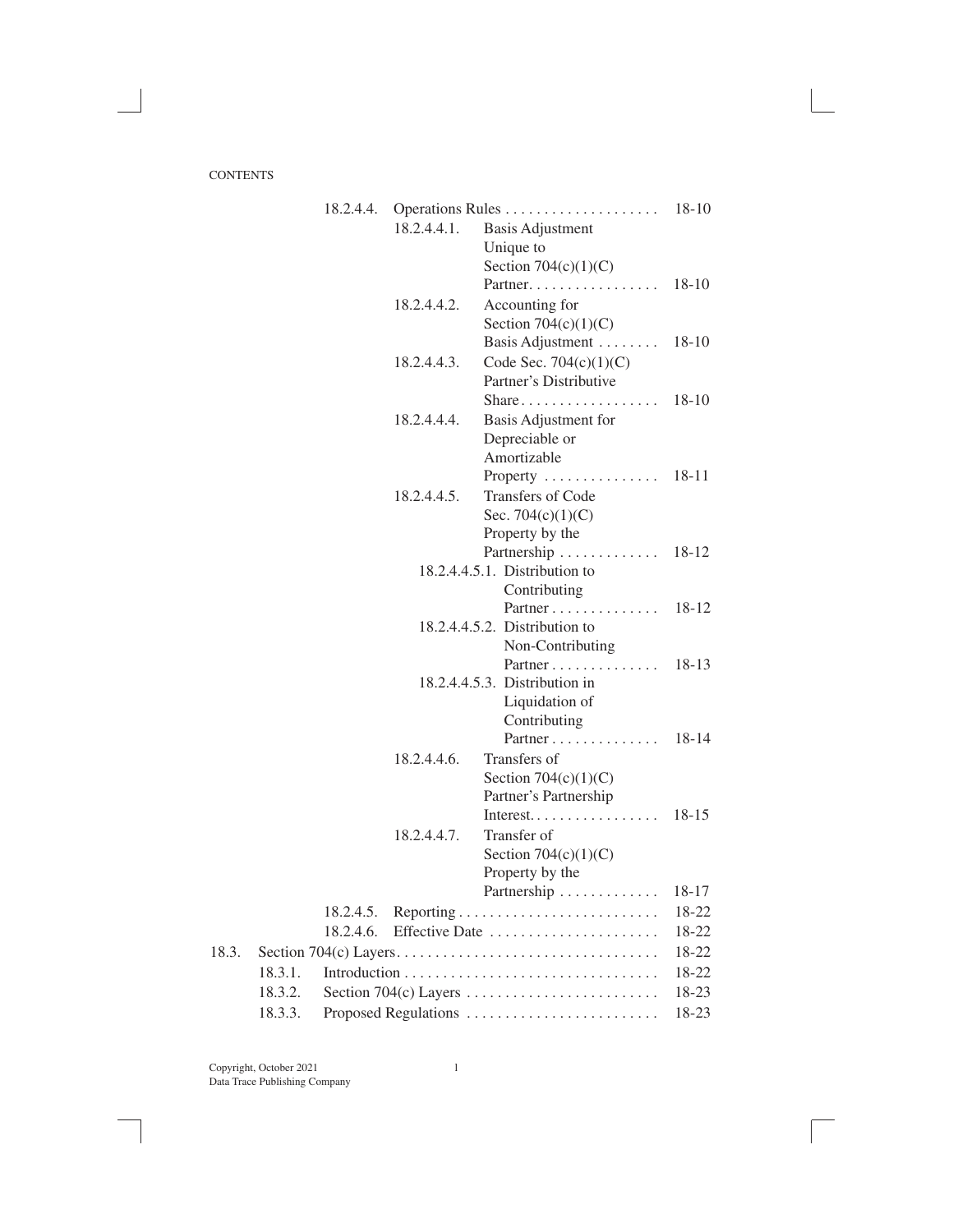CONTENTS

- 18.2.4.4. Operations Rules . . . . . . . . . . . . . . . . . . . . 18-10
  - 18.2.4.4.1. Basis Adjustment Unique to Section 704(c)(1)(C) Partner. . . . . . . . . . . . . . . . . 18-10
  - 18.2.4.4.2. Accounting for Section 704(c)(1)(C) Basis Adjustment . . . . . . . . 18-10
  - 18.2.4.4.3. Code Sec. 704(c)(1)(C) Partner's Distributive Share . . . . . . . . . . . . . . . . . . 18-10
  - 18.2.4.4.4. Basis Adjustment for Depreciable or Amortizable Property . . . . . . . . . . . . . . . 18-11
  - 18.2.4.4.5. Transfers of Code Sec. 704(c)(1)(C) Property by the Partnership . . . . . . . . . . . . . 18-12
    - 18.2.4.4.5.1. Distribution to Contributing Partner . . . . . . . . . . . . . . 18-12
    - 18.2.4.4.5.2. Distribution to Non-Contributing Partner . . . . . . . . . . . . . . 18-13
    - 18.2.4.4.5.3. Distribution in Liquidation of Contributing Partner . . . . . . . . . . . . . . 18-14
  - 18.2.4.4.6. Transfers of Section 704(c)(1)(C) Partner's Partnership Interest. . . . . . . . . . . . . . . . . 18-15
  - 18.2.4.4.7. Transfer of Section 704(c)(1)(C) Property by the Partnership . . . . . . . . . . . . . 18-17
- 18.2.4.5. Reporting . . . . . . . . . . . . . . . . . . . . . . . . . . 18-22
- 18.2.4.6. Effective Date . . . . . . . . . . . . . . . . . . . . . . 18-22

18.3. Section 704(c) Layers. . . . . . . . . . . . . . . . . . . . . . . . . . . . . . . . . . 18-22

- 18.3.1. Introduction . . . . . . . . . . . . . . . . . . . . . . . . . . . . . . . . . 18-22
- 18.3.2. Section 704(c) Layers . . . . . . . . . . . . . . . . . . . . . . . . . 18-23
- 18.3.3. Proposed Regulations . . . . . . . . . . . . . . . . . . . . . . . . . 18-23

Copyright, October 2021
Data Trace Publishing Company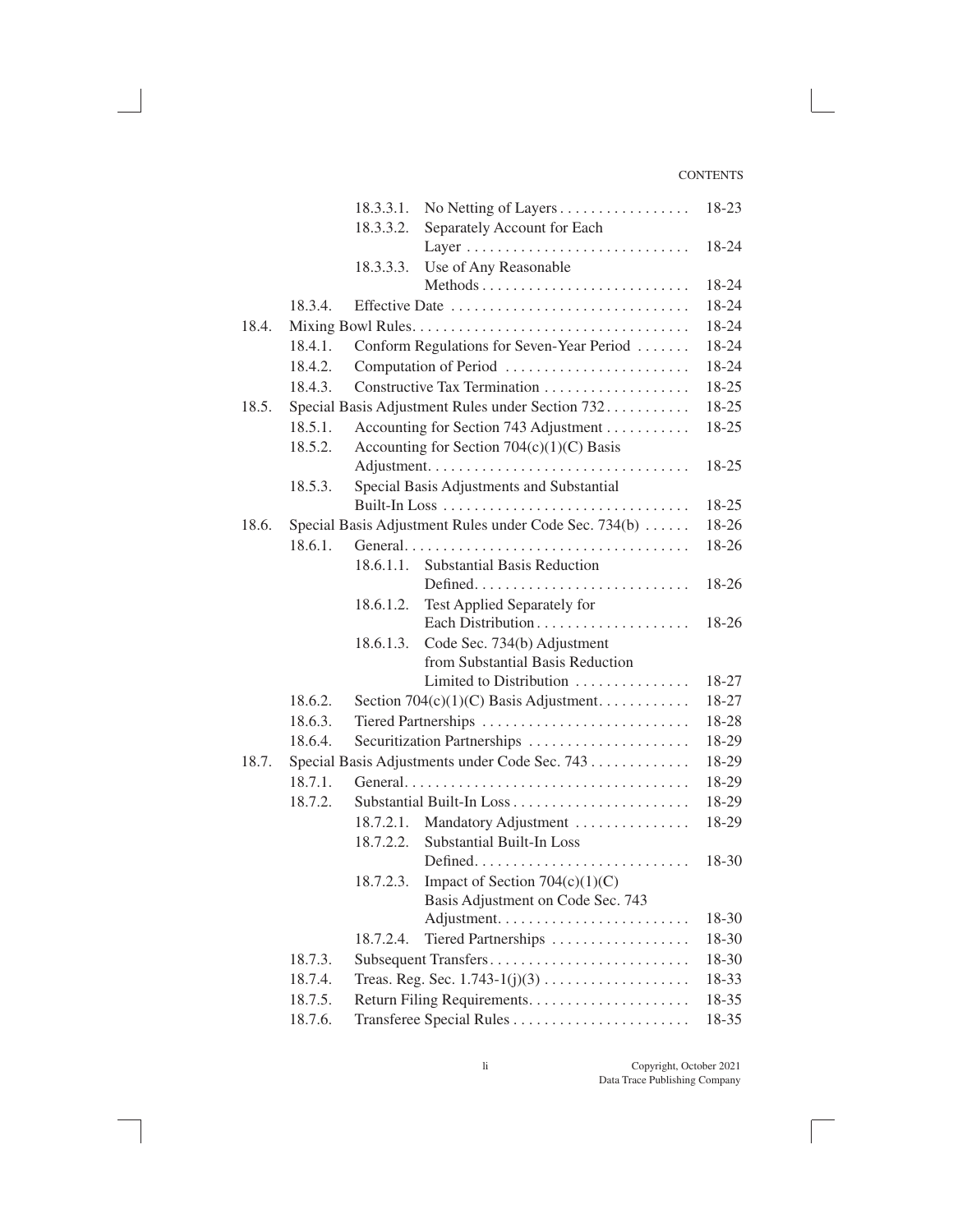| | | | | |
|---|---|---|---|---|
| | | 18.3.3.1. | No Netting of Layers | 18-23 |
| | | 18.3.3.2. | Separately Account for Each Layer | 18-24 |
| | | 18.3.3.3. | Use of Any Reasonable Methods | 18-24 |
| | 18.3.4. | Effective Date | | 18-24 |
| 18.4. | Mixing Bowl Rules | | | 18-24 |
| | 18.4.1. | Conform Regulations for Seven-Year Period | | 18-24 |
| | 18.4.2. | Computation of Period | | 18-24 |
| | 18.4.3. | Constructive Tax Termination | | 18-25 |
| 18.5. | Special Basis Adjustment Rules under Section 732 | | | 18-25 |
| | 18.5.1. | Accounting for Section 743 Adjustment | | 18-25 |
| | 18.5.2. | Accounting for Section 704(c)(1)(C) Basis Adjustment | | 18-25 |
| | 18.5.3. | Special Basis Adjustments and Substantial Built-In Loss | | 18-25 |
| 18.6. | Special Basis Adjustment Rules under Code Sec. 734(b) | | | 18-26 |
| | 18.6.1. | General | | 18-26 |
| | | 18.6.1.1. | Substantial Basis Reduction Defined | 18-26 |
| | | 18.6.1.2. | Test Applied Separately for Each Distribution | 18-26 |
| | | 18.6.1.3. | Code Sec. 734(b) Adjustment from Substantial Basis Reduction Limited to Distribution | 18-27 |
| | 18.6.2. | Section 704(c)(1)(C) Basis Adjustment | | 18-27 |
| | 18.6.3. | Tiered Partnerships | | 18-28 |
| | 18.6.4. | Securitization Partnerships | | 18-29 |
| 18.7. | Special Basis Adjustments under Code Sec. 743 | | | 18-29 |
| | 18.7.1. | General | | 18-29 |
| | 18.7.2. | Substantial Built-In Loss | | 18-29 |
| | | 18.7.2.1. | Mandatory Adjustment | 18-29 |
| | | 18.7.2.2. | Substantial Built-In Loss Defined | 18-30 |
| | | 18.7.2.3. | Impact of Section 704(c)(1)(C) Basis Adjustment on Code Sec. 743 Adjustment | 18-30 |
| | | 18.7.2.4. | Tiered Partnerships | 18-30 |
| | 18.7.3. | Subsequent Transfers | | 18-30 |
| | 18.7.4. | Treas. Reg. Sec. 1.743-1(j)(3) | | 18-33 |
| | 18.7.5. | Return Filing Requirements | | 18-35 |
| | 18.7.6. | Transferee Special Rules | | 18-35 |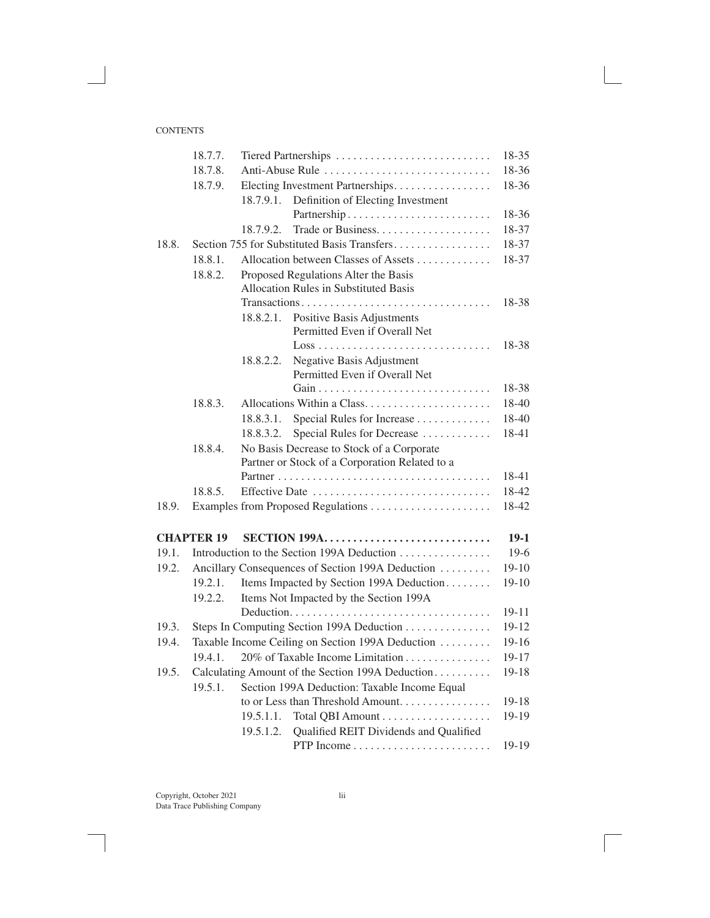| | | | | |
|---|---|---|---|---|
| | 18.7.7. | Tiered Partnerships | | 18-35 |
| | 18.7.8. | Anti-Abuse Rule | | 18-36 |
| | 18.7.9. | Electing Investment Partnerships | | 18-36 |
| | | 18.7.9.1. | Definition of Electing Investment Partnership | 18-36 |
| | | 18.7.9.2. | Trade or Business | 18-37 |
| 18.8. | Section 755 for Substituted Basis Transfers | | | 18-37 |
| | 18.8.1. | Allocation between Classes of Assets | | 18-37 |
| | 18.8.2. | Proposed Regulations Alter the Basis Allocation Rules in Substituted Basis Transactions | | 18-38 |
| | | 18.8.2.1. | Positive Basis Adjustments Permitted Even if Overall Net Loss | 18-38 |
| | | 18.8.2.2. | Negative Basis Adjustment Permitted Even if Overall Net Gain | 18-38 |
| | 18.8.3. | Allocations Within a Class | | 18-40 |
| | | 18.8.3.1. | Special Rules for Increase | 18-40 |
| | | 18.8.3.2. | Special Rules for Decrease | 18-41 |
| | 18.8.4. | No Basis Decrease to Stock of a Corporate Partner or Stock of a Corporation Related to a Partner | | 18-41 |
| | 18.8.5. | Effective Date | | 18-42 |
| 18.9. | Examples from Proposed Regulations | | | 18-42 |

| | | | | |
|---|---|---|---|---|
| **CHAPTER 19** | **SECTION 199A** | | | **19-1** |
| 19.1. | Introduction to the Section 199A Deduction | | | 19-6 |
| 19.2. | Ancillary Consequences of Section 199A Deduction | | | 19-10 |
| | 19.2.1. | Items Impacted by Section 199A Deduction | | 19-10 |
| | 19.2.2. | Items Not Impacted by the Section 199A Deduction | | 19-11 |
| 19.3. | Steps In Computing Section 199A Deduction | | | 19-12 |
| 19.4. | Taxable Income Ceiling on Section 199A Deduction | | | 19-16 |
| | 19.4.1. | 20% of Taxable Income Limitation | | 19-17 |
| 19.5. | Calculating Amount of the Section 199A Deduction | | | 19-18 |
| | 19.5.1. | Section 199A Deduction: Taxable Income Equal to or Less than Threshold Amount | | 19-18 |
| | | 19.5.1.1. | Total QBI Amount | 19-19 |
| | | 19.5.1.2. | Qualified REIT Dividends and Qualified PTP Income | 19-19 |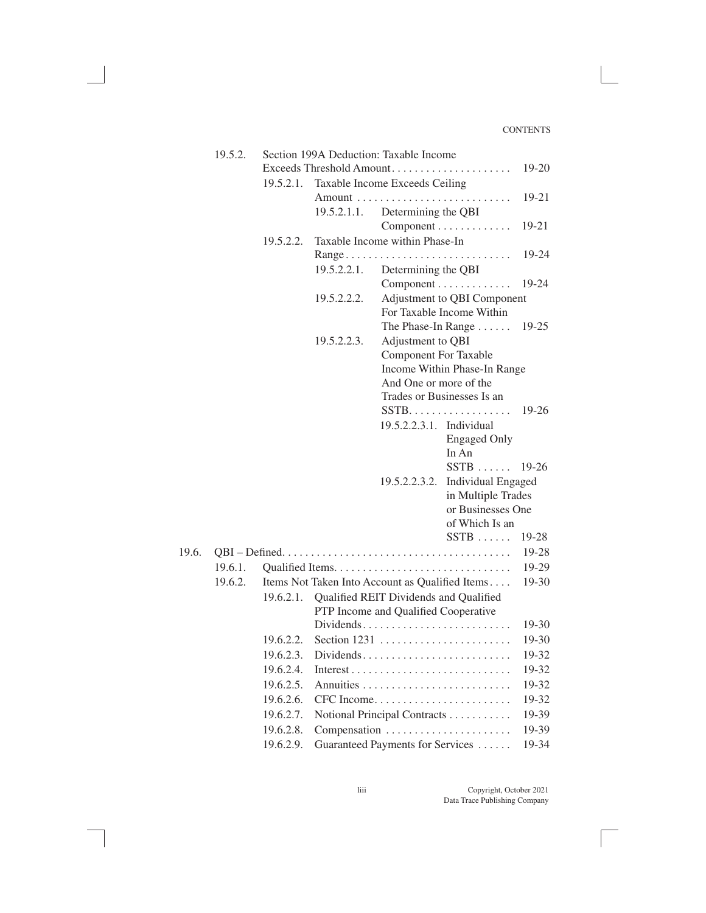| | | | | | |
|---|---|---|---|---|---|
| | 19.5.2. | Section 199A Deduction: Taxable Income Exceeds Threshold Amount | | | 19-20 |
| | | 19.5.2.1. | Taxable Income Exceeds Ceiling Amount | | 19-21 |
| | | | 19.5.2.1.1. | Determining the QBI Component | 19-21 |
| | | 19.5.2.2. | Taxable Income within Phase-In Range | | 19-24 |
| | | | 19.5.2.2.1. | Determining the QBI Component | 19-24 |
| | | | 19.5.2.2.2. | Adjustment to QBI Component For Taxable Income Within The Phase-In Range | 19-25 |
| | | | 19.5.2.2.3. | Adjustment to QBI Component For Taxable Income Within Phase-In Range And One or more of the Trades or Businesses Is an SSTB | 19-26 |
| | | | | 19.5.2.2.3.1. Individual Engaged Only In An SSTB | 19-26 |
| | | | | 19.5.2.2.3.2. Individual Engaged in Multiple Trades or Businesses One of Which Is an SSTB | 19-28 |
| 19.6. | QBI – Defined | | | | 19-28 |
| | 19.6.1. | Qualified Items | | | 19-29 |
| | 19.6.2. | Items Not Taken Into Account as Qualified Items | | | 19-30 |
| | | 19.6.2.1. | Qualified REIT Dividends and Qualified PTP Income and Qualified Cooperative Dividends | | 19-30 |
| | | 19.6.2.2. | Section 1231 | | 19-30 |
| | | 19.6.2.3. | Dividends | | 19-32 |
| | | 19.6.2.4. | Interest | | 19-32 |
| | | 19.6.2.5. | Annuities | | 19-32 |
| | | 19.6.2.6. | CFC Income | | 19-32 |
| | | 19.6.2.7. | Notional Principal Contracts | | 19-39 |
| | | 19.6.2.8. | Compensation | | 19-39 |
| | | 19.6.2.9. | Guaranteed Payments for Services | | 19-34 |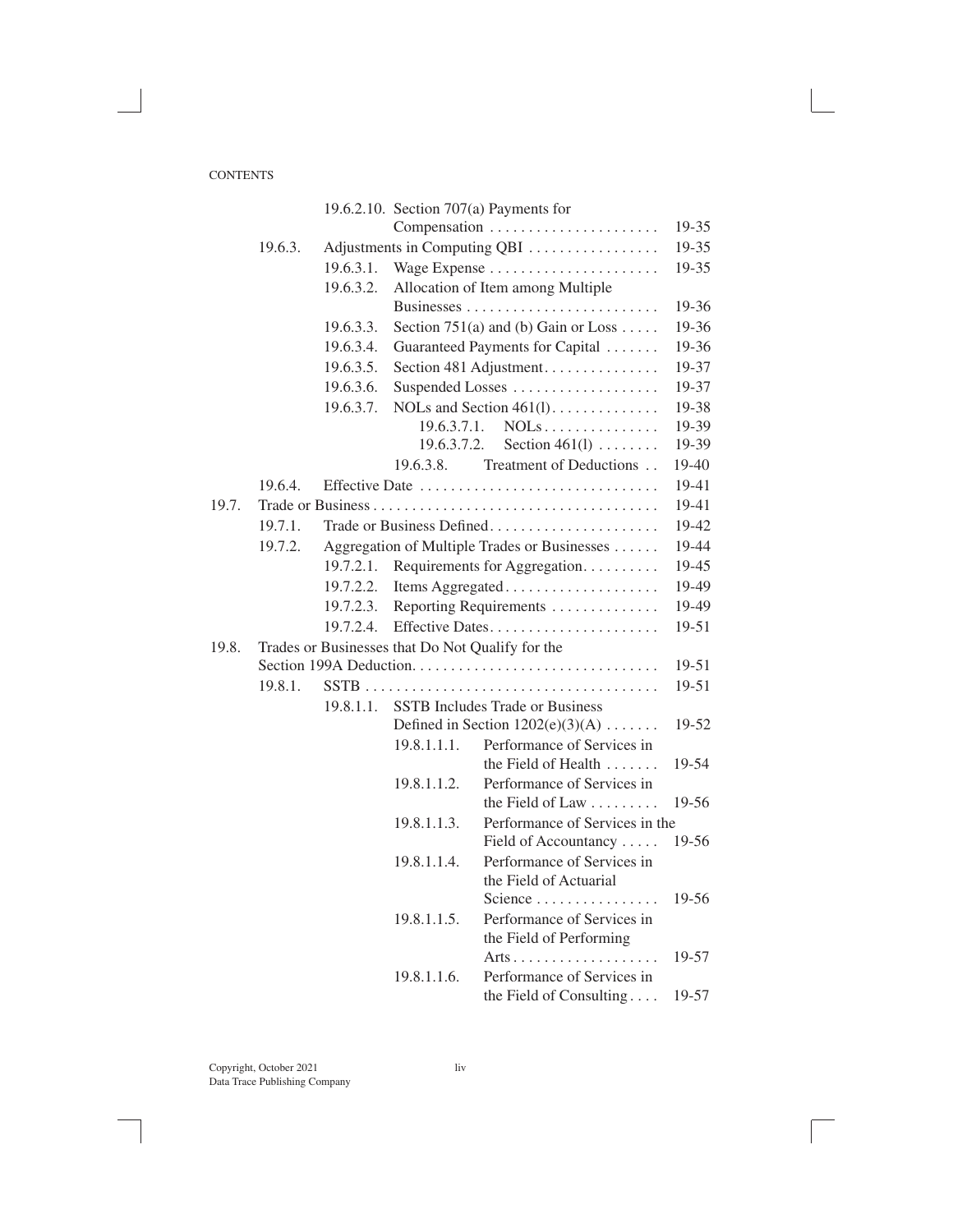CONTENTS

| | | | | |
|---|---|---|---|---|
| | | 19.6.2.10. | Section 707(a) Payments for Compensation | 19-35 |
| | 19.6.3. | | Adjustments in Computing QBI | 19-35 |
| | | 19.6.3.1. | Wage Expense | 19-35 |
| | | 19.6.3.2. | Allocation of Item among Multiple Businesses | 19-36 |
| | | 19.6.3.3. | Section 751(a) and (b) Gain or Loss | 19-36 |
| | | 19.6.3.4. | Guaranteed Payments for Capital | 19-36 |
| | | 19.6.3.5. | Section 481 Adjustment | 19-37 |
| | | 19.6.3.6. | Suspended Losses | 19-37 |
| | | 19.6.3.7. | NOLs and Section 461(l) | 19-38 |
| | | | 19.6.3.7.1. NOLs | 19-39 |
| | | | 19.6.3.7.2. Section 461(l) | 19-39 |
| | | | 19.6.3.8. Treatment of Deductions | 19-40 |
| | 19.6.4. | | Effective Date | 19-41 |
| 19.7. | | | Trade or Business | 19-41 |
| | 19.7.1. | | Trade or Business Defined | 19-42 |
| | 19.7.2. | | Aggregation of Multiple Trades or Businesses | 19-44 |
| | | 19.7.2.1. | Requirements for Aggregation | 19-45 |
| | | 19.7.2.2. | Items Aggregated | 19-49 |
| | | 19.7.2.3. | Reporting Requirements | 19-49 |
| | | 19.7.2.4. | Effective Dates | 19-51 |
| 19.8. | | | Trades or Businesses that Do Not Qualify for the Section 199A Deduction | 19-51 |
| | 19.8.1. | | SSTB | 19-51 |
| | | 19.8.1.1. | SSTB Includes Trade or Business Defined in Section 1202(e)(3)(A) | 19-52 |
| | | | 19.8.1.1.1. Performance of Services in the Field of Health | 19-54 |
| | | | 19.8.1.1.2. Performance of Services in the Field of Law | 19-56 |
| | | | 19.8.1.1.3. Performance of Services in the Field of Accountancy | 19-56 |
| | | | 19.8.1.1.4. Performance of Services in the Field of Actuarial Science | 19-56 |
| | | | 19.8.1.1.5. Performance of Services in the Field of Performing Arts | 19-57 |
| | | | 19.8.1.1.6. Performance of Services in the Field of Consulting | 19-57 |

Copyright, October 2021
Data Trace Publishing Company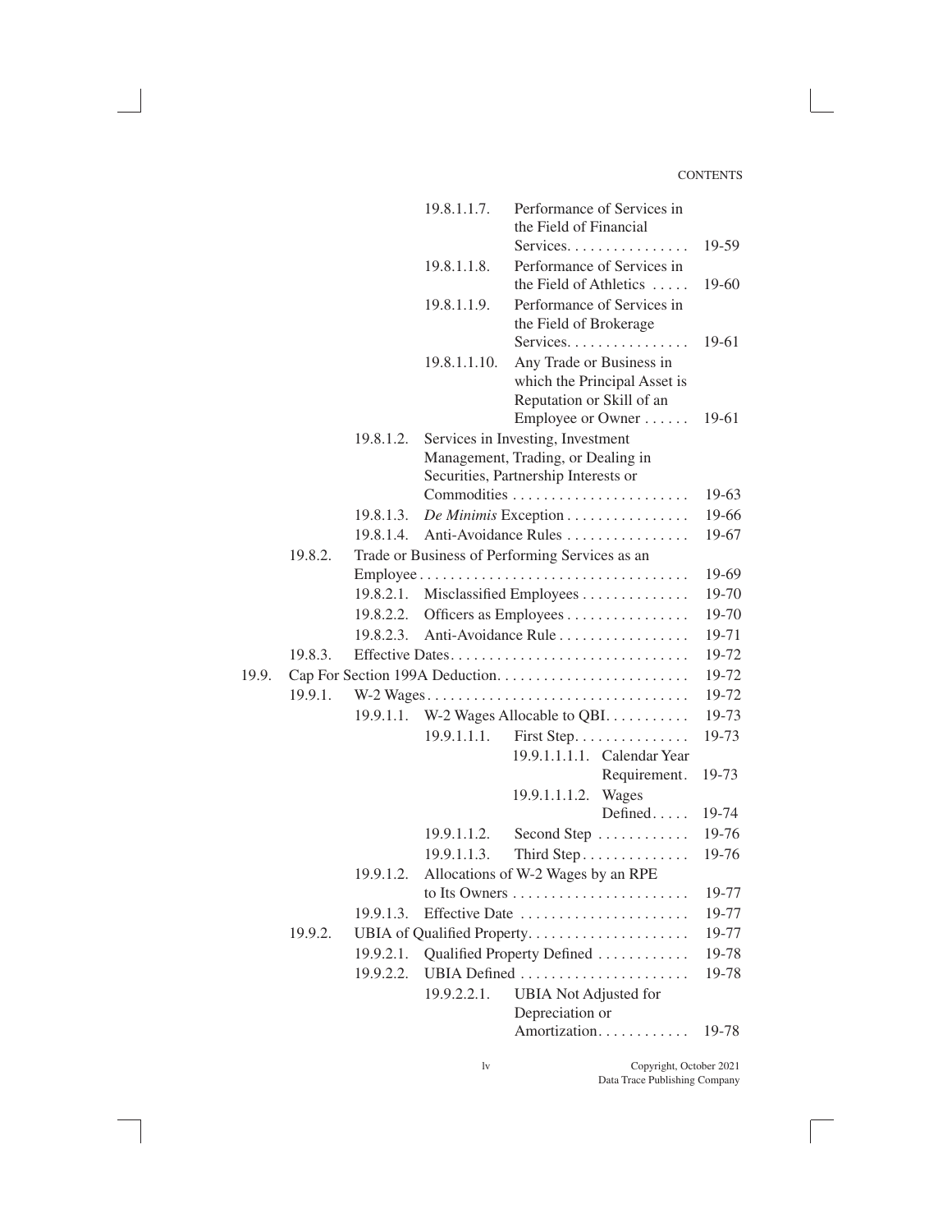| | | | | | |
|---|---|---|---|---|---|
| | | 19.8.1.1.7. | Performance of Services in the Field of Financial Services. | | 19-59 |
| | | 19.8.1.1.8. | Performance of Services in the Field of Athletics | | 19-60 |
| | | 19.8.1.1.9. | Performance of Services in the Field of Brokerage Services. | | 19-61 |
| | | 19.8.1.1.10. | Any Trade or Business in which the Principal Asset is Reputation or Skill of an Employee or Owner | | 19-61 |
| | 19.8.1.2. | Services in Investing, Investment Management, Trading, or Dealing in Securities, Partnership Interests or Commodities | | | 19-63 |
| | 19.8.1.3. | *De Minimis* Exception | | | 19-66 |
| | 19.8.1.4. | Anti-Avoidance Rules | | | 19-67 |
| 19.8.2. | Trade or Business of Performing Services as an Employee | | | | 19-69 |
| | 19.8.2.1. | Misclassified Employees | | | 19-70 |
| | 19.8.2.2. | Officers as Employees | | | 19-70 |
| | 19.8.2.3. | Anti-Avoidance Rule | | | 19-71 |
| 19.8.3. | Effective Dates | | | | 19-72 |
| 19.9. | Cap For Section 199A Deduction | | | | 19-72 |
| 19.9.1. | W-2 Wages | | | | 19-72 |
| | 19.9.1.1. | W-2 Wages Allocable to QBI | | | 19-73 |
| | | 19.9.1.1.1. | First Step | | 19-73 |
| | | | 19.9.1.1.1.1. | Calendar Year Requirement | 19-73 |
| | | | 19.9.1.1.1.2. | Wages Defined | 19-74 |
| | | 19.9.1.1.2. | Second Step | | 19-76 |
| | | 19.9.1.1.3. | Third Step | | 19-76 |
| | 19.9.1.2. | Allocations of W-2 Wages by an RPE to Its Owners | | | 19-77 |
| | 19.9.1.3. | Effective Date | | | 19-77 |
| 19.9.2. | UBIA of Qualified Property | | | | 19-77 |
| | 19.9.2.1. | Qualified Property Defined | | | 19-78 |
| | 19.9.2.2. | UBIA Defined | | | 19-78 |
| | | 19.9.2.2.1. | UBIA Not Adjusted for Depreciation or Amortization | | 19-78 |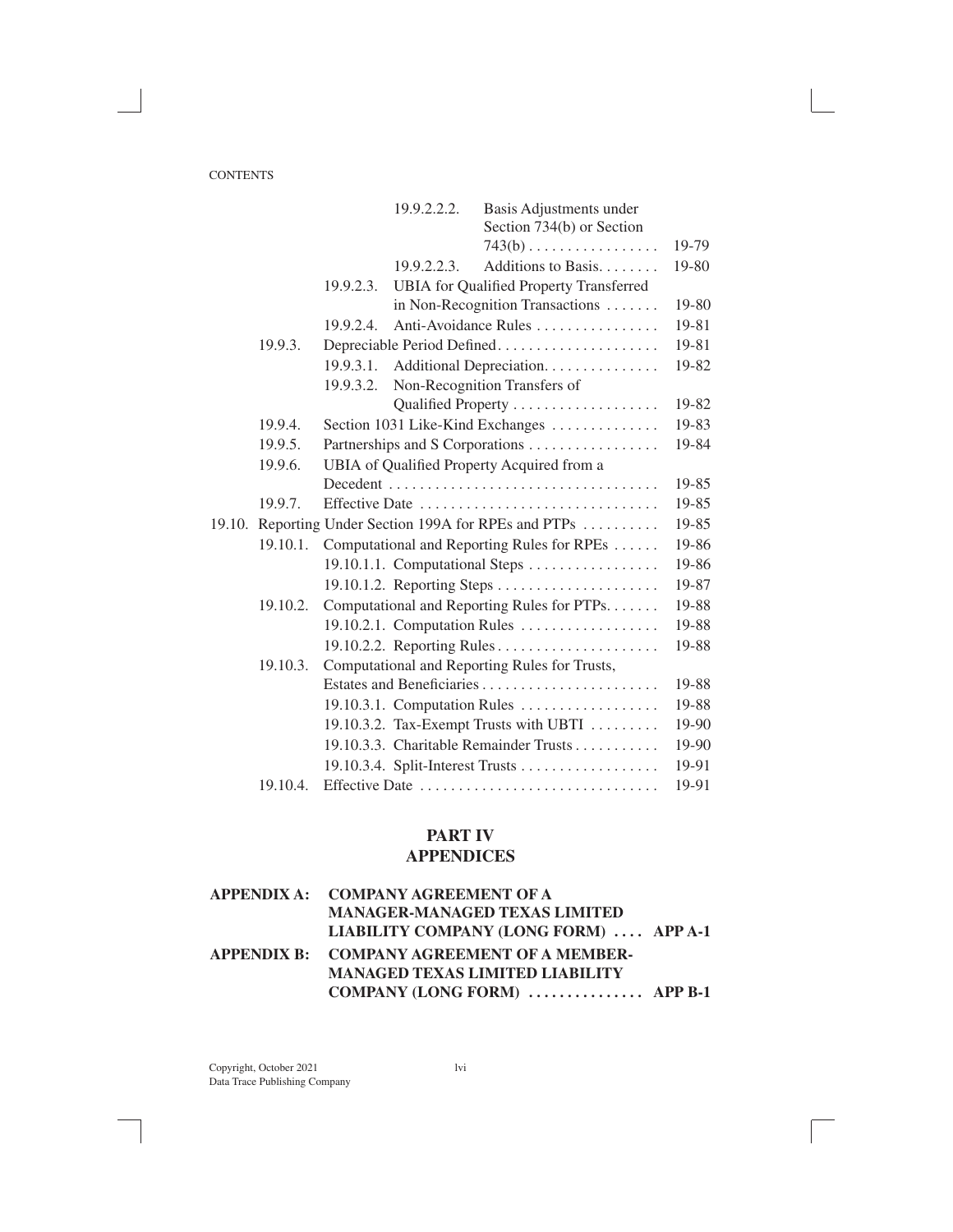| | | | |
|---|---|---|---|
| | | 19.9.2.2.2. Basis Adjustments under Section 734(b) or Section 743(b) | 19-79 |
| | | 19.9.2.2.3. Additions to Basis | 19-80 |
| | 19.9.2.3. | UBIA for Qualified Property Transferred in Non-Recognition Transactions | 19-80 |
| | 19.9.2.4. | Anti-Avoidance Rules | 19-81 |
| 19.9.3. | Depreciable Period Defined | | 19-81 |
| | 19.9.3.1. | Additional Depreciation | 19-82 |
| | 19.9.3.2. | Non-Recognition Transfers of Qualified Property | 19-82 |
| 19.9.4. | Section 1031 Like-Kind Exchanges | | 19-83 |
| 19.9.5. | Partnerships and S Corporations | | 19-84 |
| 19.9.6. | UBIA of Qualified Property Acquired from a Decedent | | 19-85 |
| 19.9.7. | Effective Date | | 19-85 |
| 19.10. | Reporting Under Section 199A for RPEs and PTPs | | 19-85 |
| 19.10.1. | Computational and Reporting Rules for RPEs | | 19-86 |
| | 19.10.1.1. | Computational Steps | 19-86 |
| | 19.10.1.2. | Reporting Steps | 19-87 |
| 19.10.2. | Computational and Reporting Rules for PTPs | | 19-88 |
| | 19.10.2.1. | Computation Rules | 19-88 |
| | 19.10.2.2. | Reporting Rules | 19-88 |
| 19.10.3. | Computational and Reporting Rules for Trusts, Estates and Beneficiaries | | 19-88 |
| | 19.10.3.1. | Computation Rules | 19-88 |
| | 19.10.3.2. | Tax-Exempt Trusts with UBTI | 19-90 |
| | 19.10.3.3. | Charitable Remainder Trusts | 19-90 |
| | 19.10.3.4. | Split-Interest Trusts | 19-91 |
| 19.10.4. | Effective Date | | 19-91 |

# PART IV
# APPENDICES

| | | |
|---|---|---|
| **APPENDIX A:** | **COMPANY AGREEMENT OF A MANAGER-MANAGED TEXAS LIMITED LIABILITY COMPANY (LONG FORM)** | **APP A-1** |
| **APPENDIX B:** | **COMPANY AGREEMENT OF A MEMBER-MANAGED TEXAS LIMITED LIABILITY COMPANY (LONG FORM)** | **APP B-1** |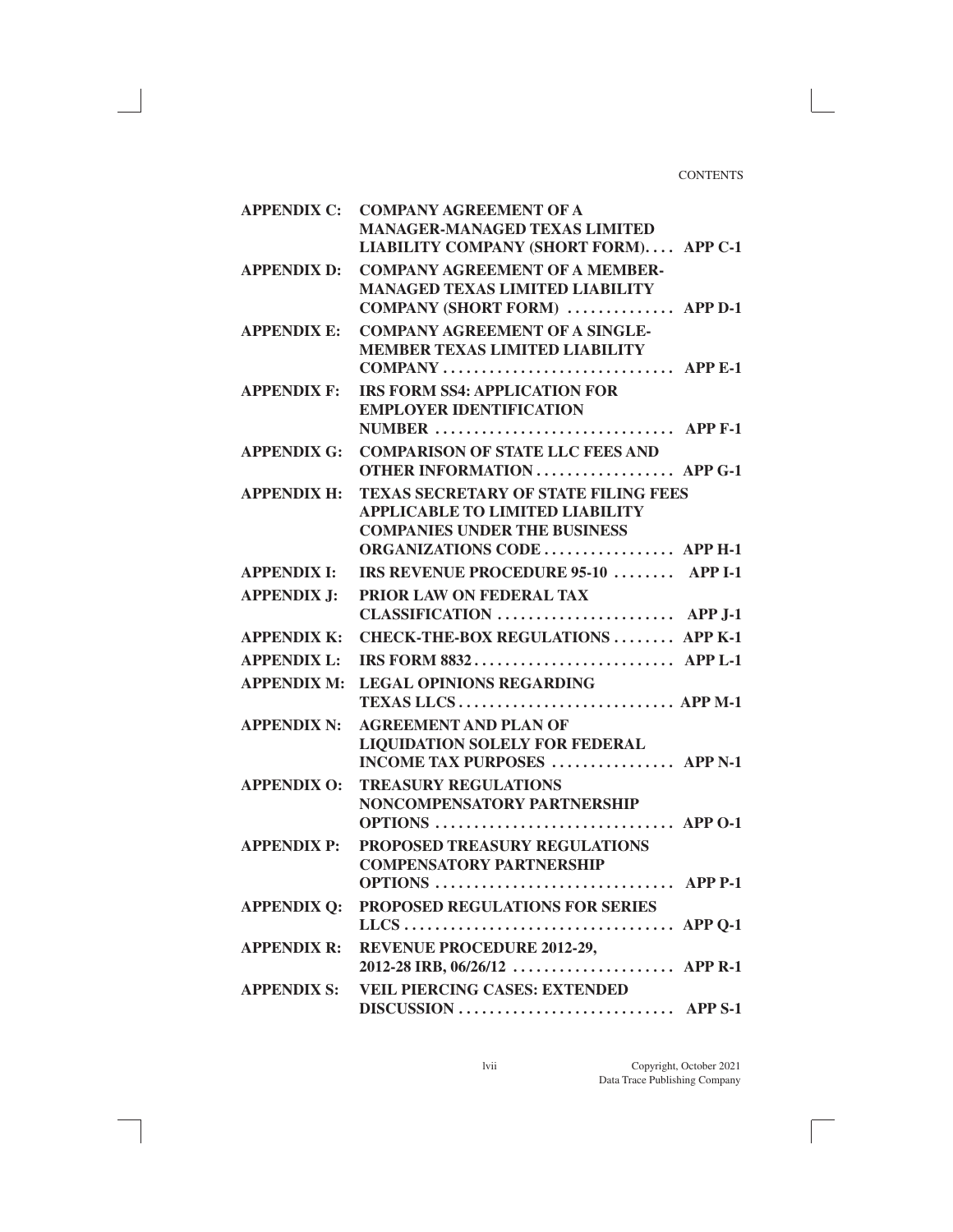| | | |
|---|---|---|
| **APPENDIX C:** | **COMPANY AGREEMENT OF A MANAGER-MANAGED TEXAS LIMITED LIABILITY COMPANY (SHORT FORM)** | **APP C-1** |
| **APPENDIX D:** | **COMPANY AGREEMENT OF A MEMBER-MANAGED TEXAS LIMITED LIABILITY COMPANY (SHORT FORM)** | **APP D-1** |
| **APPENDIX E:** | **COMPANY AGREEMENT OF A SINGLE-MEMBER TEXAS LIMITED LIABILITY COMPANY** | **APP E-1** |
| **APPENDIX F:** | **IRS FORM SS4: APPLICATION FOR EMPLOYER IDENTIFICATION NUMBER** | **APP F-1** |
| **APPENDIX G:** | **COMPARISON OF STATE LLC FEES AND OTHER INFORMATION** | **APP G-1** |
| **APPENDIX H:** | **TEXAS SECRETARY OF STATE FILING FEES APPLICABLE TO LIMITED LIABILITY COMPANIES UNDER THE BUSINESS ORGANIZATIONS CODE** | **APP H-1** |
| **APPENDIX I:** | **IRS REVENUE PROCEDURE 95-10** | **APP I-1** |
| **APPENDIX J:** | **PRIOR LAW ON FEDERAL TAX CLASSIFICATION** | **APP J-1** |
| **APPENDIX K:** | **CHECK-THE-BOX REGULATIONS** | **APP K-1** |
| **APPENDIX L:** | **IRS FORM 8832** | **APP L-1** |
| **APPENDIX M:** | **LEGAL OPINIONS REGARDING TEXAS LLCS** | **APP M-1** |
| **APPENDIX N:** | **AGREEMENT AND PLAN OF LIQUIDATION SOLELY FOR FEDERAL INCOME TAX PURPOSES** | **APP N-1** |
| **APPENDIX O:** | **TREASURY REGULATIONS NONCOMPENSATORY PARTNERSHIP OPTIONS** | **APP O-1** |
| **APPENDIX P:** | **PROPOSED TREASURY REGULATIONS COMPENSATORY PARTNERSHIP OPTIONS** | **APP P-1** |
| **APPENDIX Q:** | **PROPOSED REGULATIONS FOR SERIES LLCS** | **APP Q-1** |
| **APPENDIX R:** | **REVENUE PROCEDURE 2012-29, 2012-28 IRB, 06/26/12** | **APP R-1** |
| **APPENDIX S:** | **VEIL PIERCING CASES: EXTENDED DISCUSSION** | **APP S-1** |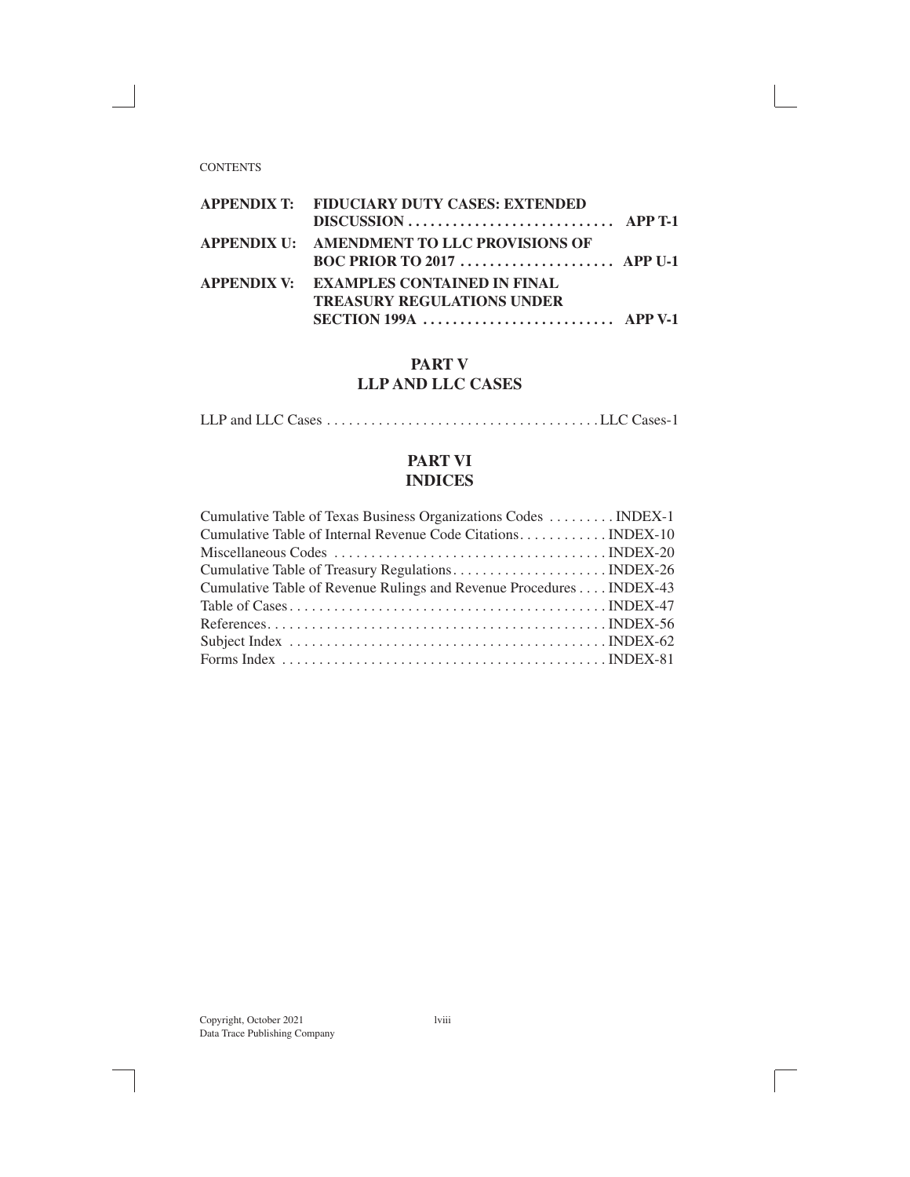| | | |
|---|---|---|
| **APPENDIX T:** | **FIDUCIARY DUTY CASES: EXTENDED DISCUSSION** | **APP T-1** |
| **APPENDIX U:** | **AMENDMENT TO LLC PROVISIONS OF BOC PRIOR TO 2017** | **APP U-1** |
| **APPENDIX V:** | **EXAMPLES CONTAINED IN FINAL TREASURY REGULATIONS UNDER SECTION 199A** | **APP V-1** |

## PART V
## LLP AND LLC CASES

| | |
|---|---|
| LLP and LLC Cases | LLC Cases-1 |

## PART VI
## INDICES

| | |
|---|---|
| Cumulative Table of Texas Business Organizations Codes | INDEX-1 |
| Cumulative Table of Internal Revenue Code Citations | INDEX-10 |
| Miscellaneous Codes | INDEX-20 |
| Cumulative Table of Treasury Regulations | INDEX-26 |
| Cumulative Table of Revenue Rulings and Revenue Procedures | INDEX-43 |
| Table of Cases | INDEX-47 |
| References | INDEX-56 |
| Subject Index | INDEX-62 |
| Forms Index | INDEX-81 |